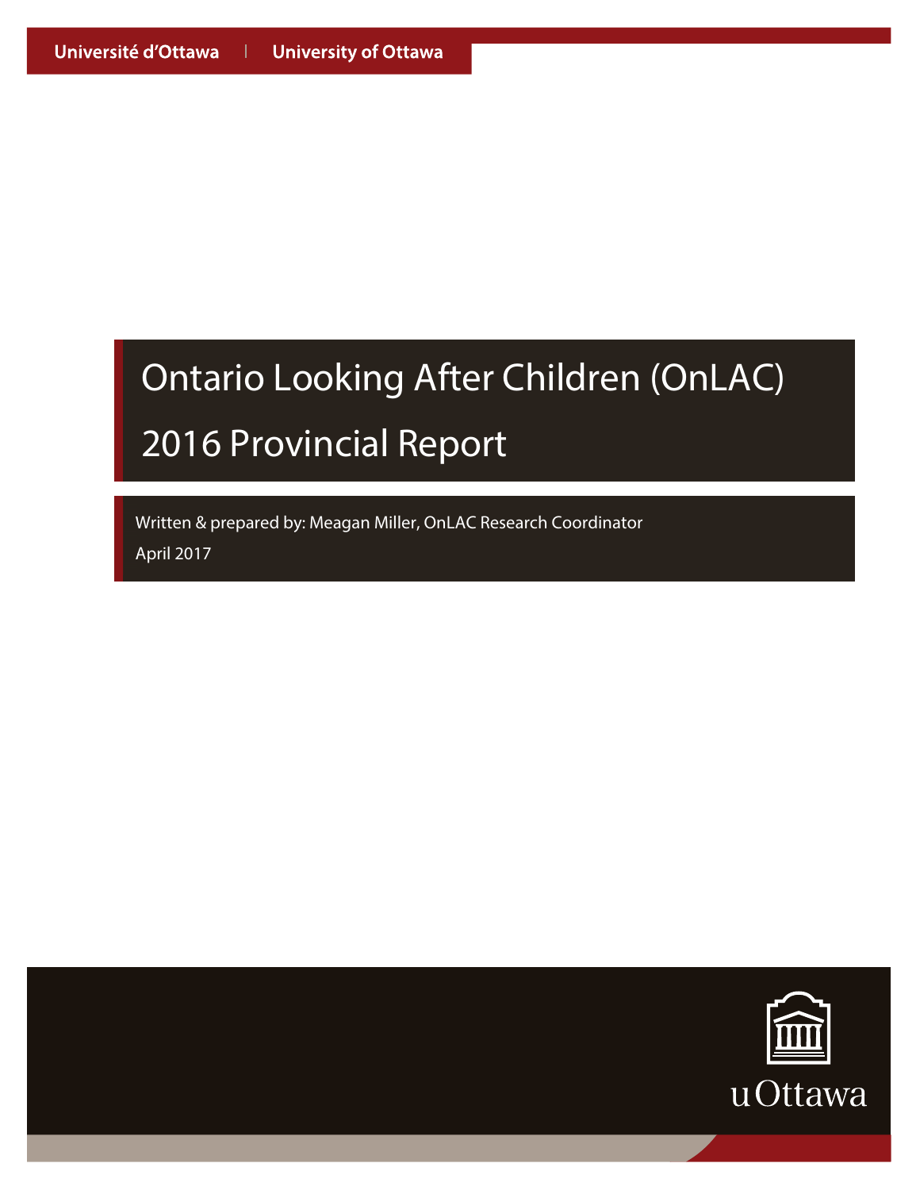Université d'Ottawa | University of Ottawa

# Ontario Looking After Children (OnLAC)

# 2016 Provincial Report

Written & prepared by: Meagan Miller, OnLAC Research Coordinator

April 2017

uOttawa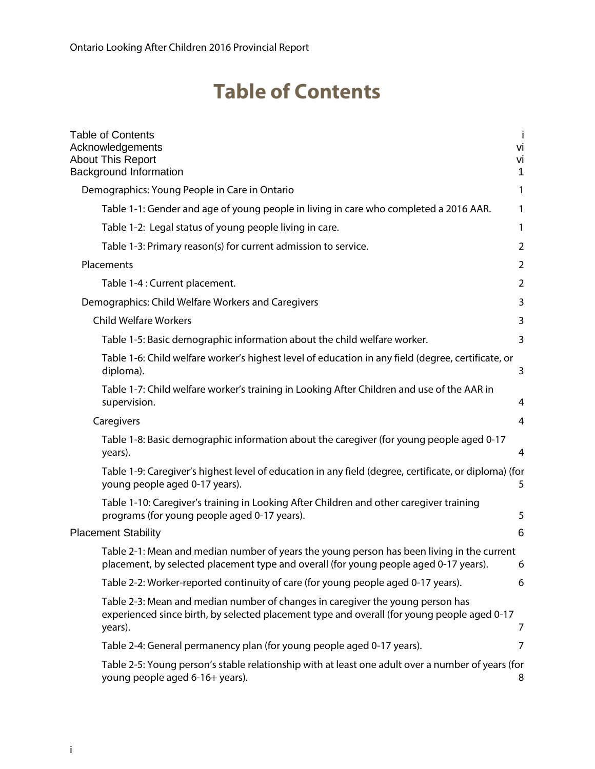# Table of Contents

Table of Contents i
Acknowledgements vi
About This Report vi
Background Information 1

- Demographics: Young People in Care in Ontario 1
  - Table 1-1: Gender and age of young people in living in care who completed a 2016 AAR. 1
  - Table 1-2: Legal status of young people living in care. 1
  - Table 1-3: Primary reason(s) for current admission to service. 2
- Placements 2
  - Table 1-4 : Current placement. 2
- Demographics: Child Welfare Workers and Caregivers 3
  - Child Welfare Workers 3
    - Table 1-5: Basic demographic information about the child welfare worker. 3
    - Table 1-6: Child welfare worker's highest level of education in any field (degree, certificate, or diploma). 3
    - Table 1-7: Child welfare worker's training in Looking After Children and use of the AAR in supervision. 4
  - Caregivers 4
    - Table 1-8: Basic demographic information about the caregiver (for young people aged 0-17 years). 4
    - Table 1-9: Caregiver's highest level of education in any field (degree, certificate, or diploma) (for young people aged 0-17 years). 5
    - Table 1-10: Caregiver's training in Looking After Children and other caregiver training programs (for young people aged 0-17 years). 5

Placement Stability 6

- Table 2-1: Mean and median number of years the young person has been living in the current placement, by selected placement type and overall (for young people aged 0-17 years). 6
- Table 2-2: Worker-reported continuity of care (for young people aged 0-17 years). 6
- Table 2-3: Mean and median number of changes in caregiver the young person has experienced since birth, by selected placement type and overall (for young people aged 0-17 years). 7
- Table 2-4: General permanency plan (for young people aged 0-17 years). 7
- Table 2-5: Young person's stable relationship with at least one adult over a number of years (for young people aged 6-16+ years). 8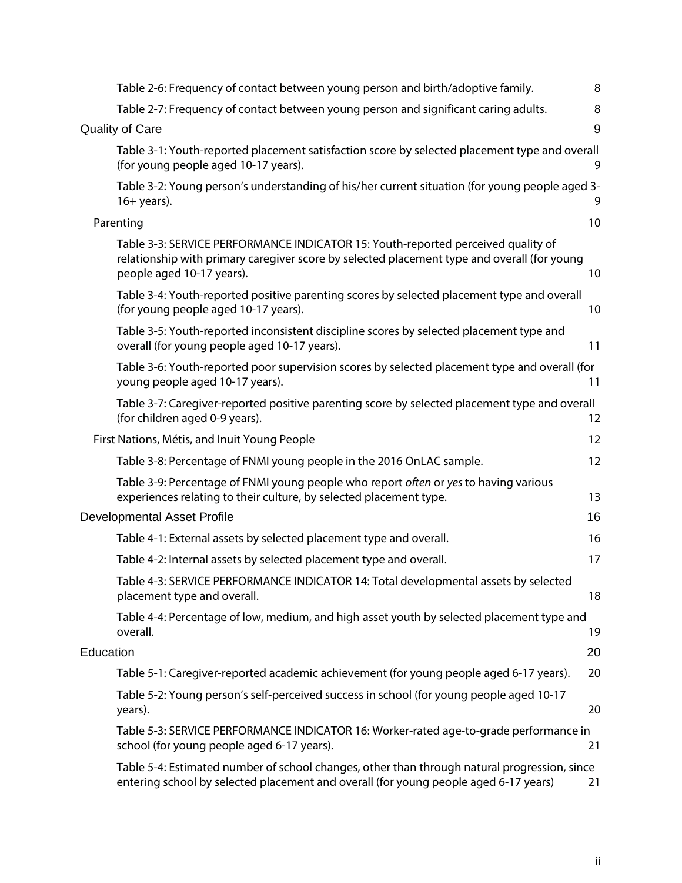Table 2-6: Frequency of contact between young person and birth/adoptive family. 8

Table 2-7: Frequency of contact between young person and significant caring adults. 8

Quality of Care 9

Table 3-1: Youth-reported placement satisfaction score by selected placement type and overall (for young people aged 10-17 years). 9

Table 3-2: Young person's understanding of his/her current situation (for young people aged 3-16+ years). 9

Parenting 10

Table 3-3: SERVICE PERFORMANCE INDICATOR 15: Youth-reported perceived quality of relationship with primary caregiver score by selected placement type and overall (for young people aged 10-17 years). 10

Table 3-4: Youth-reported positive parenting scores by selected placement type and overall (for young people aged 10-17 years). 10

Table 3-5: Youth-reported inconsistent discipline scores by selected placement type and overall (for young people aged 10-17 years). 11

Table 3-6: Youth-reported poor supervision scores by selected placement type and overall (for young people aged 10-17 years). 11

Table 3-7: Caregiver-reported positive parenting score by selected placement type and overall (for children aged 0-9 years). 12

First Nations, Métis, and Inuit Young People 12

Table 3-8: Percentage of FNMI young people in the 2016 OnLAC sample. 12

Table 3-9: Percentage of FNMI young people who report *often* or *yes* to having various experiences relating to their culture, by selected placement type. 13

Developmental Asset Profile 16

Table 4-1: External assets by selected placement type and overall. 16

Table 4-2: Internal assets by selected placement type and overall. 17

Table 4-3: SERVICE PERFORMANCE INDICATOR 14: Total developmental assets by selected placement type and overall. 18

Table 4-4: Percentage of low, medium, and high asset youth by selected placement type and overall. 19

Education 20

Table 5-1: Caregiver-reported academic achievement (for young people aged 6-17 years). 20

Table 5-2: Young person's self-perceived success in school (for young people aged 10-17 years). 20

Table 5-3: SERVICE PERFORMANCE INDICATOR 16: Worker-rated age-to-grade performance in school (for young people aged 6-17 years). 21

Table 5-4: Estimated number of school changes, other than through natural progression, since entering school by selected placement and overall (for young people aged 6-17 years) 21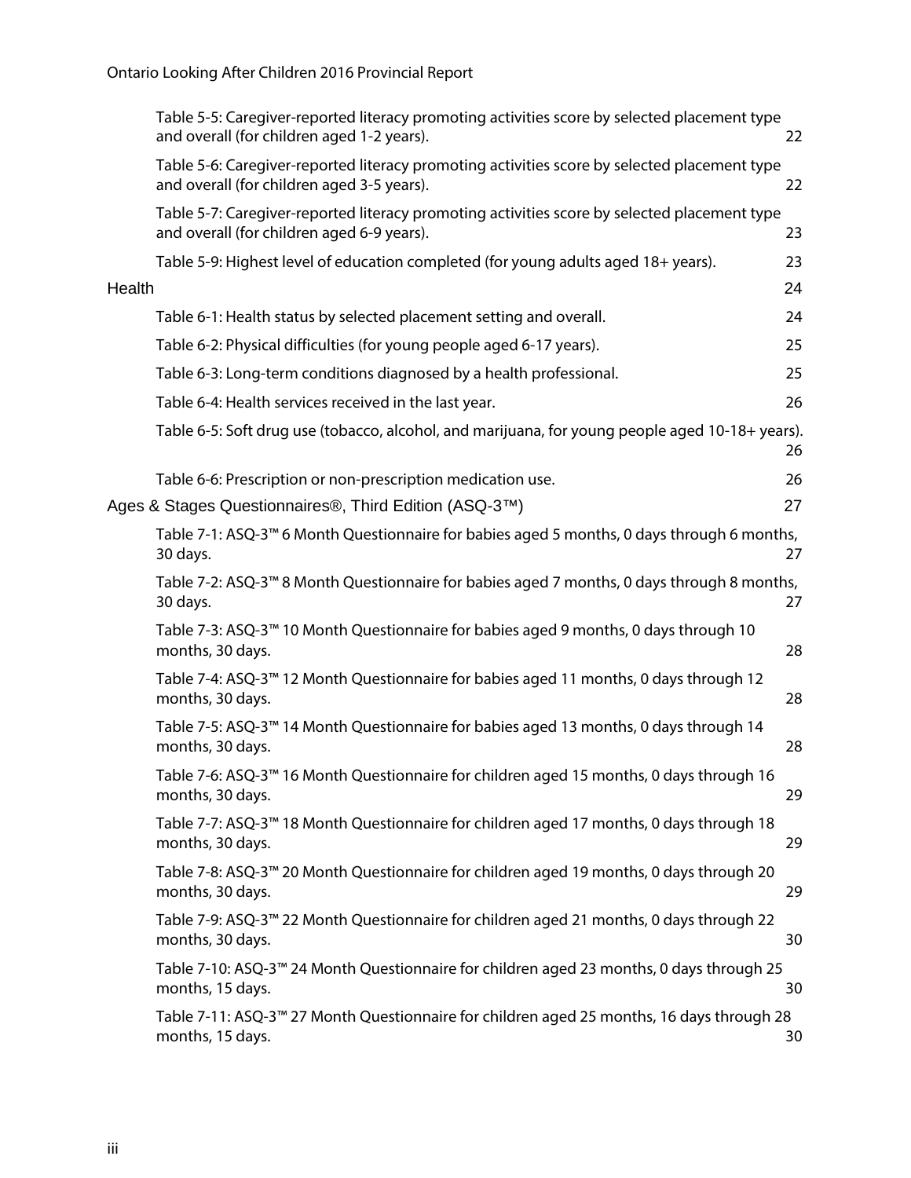Table 5-5: Caregiver-reported literacy promoting activities score by selected placement type and overall (for children aged 1-2 years). 22

Table 5-6: Caregiver-reported literacy promoting activities score by selected placement type and overall (for children aged 3-5 years). 22

Table 5-7: Caregiver-reported literacy promoting activities score by selected placement type and overall (for children aged 6-9 years). 23

Table 5-9: Highest level of education completed (for young adults aged 18+ years). 23

Health 24

Table 6-1: Health status by selected placement setting and overall. 24

Table 6-2: Physical difficulties (for young people aged 6-17 years). 25

Table 6-3: Long-term conditions diagnosed by a health professional. 25

Table 6-4: Health services received in the last year. 26

Table 6-5: Soft drug use (tobacco, alcohol, and marijuana, for young people aged 10-18+ years). 26

Table 6-6: Prescription or non-prescription medication use. 26

Ages & Stages Questionnaires®, Third Edition (ASQ-3™) 27

Table 7-1: ASQ-3™ 6 Month Questionnaire for babies aged 5 months, 0 days through 6 months, 30 days. 27

Table 7-2: ASQ-3™ 8 Month Questionnaire for babies aged 7 months, 0 days through 8 months, 30 days. 27

Table 7-3: ASQ-3™ 10 Month Questionnaire for babies aged 9 months, 0 days through 10 months, 30 days. 28

Table 7-4: ASQ-3™ 12 Month Questionnaire for babies aged 11 months, 0 days through 12 months, 30 days. 28

Table 7-5: ASQ-3™ 14 Month Questionnaire for babies aged 13 months, 0 days through 14 months, 30 days. 28

Table 7-6: ASQ-3™ 16 Month Questionnaire for children aged 15 months, 0 days through 16 months, 30 days. 29

Table 7-7: ASQ-3™ 18 Month Questionnaire for children aged 17 months, 0 days through 18 months, 30 days. 29

Table 7-8: ASQ-3™ 20 Month Questionnaire for children aged 19 months, 0 days through 20 months, 30 days. 29

Table 7-9: ASQ-3™ 22 Month Questionnaire for children aged 21 months, 0 days through 22 months, 30 days. 30

Table 7-10: ASQ-3™ 24 Month Questionnaire for children aged 23 months, 0 days through 25 months, 15 days. 30

Table 7-11: ASQ-3™ 27 Month Questionnaire for children aged 25 months, 16 days through 28 months, 15 days. 30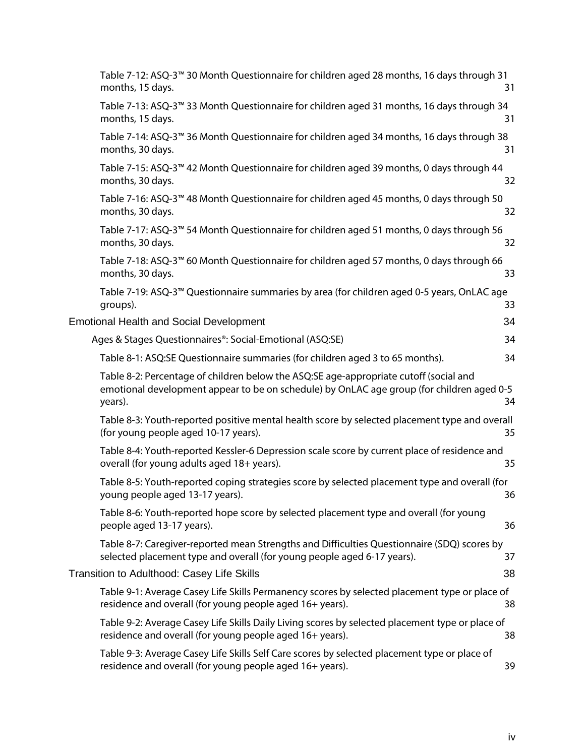Table 7-12: ASQ-3™ 30 Month Questionnaire for children aged 28 months, 16 days through 31 months, 15 days. 31

Table 7-13: ASQ-3™ 33 Month Questionnaire for children aged 31 months, 16 days through 34 months, 15 days. 31

Table 7-14: ASQ-3™ 36 Month Questionnaire for children aged 34 months, 16 days through 38 months, 30 days. 31

Table 7-15: ASQ-3™ 42 Month Questionnaire for children aged 39 months, 0 days through 44 months, 30 days. 32

Table 7-16: ASQ-3™ 48 Month Questionnaire for children aged 45 months, 0 days through 50 months, 30 days. 32

Table 7-17: ASQ-3™ 54 Month Questionnaire for children aged 51 months, 0 days through 56 months, 30 days. 32

Table 7-18: ASQ-3™ 60 Month Questionnaire for children aged 57 months, 0 days through 66 months, 30 days. 33

Table 7-19: ASQ-3™ Questionnaire summaries by area (for children aged 0-5 years, OnLAC age groups). 33

Emotional Health and Social Development 34

Ages & Stages Questionnaires®: Social-Emotional (ASQ:SE) 34

Table 8-1: ASQ:SE Questionnaire summaries (for children aged 3 to 65 months). 34

Table 8-2: Percentage of children below the ASQ:SE age-appropriate cutoff (social and emotional development appear to be on schedule) by OnLAC age group (for children aged 0-5 years). 34

Table 8-3: Youth-reported positive mental health score by selected placement type and overall (for young people aged 10-17 years). 35

Table 8-4: Youth-reported Kessler-6 Depression scale score by current place of residence and overall (for young adults aged 18+ years). 35

Table 8-5: Youth-reported coping strategies score by selected placement type and overall (for young people aged 13-17 years). 36

Table 8-6: Youth-reported hope score by selected placement type and overall (for young people aged 13-17 years). 36

Table 8-7: Caregiver-reported mean Strengths and Difficulties Questionnaire (SDQ) scores by selected placement type and overall (for young people aged 6-17 years). 37

Transition to Adulthood: Casey Life Skills 38

Table 9-1: Average Casey Life Skills Permanency scores by selected placement type or place of residence and overall (for young people aged 16+ years). 38

Table 9-2: Average Casey Life Skills Daily Living scores by selected placement type or place of residence and overall (for young people aged 16+ years). 38

Table 9-3: Average Casey Life Skills Self Care scores by selected placement type or place of residence and overall (for young people aged 16+ years). 39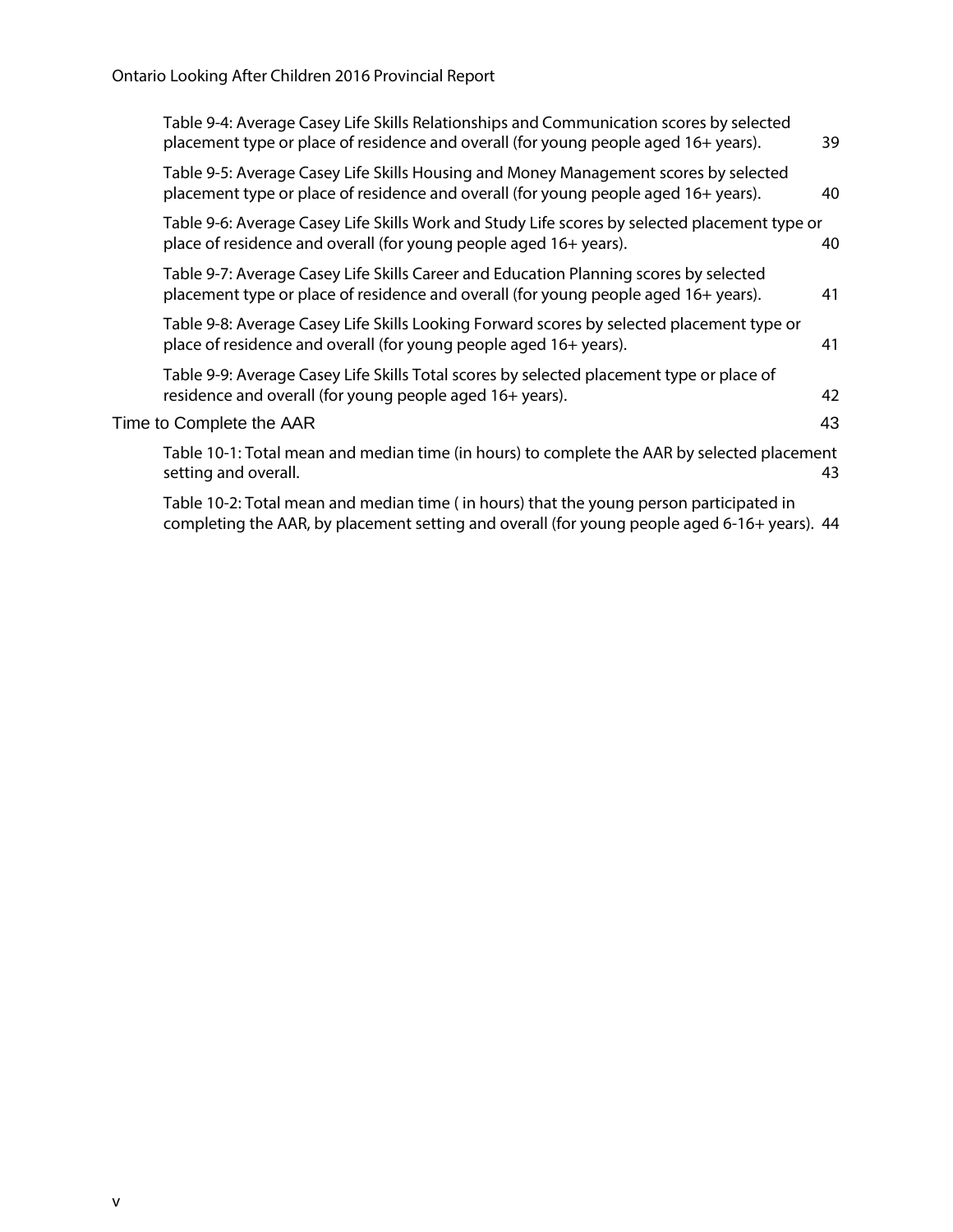Table 9-4: Average Casey Life Skills Relationships and Communication scores by selected placement type or place of residence and overall (for young people aged 16+ years). 39

Table 9-5: Average Casey Life Skills Housing and Money Management scores by selected placement type or place of residence and overall (for young people aged 16+ years). 40

Table 9-6: Average Casey Life Skills Work and Study Life scores by selected placement type or place of residence and overall (for young people aged 16+ years). 40

Table 9-7: Average Casey Life Skills Career and Education Planning scores by selected placement type or place of residence and overall (for young people aged 16+ years). 41

Table 9-8: Average Casey Life Skills Looking Forward scores by selected placement type or place of residence and overall (for young people aged 16+ years). 41

Table 9-9: Average Casey Life Skills Total scores by selected placement type or place of residence and overall (for young people aged 16+ years). 42

Time to Complete the AAR 43

Table 10-1: Total mean and median time (in hours) to complete the AAR by selected placement setting and overall. 43

Table 10-2: Total mean and median time ( in hours) that the young person participated in completing the AAR, by placement setting and overall (for young people aged 6-16+ years). 44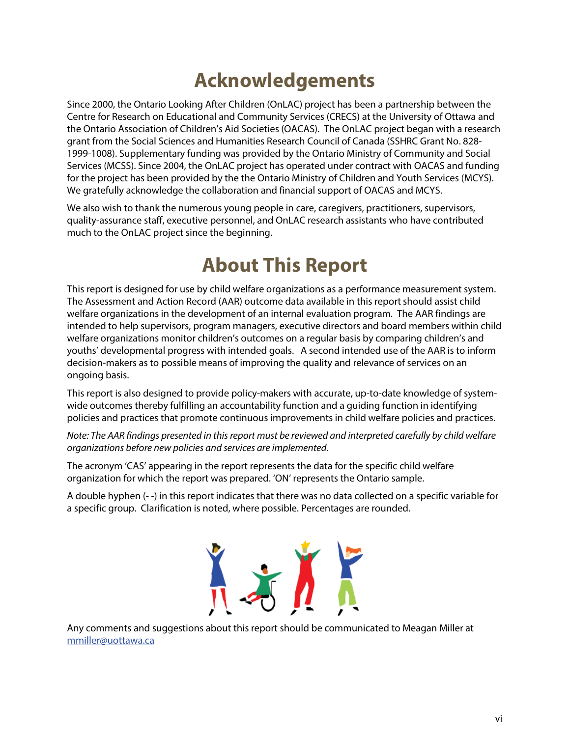# Acknowledgements

Since 2000, the Ontario Looking After Children (OnLAC) project has been a partnership between the Centre for Research on Educational and Community Services (CRECS) at the University of Ottawa and the Ontario Association of Children's Aid Societies (OACAS). The OnLAC project began with a research grant from the Social Sciences and Humanities Research Council of Canada (SSHRC Grant No. 828-1999-1008). Supplementary funding was provided by the Ontario Ministry of Community and Social Services (MCSS). Since 2004, the OnLAC project has operated under contract with OACAS and funding for the project has been provided by the the Ontario Ministry of Children and Youth Services (MCYS). We gratefully acknowledge the collaboration and financial support of OACAS and MCYS.

We also wish to thank the numerous young people in care, caregivers, practitioners, supervisors, quality-assurance staff, executive personnel, and OnLAC research assistants who have contributed much to the OnLAC project since the beginning.

# About This Report

This report is designed for use by child welfare organizations as a performance measurement system. The Assessment and Action Record (AAR) outcome data available in this report should assist child welfare organizations in the development of an internal evaluation program. The AAR findings are intended to help supervisors, program managers, executive directors and board members within child welfare organizations monitor children's outcomes on a regular basis by comparing children's and youths' developmental progress with intended goals. A second intended use of the AAR is to inform decision-makers as to possible means of improving the quality and relevance of services on an ongoing basis.

This report is also designed to provide policy-makers with accurate, up-to-date knowledge of system-wide outcomes thereby fulfilling an accountability function and a guiding function in identifying policies and practices that promote continuous improvements in child welfare policies and practices.

*Note: The AAR findings presented in this report must be reviewed and interpreted carefully by child welfare organizations before new policies and services are implemented.*

The acronym 'CAS' appearing in the report represents the data for the specific child welfare organization for which the report was prepared. 'ON' represents the Ontario sample.

A double hyphen (- -) in this report indicates that there was no data collected on a specific variable for a specific group. Clarification is noted, where possible. Percentages are rounded.

Any comments and suggestions about this report should be communicated to Meagan Miller at [mmiller@uottawa.ca](mailto:mmiller@uottawa.ca)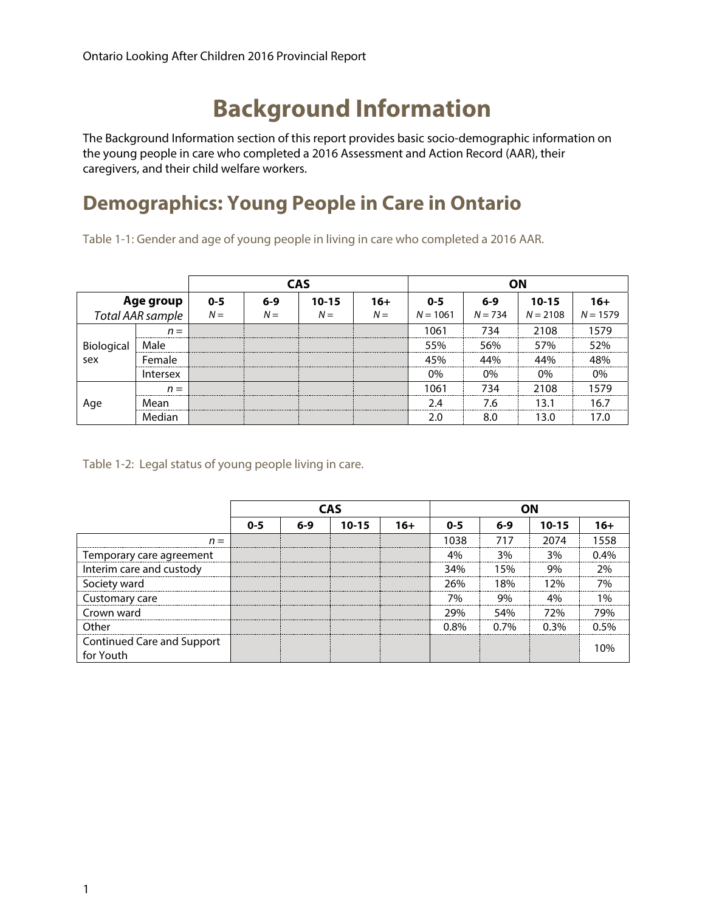# Background Information

The Background Information section of this report provides basic socio-demographic information on the young people in care who completed a 2016 Assessment and Action Record (AAR), their caregivers, and their child welfare workers.

## Demographics: Young People in Care in Ontario

Table 1-1: Gender and age of young people in living in care who completed a 2016 AAR.

| | | CAS | | | | ON | | | |
|---|---|---|---|---|---|---|---|---|---|
| **Age group** | | **0-5** | **6-9** | **10-15** | **16+** | **0-5** | **6-9** | **10-15** | **16+** |
| *Total AAR sample* | | *N* = | *N* = | *N* = | *N* = | *N* = 1061 | *N* = 734 | *N* = 2108 | *N* = 1579 |
| Biological sex | *n* = | | | | | 1061 | 734 | 2108 | 1579 |
| | Male | | | | | 55% | 56% | 57% | 52% |
| | Female | | | | | 45% | 44% | 44% | 48% |
| | Intersex | | | | | 0% | 0% | 0% | 0% |
| Age | *n* = | | | | | 1061 | 734 | 2108 | 1579 |
| | Mean | | | | | 2.4 | 7.6 | 13.1 | 16.7 |
| | Median | | | | | 2.0 | 8.0 | 13.0 | 17.0 |

Table 1-2: Legal status of young people living in care.

| | CAS | | | | ON | | | |
|---|---|---|---|---|---|---|---|---|
| | **0-5** | **6-9** | **10-15** | **16+** | **0-5** | **6-9** | **10-15** | **16+** |
| *n* = | | | | | 1038 | 717 | 2074 | 1558 |
| Temporary care agreement | | | | | 4% | 3% | 3% | 0.4% |
| Interim care and custody | | | | | 34% | 15% | 9% | 2% |
| Society ward | | | | | 26% | 18% | 12% | 7% |
| Customary care | | | | | 7% | 9% | 4% | 1% |
| Crown ward | | | | | 29% | 54% | 72% | 79% |
| Other | | | | | 0.8% | 0.7% | 0.3% | 0.5% |
| Continued Care and Support for Youth | | | | | | | | 10% |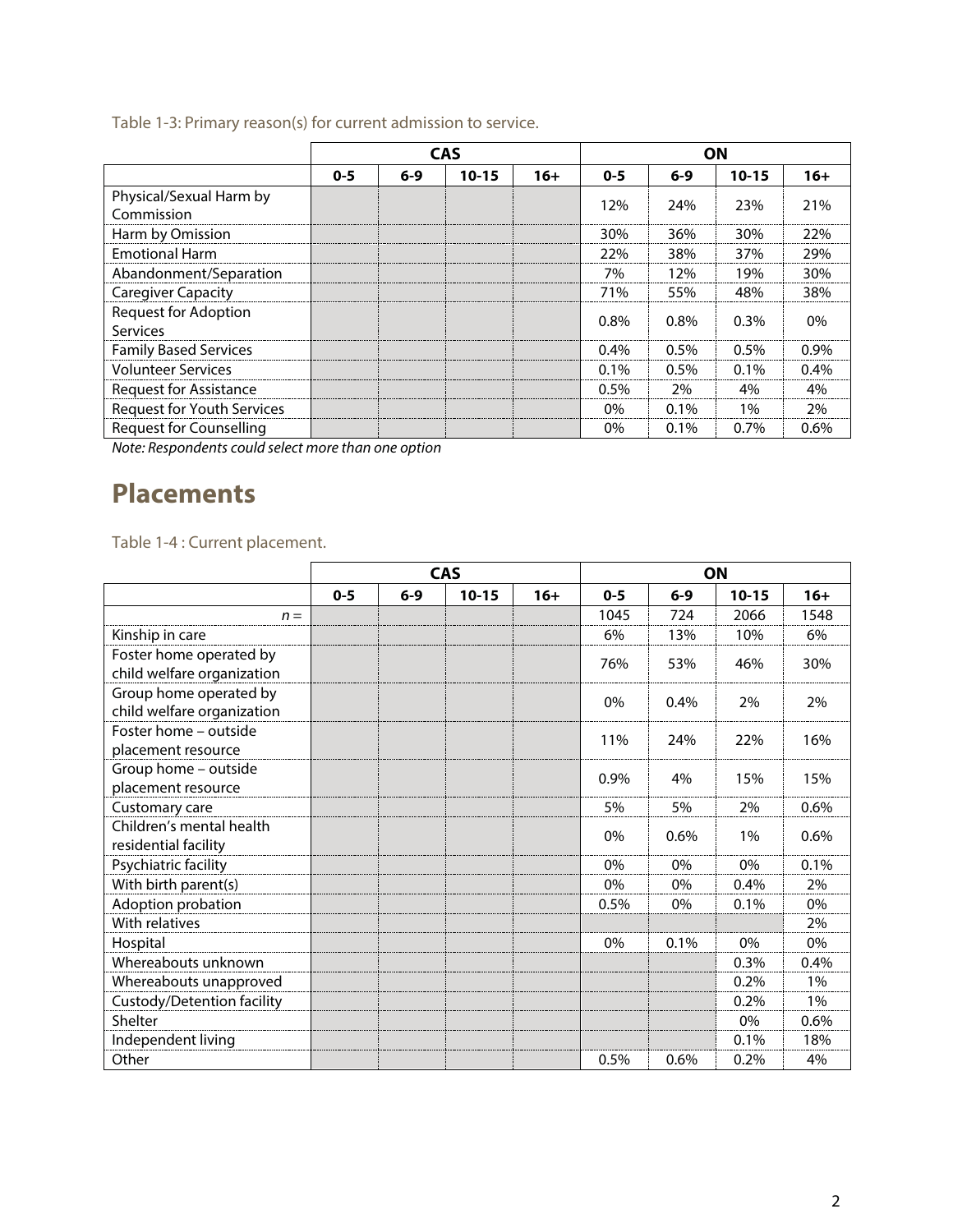Table 1-3: Primary reason(s) for current admission to service.

| | CAS | | | | ON | | | |
|---|---|---|---|---|---|---|---|---|
| | 0-5 | 6-9 | 10-15 | 16+ | 0-5 | 6-9 | 10-15 | 16+ |
| Physical/Sexual Harm by Commission | | | | | 12% | 24% | 23% | 21% |
| Harm by Omission | | | | | 30% | 36% | 30% | 22% |
| Emotional Harm | | | | | 22% | 38% | 37% | 29% |
| Abandonment/Separation | | | | | 7% | 12% | 19% | 30% |
| Caregiver Capacity | | | | | 71% | 55% | 48% | 38% |
| Request for Adoption Services | | | | | 0.8% | 0.8% | 0.3% | 0% |
| Family Based Services | | | | | 0.4% | 0.5% | 0.5% | 0.9% |
| Volunteer Services | | | | | 0.1% | 0.5% | 0.1% | 0.4% |
| Request for Assistance | | | | | 0.5% | 2% | 4% | 4% |
| Request for Youth Services | | | | | 0% | 0.1% | 1% | 2% |
| Request for Counselling | | | | | 0% | 0.1% | 0.7% | 0.6% |

*Note: Respondents could select more than one option*

# Placements

Table 1-4 : Current placement.

| | CAS | | | | ON | | | |
|---|---|---|---|---|---|---|---|---|
| | 0-5 | 6-9 | 10-15 | 16+ | 0-5 | 6-9 | 10-15 | 16+ |
| *n* = | | | | | 1045 | 724 | 2066 | 1548 |
| Kinship in care | | | | | 6% | 13% | 10% | 6% |
| Foster home operated by child welfare organization | | | | | 76% | 53% | 46% | 30% |
| Group home operated by child welfare organization | | | | | 0% | 0.4% | 2% | 2% |
| Foster home – outside placement resource | | | | | 11% | 24% | 22% | 16% |
| Group home – outside placement resource | | | | | 0.9% | 4% | 15% | 15% |
| Customary care | | | | | 5% | 5% | 2% | 0.6% |
| Children's mental health residential facility | | | | | 0% | 0.6% | 1% | 0.6% |
| Psychiatric facility | | | | | 0% | 0% | 0% | 0.1% |
| With birth parent(s) | | | | | 0% | 0% | 0.4% | 2% |
| Adoption probation | | | | | 0.5% | 0% | 0.1% | 0% |
| With relatives | | | | | | | | 2% |
| Hospital | | | | | 0% | 0.1% | 0% | 0% |
| Whereabouts unknown | | | | | | | 0.3% | 0.4% |
| Whereabouts unapproved | | | | | | | 0.2% | 1% |
| Custody/Detention facility | | | | | | | 0.2% | 1% |
| Shelter | | | | | | | 0% | 0.6% |
| Independent living | | | | | | | 0.1% | 18% |
| Other | | | | | 0.5% | 0.6% | 0.2% | 4% |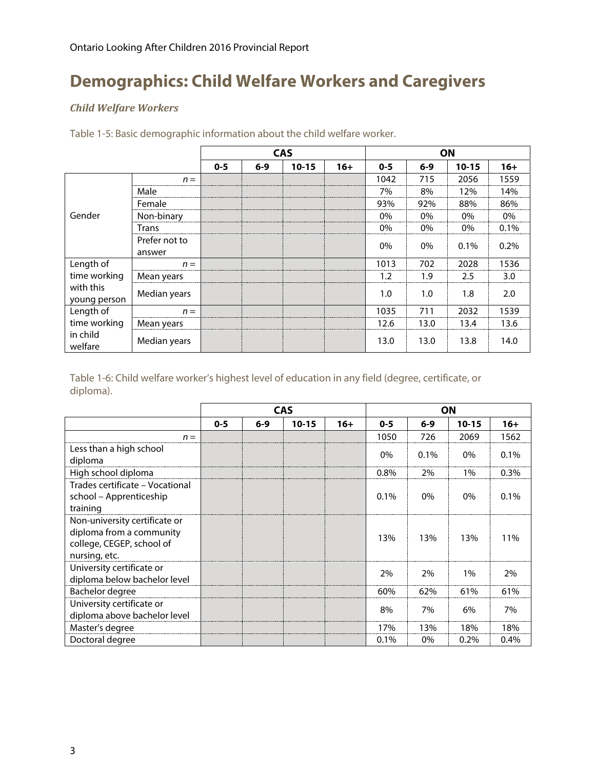# Demographics: Child Welfare Workers and Caregivers

### *Child Welfare Workers*

Table 1-5: Basic demographic information about the child welfare worker.

| | | CAS | | | | ON | | | |
|---|---|---|---|---|---|---|---|---|---|
| | | 0-5 | 6-9 | 10-15 | 16+ | 0-5 | 6-9 | 10-15 | 16+ |
| Gender | *n* = | | | | | 1042 | 715 | 2056 | 1559 |
| | Male | | | | | 7% | 8% | 12% | 14% |
| | Female | | | | | 93% | 92% | 88% | 86% |
| | Non-binary | | | | | 0% | 0% | 0% | 0% |
| | Trans | | | | | 0% | 0% | 0% | 0.1% |
| | Prefer not to answer | | | | | 0% | 0% | 0.1% | 0.2% |
| Length of time working with this young person | *n* = | | | | | 1013 | 702 | 2028 | 1536 |
| | Mean years | | | | | 1.2 | 1.9 | 2.5 | 3.0 |
| | Median years | | | | | 1.0 | 1.0 | 1.8 | 2.0 |
| Length of time working in child welfare | *n* = | | | | | 1035 | 711 | 2032 | 1539 |
| | Mean years | | | | | 12.6 | 13.0 | 13.4 | 13.6 |
| | Median years | | | | | 13.0 | 13.0 | 13.8 | 14.0 |

Table 1-6: Child welfare worker's highest level of education in any field (degree, certificate, or diploma).

| | CAS | | | | ON | | | |
|---|---|---|---|---|---|---|---|---|
| | 0-5 | 6-9 | 10-15 | 16+ | 0-5 | 6-9 | 10-15 | 16+ |
| *n* = | | | | | 1050 | 726 | 2069 | 1562 |
| Less than a high school diploma | | | | | 0% | 0.1% | 0% | 0.1% |
| High school diploma | | | | | 0.8% | 2% | 1% | 0.3% |
| Trades certificate – Vocational school – Apprenticeship training | | | | | 0.1% | 0% | 0% | 0.1% |
| Non-university certificate or diploma from a community college, CEGEP, school of nursing, etc. | | | | | 13% | 13% | 13% | 11% |
| University certificate or diploma below bachelor level | | | | | 2% | 2% | 1% | 2% |
| Bachelor degree | | | | | 60% | 62% | 61% | 61% |
| University certificate or diploma above bachelor level | | | | | 8% | 7% | 6% | 7% |
| Master's degree | | | | | 17% | 13% | 18% | 18% |
| Doctoral degree | | | | | 0.1% | 0% | 0.2% | 0.4% |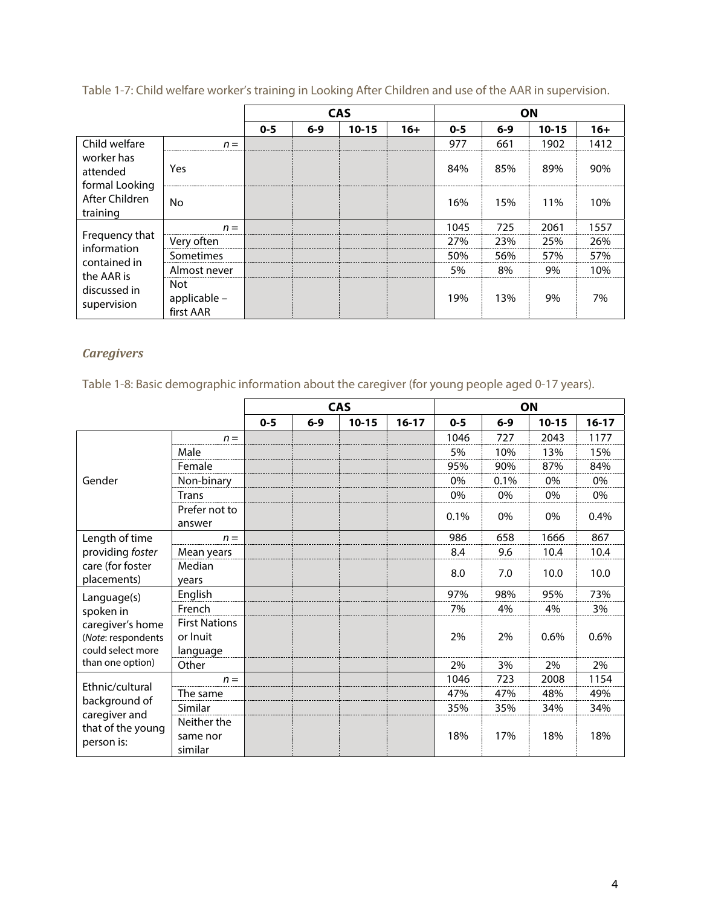Table 1-7: Child welfare worker's training in Looking After Children and use of the AAR in supervision.

| | | CAS | | | | ON | | | |
|---|---|---|---|---|---|---|---|---|---|
| | | 0-5 | 6-9 | 10-15 | 16+ | 0-5 | 6-9 | 10-15 | 16+ |
| Child welfare worker has attended formal Looking After Children training | *n* = | | | | | 977 | 661 | 1902 | 1412 |
| | Yes | | | | | 84% | 85% | 89% | 90% |
| | No | | | | | 16% | 15% | 11% | 10% |
| Frequency that information contained in the AAR is discussed in supervision | *n* = | | | | | 1045 | 725 | 2061 | 1557 |
| | Very often | | | | | 27% | 23% | 25% | 26% |
| | Sometimes | | | | | 50% | 56% | 57% | 57% |
| | Almost never | | | | | 5% | 8% | 9% | 10% |
| | Not applicable – first AAR | | | | | 19% | 13% | 9% | 7% |

### *Caregivers*

Table 1-8: Basic demographic information about the caregiver (for young people aged 0-17 years).

| | | CAS | | | | ON | | | |
|---|---|---|---|---|---|---|---|---|---|
| | | 0-5 | 6-9 | 10-15 | 16-17 | 0-5 | 6-9 | 10-15 | 16-17 |
| Gender | *n* = | | | | | 1046 | 727 | 2043 | 1177 |
| | Male | | | | | 5% | 10% | 13% | 15% |
| | Female | | | | | 95% | 90% | 87% | 84% |
| | Non-binary | | | | | 0% | 0.1% | 0% | 0% |
| | Trans | | | | | 0% | 0% | 0% | 0% |
| | Prefer not to answer | | | | | 0.1% | 0% | 0% | 0.4% |
| Length of time providing *foster* care (for foster placements) | *n* = | | | | | 986 | 658 | 1666 | 867 |
| | Mean years | | | | | 8.4 | 9.6 | 10.4 | 10.4 |
| | Median years | | | | | 8.0 | 7.0 | 10.0 | 10.0 |
| Language(s) spoken in caregiver's home (*Note*: respondents could select more than one option) | English | | | | | 97% | 98% | 95% | 73% |
| | French | | | | | 7% | 4% | 4% | 3% |
| | First Nations or Inuit language | | | | | 2% | 2% | 0.6% | 0.6% |
| | Other | | | | | 2% | 3% | 2% | 2% |
| Ethnic/cultural background of caregiver and that of the young person is: | *n* = | | | | | 1046 | 723 | 2008 | 1154 |
| | The same | | | | | 47% | 47% | 48% | 49% |
| | Similar | | | | | 35% | 35% | 34% | 34% |
| | Neither the same nor similar | | | | | 18% | 17% | 18% | 18% |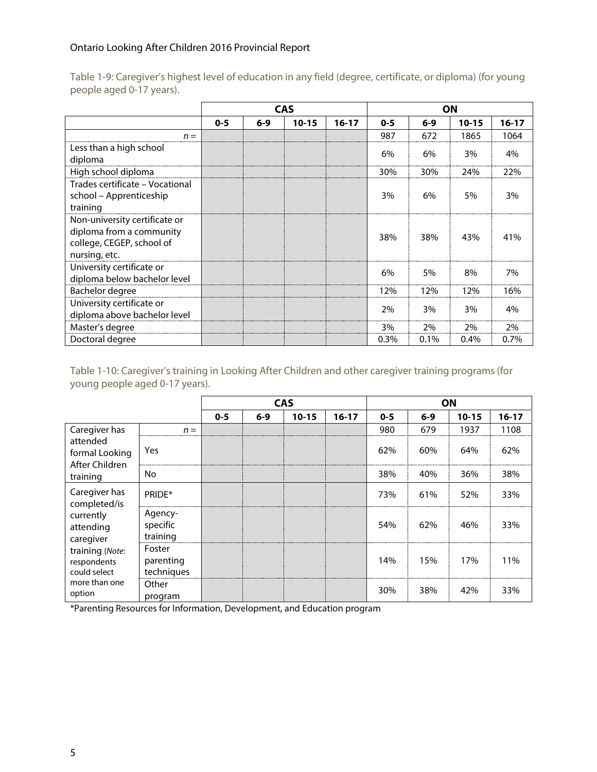Table 1-9: Caregiver's highest level of education in any field (degree, certificate, or diploma) (for young people aged 0-17 years).

| | CAS | | | | ON | | | |
|---|---|---|---|---|---|---|---|---|
| | 0-5 | 6-9 | 10-15 | 16-17 | 0-5 | 6-9 | 10-15 | 16-17 |
| *n* = | | | | | 987 | 672 | 1865 | 1064 |
| Less than a high school diploma | | | | | 6% | 6% | 3% | 4% |
| High school diploma | | | | | 30% | 30% | 24% | 22% |
| Trades certificate – Vocational school – Apprenticeship training | | | | | 3% | 6% | 5% | 3% |
| Non-university certificate or diploma from a community college, CEGEP, school of nursing, etc. | | | | | 38% | 38% | 43% | 41% |
| University certificate or diploma below bachelor level | | | | | 6% | 5% | 8% | 7% |
| Bachelor degree | | | | | 12% | 12% | 12% | 16% |
| University certificate or diploma above bachelor level | | | | | 2% | 3% | 3% | 4% |
| Master's degree | | | | | 3% | 2% | 2% | 2% |
| Doctoral degree | | | | | 0.3% | 0.1% | 0.4% | 0.7% |

Table 1-10: Caregiver's training in Looking After Children and other caregiver training programs (for young people aged 0-17 years).

| | | CAS | | | | ON | | | |
|---|---|---|---|---|---|---|---|---|---|
| | | 0-5 | 6-9 | 10-15 | 16-17 | 0-5 | 6-9 | 10-15 | 16-17 |
| Caregiver has attended formal Looking After Children training | *n* = | | | | | 980 | 679 | 1937 | 1108 |
| | Yes | | | | | 62% | 60% | 64% | 62% |
| | No | | | | | 38% | 40% | 36% | 38% |
| Caregiver has completed/is currently attending caregiver training (*Note*: respondents could select more than one option | PRIDE* | | | | | 73% | 61% | 52% | 33% |
| | Agency-specific training | | | | | 54% | 62% | 46% | 33% |
| | Foster parenting techniques | | | | | 14% | 15% | 17% | 11% |
| | Other program | | | | | 30% | 38% | 42% | 33% |

*Parenting Resources for Information, Development, and Education program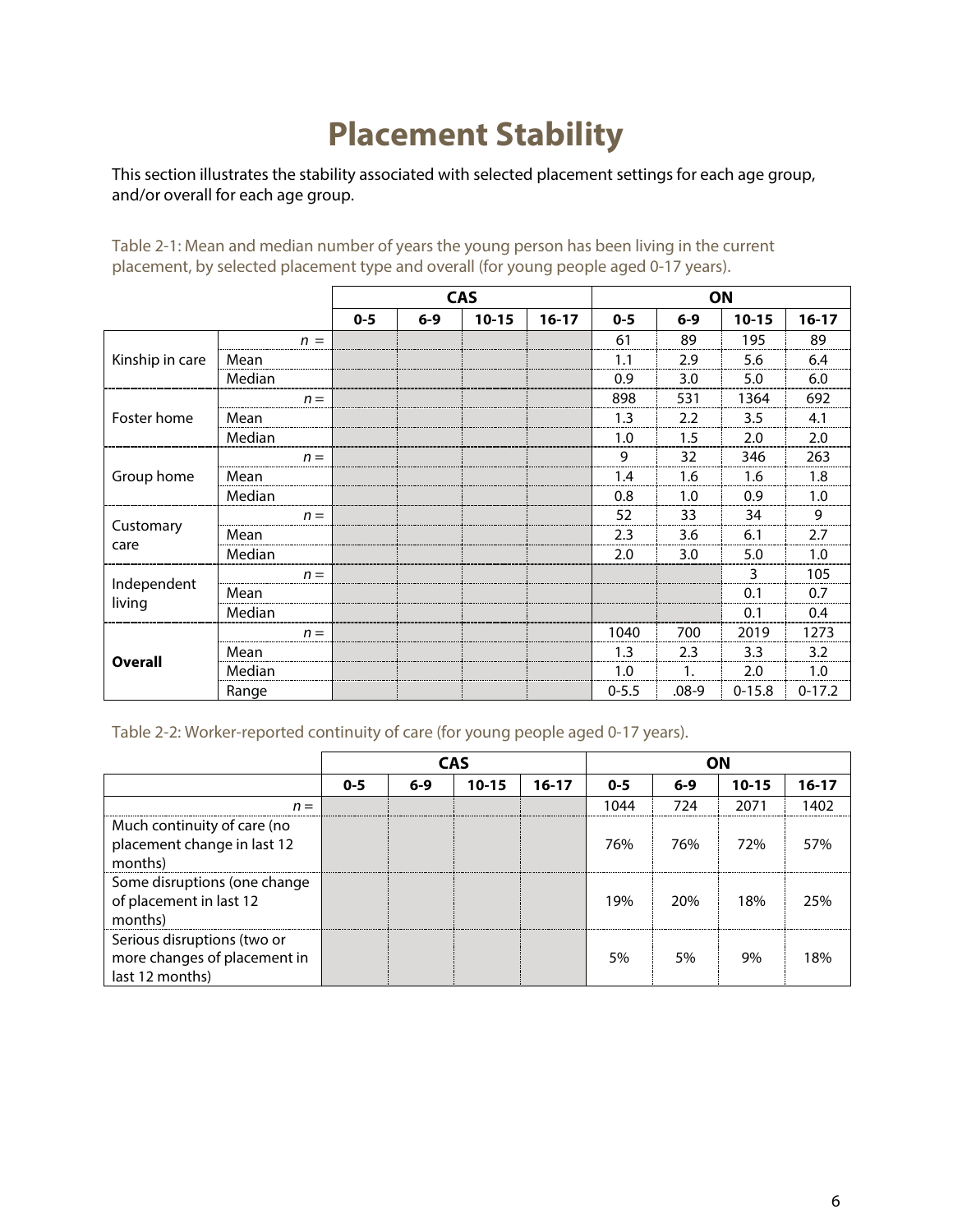# Placement Stability

This section illustrates the stability associated with selected placement settings for each age group, and/or overall for each age group.

Table 2-1: Mean and median number of years the young person has been living in the current placement, by selected placement type and overall (for young people aged 0-17 years).

| | | CAS | | | | ON | | | |
|---|---|---|---|---|---|---|---|---|---|
| | | 0-5 | 6-9 | 10-15 | 16-17 | 0-5 | 6-9 | 10-15 | 16-17 |
| Kinship in care | *n* = | | | | | 61 | 89 | 195 | 89 |
| | Mean | | | | | 1.1 | 2.9 | 5.6 | 6.4 |
| | Median | | | | | 0.9 | 3.0 | 5.0 | 6.0 |
| Foster home | *n* = | | | | | 898 | 531 | 1364 | 692 |
| | Mean | | | | | 1.3 | 2.2 | 3.5 | 4.1 |
| | Median | | | | | 1.0 | 1.5 | 2.0 | 2.0 |
| Group home | *n* = | | | | | 9 | 32 | 346 | 263 |
| | Mean | | | | | 1.4 | 1.6 | 1.6 | 1.8 |
| | Median | | | | | 0.8 | 1.0 | 0.9 | 1.0 |
| Customary care | *n* = | | | | | 52 | 33 | 34 | 9 |
| | Mean | | | | | 2.3 | 3.6 | 6.1 | 2.7 |
| | Median | | | | | 2.0 | 3.0 | 5.0 | 1.0 |
| Independent living | *n* = | | | | | | | 3 | 105 |
| | Mean | | | | | | | 0.1 | 0.7 |
| | Median | | | | | | | 0.1 | 0.4 |
| **Overall** | *n* = | | | | | 1040 | 700 | 2019 | 1273 |
| | Mean | | | | | 1.3 | 2.3 | 3.3 | 3.2 |
| | Median | | | | | 1.0 | 1. | 2.0 | 1.0 |
| | Range | | | | | 0-5.5 | .08-9 | 0-15.8 | 0-17.2 |

Table 2-2: Worker-reported continuity of care (for young people aged 0-17 years).

| | CAS | | | | ON | | | |
|---|---|---|---|---|---|---|---|---|
| | 0-5 | 6-9 | 10-15 | 16-17 | 0-5 | 6-9 | 10-15 | 16-17 |
| *n* = | | | | | 1044 | 724 | 2071 | 1402 |
| Much continuity of care (no placement change in last 12 months) | | | | | 76% | 76% | 72% | 57% |
| Some disruptions (one change of placement in last 12 months) | | | | | 19% | 20% | 18% | 25% |
| Serious disruptions (two or more changes of placement in last 12 months) | | | | | 5% | 5% | 9% | 18% |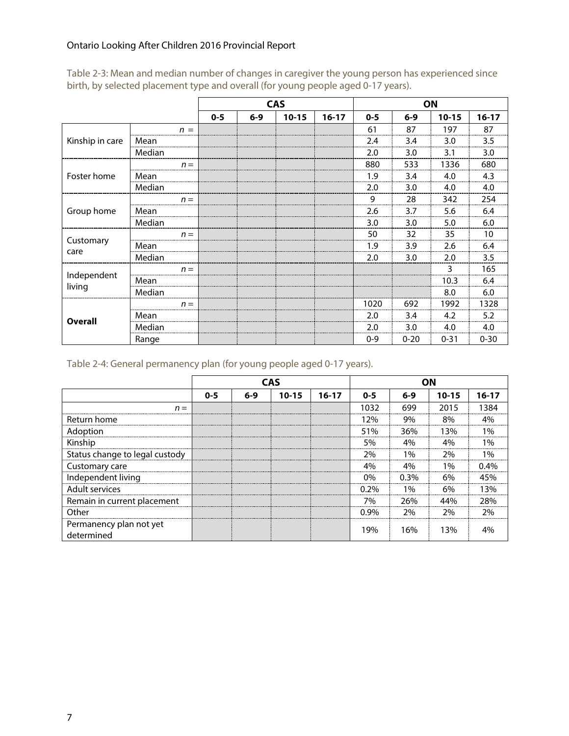Table 2-3: Mean and median number of changes in caregiver the young person has experienced since birth, by selected placement type and overall (for young people aged 0-17 years).

| | | CAS | | | | ON | | | |
|---|---|---|---|---|---|---|---|---|---|
| | | 0-5 | 6-9 | 10-15 | 16-17 | 0-5 | 6-9 | 10-15 | 16-17 |
| Kinship in care | *n* = | | | | | 61 | 87 | 197 | 87 |
| | Mean | | | | | 2.4 | 3.4 | 3.0 | 3.5 |
| | Median | | | | | 2.0 | 3.0 | 3.1 | 3.0 |
| Foster home | *n* = | | | | | 880 | 533 | 1336 | 680 |
| | Mean | | | | | 1.9 | 3.4 | 4.0 | 4.3 |
| | Median | | | | | 2.0 | 3.0 | 4.0 | 4.0 |
| Group home | *n* = | | | | | 9 | 28 | 342 | 254 |
| | Mean | | | | | 2.6 | 3.7 | 5.6 | 6.4 |
| | Median | | | | | 3.0 | 3.0 | 5.0 | 6.0 |
| Customary care | *n* = | | | | | 50 | 32 | 35 | 10 |
| | Mean | | | | | 1.9 | 3.9 | 2.6 | 6.4 |
| | Median | | | | | 2.0 | 3.0 | 2.0 | 3.5 |
| Independent living | *n* = | | | | | | | 3 | 165 |
| | Mean | | | | | | | 10.3 | 6.4 |
| | Median | | | | | | | 8.0 | 6.0 |
| **Overall** | *n* = | | | | | 1020 | 692 | 1992 | 1328 |
| | Mean | | | | | 2.0 | 3.4 | 4.2 | 5.2 |
| | Median | | | | | 2.0 | 3.0 | 4.0 | 4.0 |
| | Range | | | | | 0-9 | 0-20 | 0-31 | 0-30 |

Table 2-4: General permanency plan (for young people aged 0-17 years).

| | CAS | | | | ON | | | |
|---|---|---|---|---|---|---|---|---|
| | 0-5 | 6-9 | 10-15 | 16-17 | 0-5 | 6-9 | 10-15 | 16-17 |
| *n* = | | | | | 1032 | 699 | 2015 | 1384 |
| Return home | | | | | 12% | 9% | 8% | 4% |
| Adoption | | | | | 51% | 36% | 13% | 1% |
| Kinship | | | | | 5% | 4% | 4% | 1% |
| Status change to legal custody | | | | | 2% | 1% | 2% | 1% |
| Customary care | | | | | 4% | 4% | 1% | 0.4% |
| Independent living | | | | | 0% | 0.3% | 6% | 45% |
| Adult services | | | | | 0.2% | 1% | 6% | 13% |
| Remain in current placement | | | | | 7% | 26% | 44% | 28% |
| Other | | | | | 0.9% | 2% | 2% | 2% |
| Permanency plan not yet determined | | | | | 19% | 16% | 13% | 4% |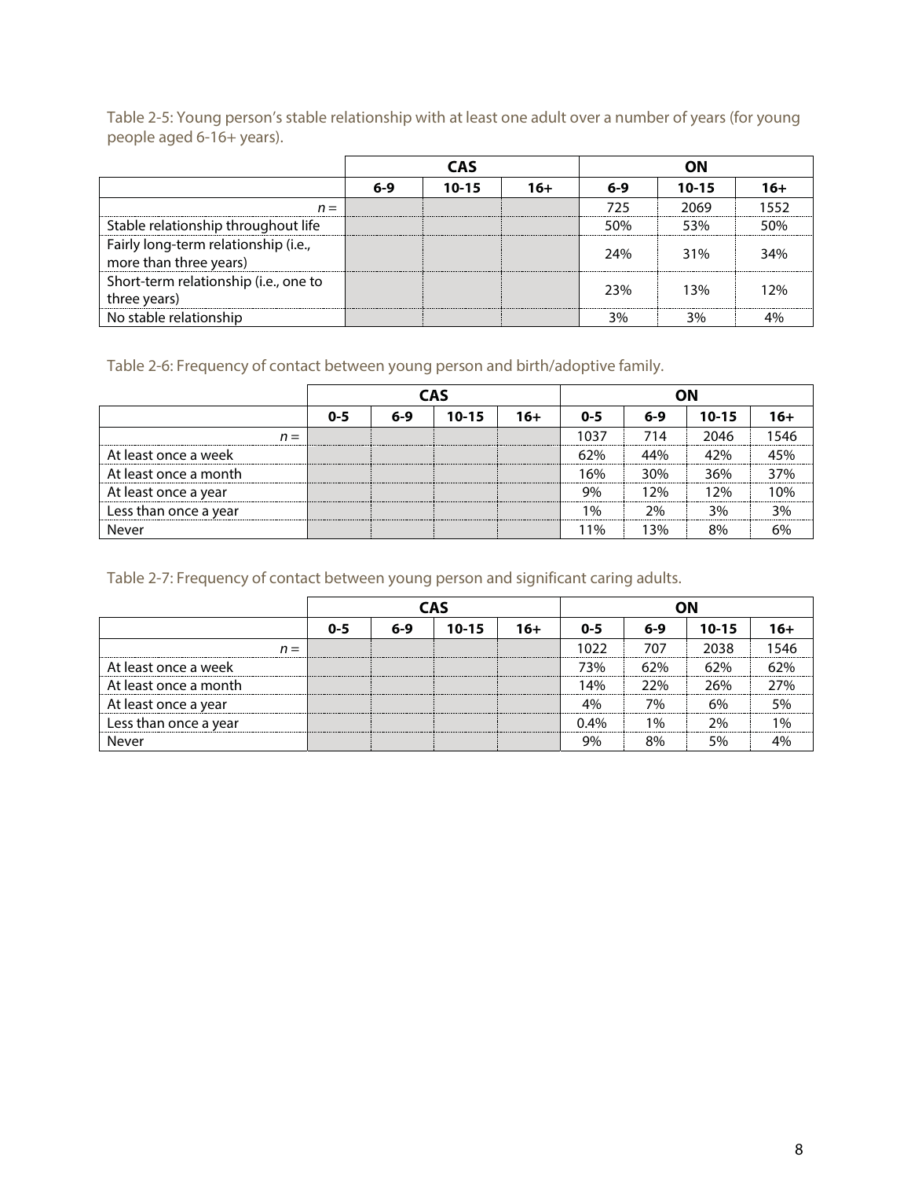Table 2-5: Young person's stable relationship with at least one adult over a number of years (for young people aged 6-16+ years).

| | CAS | | | ON | | |
|---|---|---|---|---|---|---|
| | 6-9 | 10-15 | 16+ | 6-9 | 10-15 | 16+ |
| *n* = | | | | 725 | 2069 | 1552 |
| Stable relationship throughout life | | | | 50% | 53% | 50% |
| Fairly long-term relationship (i.e., more than three years) | | | | 24% | 31% | 34% |
| Short-term relationship (i.e., one to three years) | | | | 23% | 13% | 12% |
| No stable relationship | | | | 3% | 3% | 4% |

Table 2-6: Frequency of contact between young person and birth/adoptive family.

| | CAS | | | | ON | | | |
|---|---|---|---|---|---|---|---|---|
| | 0-5 | 6-9 | 10-15 | 16+ | 0-5 | 6-9 | 10-15 | 16+ |
| *n* = | | | | | 1037 | 714 | 2046 | 1546 |
| At least once a week | | | | | 62% | 44% | 42% | 45% |
| At least once a month | | | | | 16% | 30% | 36% | 37% |
| At least once a year | | | | | 9% | 12% | 12% | 10% |
| Less than once a year | | | | | 1% | 2% | 3% | 3% |
| Never | | | | | 11% | 13% | 8% | 6% |

Table 2-7: Frequency of contact between young person and significant caring adults.

| | CAS | | | | ON | | | |
|---|---|---|---|---|---|---|---|---|
| | 0-5 | 6-9 | 10-15 | 16+ | 0-5 | 6-9 | 10-15 | 16+ |
| *n* = | | | | | 1022 | 707 | 2038 | 1546 |
| At least once a week | | | | | 73% | 62% | 62% | 62% |
| At least once a month | | | | | 14% | 22% | 26% | 27% |
| At least once a year | | | | | 4% | 7% | 6% | 5% |
| Less than once a year | | | | | 0.4% | 1% | 2% | 1% |
| Never | | | | | 9% | 8% | 5% | 4% |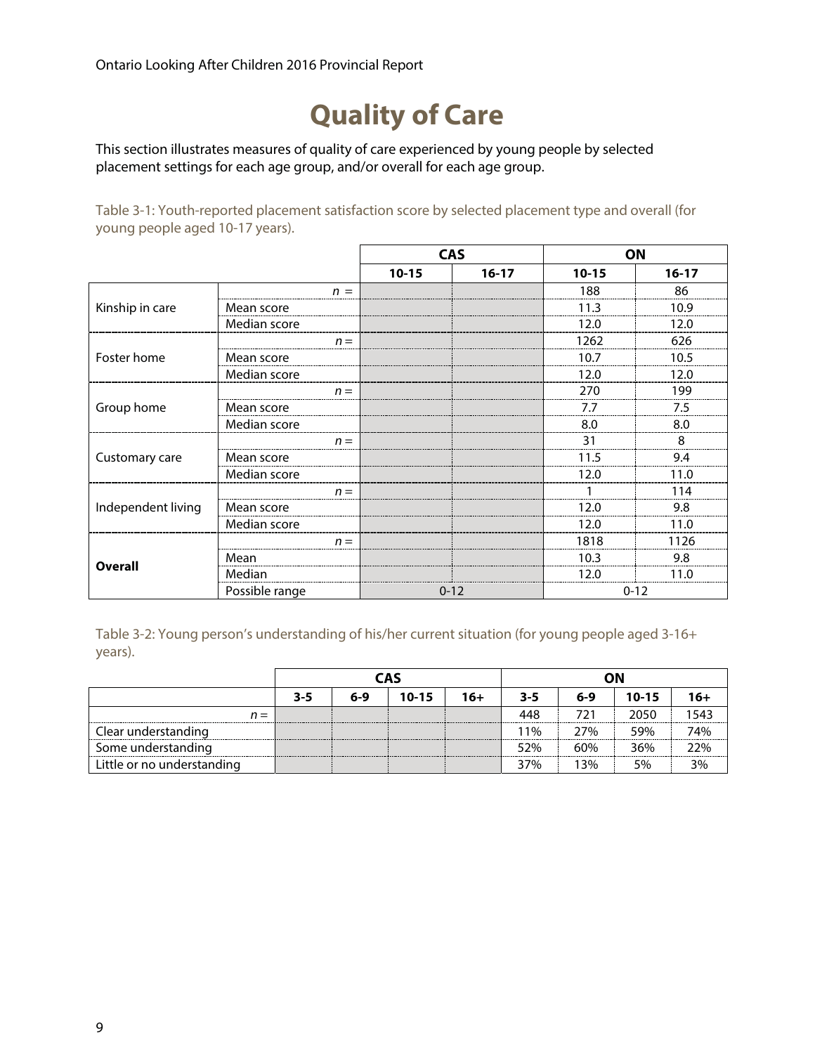# Quality of Care

This section illustrates measures of quality of care experienced by young people by selected placement settings for each age group, and/or overall for each age group.

Table 3-1: Youth-reported placement satisfaction score by selected placement type and overall (for young people aged 10-17 years).

| | | CAS | | ON | |
|---|---|---|---|---|---|
| | | 10-15 | 16-17 | 10-15 | 16-17 |
| Kinship in care | n = | | | 188 | 86 |
| | Mean score | | | 11.3 | 10.9 |
| | Median score | | | 12.0 | 12.0 |
| Foster home | n = | | | 1262 | 626 |
| | Mean score | | | 10.7 | 10.5 |
| | Median score | | | 12.0 | 12.0 |
| Group home | n = | | | 270 | 199 |
| | Mean score | | | 7.7 | 7.5 |
| | Median score | | | 8.0 | 8.0 |
| Customary care | n = | | | 31 | 8 |
| | Mean score | | | 11.5 | 9.4 |
| | Median score | | | 12.0 | 11.0 |
| Independent living | n = | | | 1 | 114 |
| | Mean score | | | 12.0 | 9.8 |
| | Median score | | | 12.0 | 11.0 |
| **Overall** | n = | | | 1818 | 1126 |
| | Mean | | | 10.3 | 9.8 |
| | Median | | | 12.0 | 11.0 |
| | Possible range | 0-12 | | 0-12 | |

Table 3-2: Young person's understanding of his/her current situation (for young people aged 3-16+ years).

| | CAS | | | | ON | | | |
|---|---|---|---|---|---|---|---|---|
| | 3-5 | 6-9 | 10-15 | 16+ | 3-5 | 6-9 | 10-15 | 16+ |
| n = | | | | | 448 | 721 | 2050 | 1543 |
| Clear understanding | | | | | 11% | 27% | 59% | 74% |
| Some understanding | | | | | 52% | 60% | 36% | 22% |
| Little or no understanding | | | | | 37% | 13% | 5% | 3% |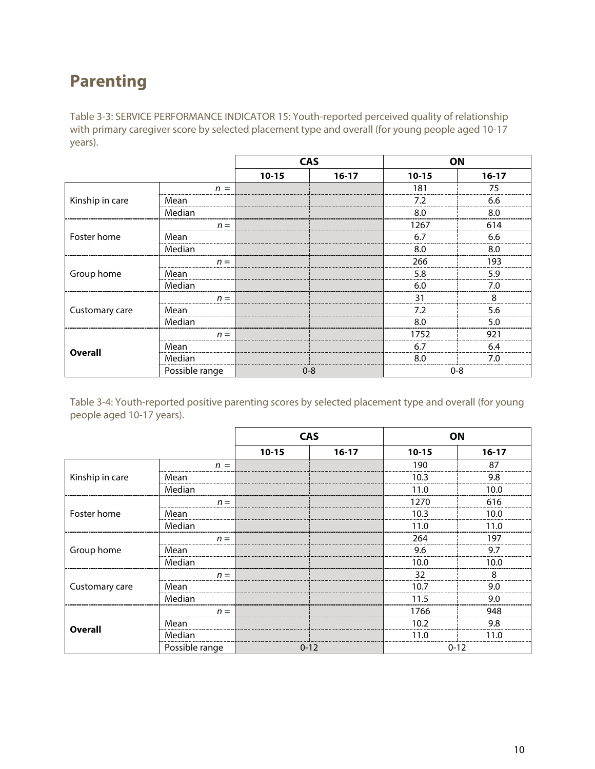# Parenting

Table 3-3: SERVICE PERFORMANCE INDICATOR 15: Youth-reported perceived quality of relationship with primary caregiver score by selected placement type and overall (for young people aged 10-17 years).

| | | CAS | | ON | |
|---|---|---|---|---|---|
| | | 10-15 | 16-17 | 10-15 | 16-17 |
| Kinship in care | *n* = | | | 181 | 75 |
| | Mean | | | 7.2 | 6.6 |
| | Median | | | 8.0 | 8.0 |
| Foster home | *n* = | | | 1267 | 614 |
| | Mean | | | 6.7 | 6.6 |
| | Median | | | 8.0 | 8.0 |
| Group home | *n* = | | | 266 | 193 |
| | Mean | | | 5.8 | 5.9 |
| | Median | | | 6.0 | 7.0 |
| Customary care | *n* = | | | 31 | 8 |
| | Mean | | | 7.2 | 5.6 |
| | Median | | | 8.0 | 5.0 |
| **Overall** | *n* = | | | 1752 | 921 |
| | Mean | | | 6.7 | 6.4 |
| | Median | | | 8.0 | 7.0 |
| | Possible range | 0-8 | | 0-8 | |

Table 3-4: Youth-reported positive parenting scores by selected placement type and overall (for young people aged 10-17 years).

| | | CAS | | ON | |
|---|---|---|---|---|---|
| | | 10-15 | 16-17 | 10-15 | 16-17 |
| Kinship in care | *n* = | | | 190 | 87 |
| | Mean | | | 10.3 | 9.8 |
| | Median | | | 11.0 | 10.0 |
| Foster home | *n* = | | | 1270 | 616 |
| | Mean | | | 10.3 | 10.0 |
| | Median | | | 11.0 | 11.0 |
| Group home | *n* = | | | 264 | 197 |
| | Mean | | | 9.6 | 9.7 |
| | Median | | | 10.0 | 10.0 |
| Customary care | *n* = | | | 32 | 8 |
| | Mean | | | 10.7 | 9.0 |
| | Median | | | 11.5 | 9.0 |
| **Overall** | *n* = | | | 1766 | 948 |
| | Mean | | | 10.2 | 9.8 |
| | Median | | | 11.0 | 11.0 |
| | Possible range | 0-12 | | 0-12 | |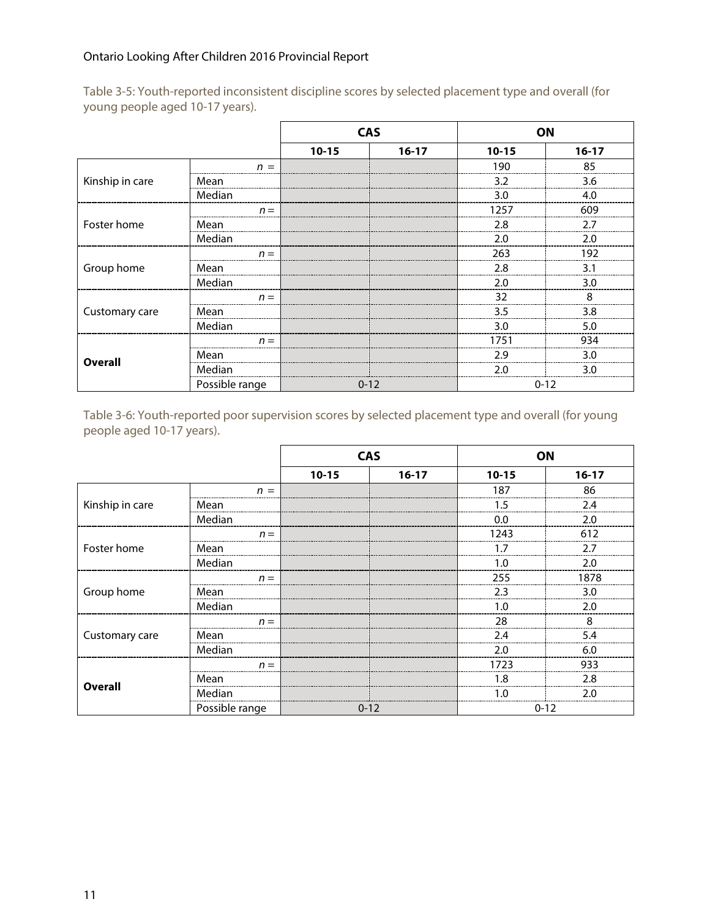Table 3-5: Youth-reported inconsistent discipline scores by selected placement type and overall (for young people aged 10-17 years).

| | | CAS | | ON | |
|---|---|---|---|---|---|
| | | 10-15 | 16-17 | 10-15 | 16-17 |
| Kinship in care | *n* = | | | 190 | 85 |
| | Mean | | | 3.2 | 3.6 |
| | Median | | | 3.0 | 4.0 |
| Foster home | *n* = | | | 1257 | 609 |
| | Mean | | | 2.8 | 2.7 |
| | Median | | | 2.0 | 2.0 |
| Group home | *n* = | | | 263 | 192 |
| | Mean | | | 2.8 | 3.1 |
| | Median | | | 2.0 | 3.0 |
| Customary care | *n* = | | | 32 | 8 |
| | Mean | | | 3.5 | 3.8 |
| | Median | | | 3.0 | 5.0 |
| **Overall** | *n* = | | | 1751 | 934 |
| | Mean | | | 2.9 | 3.0 |
| | Median | | | 2.0 | 3.0 |
| | Possible range | 0-12 | | 0-12 | |

Table 3-6: Youth-reported poor supervision scores by selected placement type and overall (for young people aged 10-17 years).

| | | CAS | | ON | |
|---|---|---|---|---|---|
| | | 10-15 | 16-17 | 10-15 | 16-17 |
| Kinship in care | *n* = | | | 187 | 86 |
| | Mean | | | 1.5 | 2.4 |
| | Median | | | 0.0 | 2.0 |
| Foster home | *n* = | | | 1243 | 612 |
| | Mean | | | 1.7 | 2.7 |
| | Median | | | 1.0 | 2.0 |
| Group home | *n* = | | | 255 | 1878 |
| | Mean | | | 2.3 | 3.0 |
| | Median | | | 1.0 | 2.0 |
| Customary care | *n* = | | | 28 | 8 |
| | Mean | | | 2.4 | 5.4 |
| | Median | | | 2.0 | 6.0 |
| **Overall** | *n* = | | | 1723 | 933 |
| | Mean | | | 1.8 | 2.8 |
| | Median | | | 1.0 | 2.0 |
| | Possible range | 0-12 | | 0-12 | |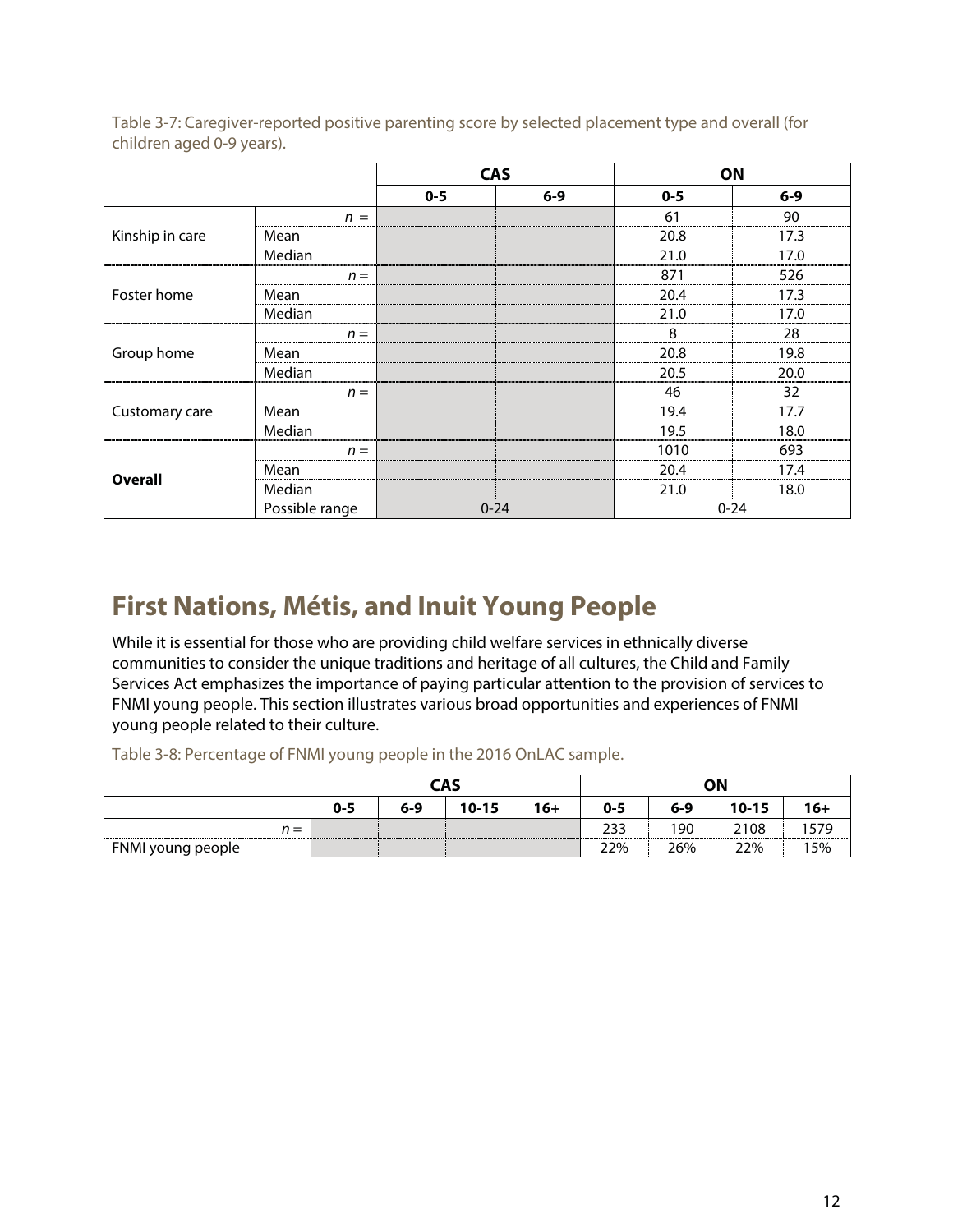Table 3-7: Caregiver-reported positive parenting score by selected placement type and overall (for children aged 0-9 years).

| | | CAS | | ON | |
|---|---|---|---|---|---|
| | | 0-5 | 6-9 | 0-5 | 6-9 |
| Kinship in care | *n* = | | | 61 | 90 |
| | Mean | | | 20.8 | 17.3 |
| | Median | | | 21.0 | 17.0 |
| Foster home | *n* = | | | 871 | 526 |
| | Mean | | | 20.4 | 17.3 |
| | Median | | | 21.0 | 17.0 |
| Group home | *n* = | | | 8 | 28 |
| | Mean | | | 20.8 | 19.8 |
| | Median | | | 20.5 | 20.0 |
| Customary care | *n* = | | | 46 | 32 |
| | Mean | | | 19.4 | 17.7 |
| | Median | | | 19.5 | 18.0 |
| **Overall** | *n* = | | | 1010 | 693 |
| | Mean | | | 20.4 | 17.4 |
| | Median | | | 21.0 | 18.0 |
| | Possible range | 0-24 | | 0-24 | |

## First Nations, Métis, and Inuit Young People

While it is essential for those who are providing child welfare services in ethnically diverse communities to consider the unique traditions and heritage of all cultures, the Child and Family Services Act emphasizes the importance of paying particular attention to the provision of services to FNMI young people. This section illustrates various broad opportunities and experiences of FNMI young people related to their culture.

Table 3-8: Percentage of FNMI young people in the 2016 OnLAC sample.

| | CAS | | | | ON | | | |
|---|---|---|---|---|---|---|---|---|
| | 0-5 | 6-9 | 10-15 | 16+ | 0-5 | 6-9 | 10-15 | 16+ |
| *n* = | | | | | 233 | 190 | 2108 | 1579 |
| FNMI young people | | | | | 22% | 26% | 22% | 15% |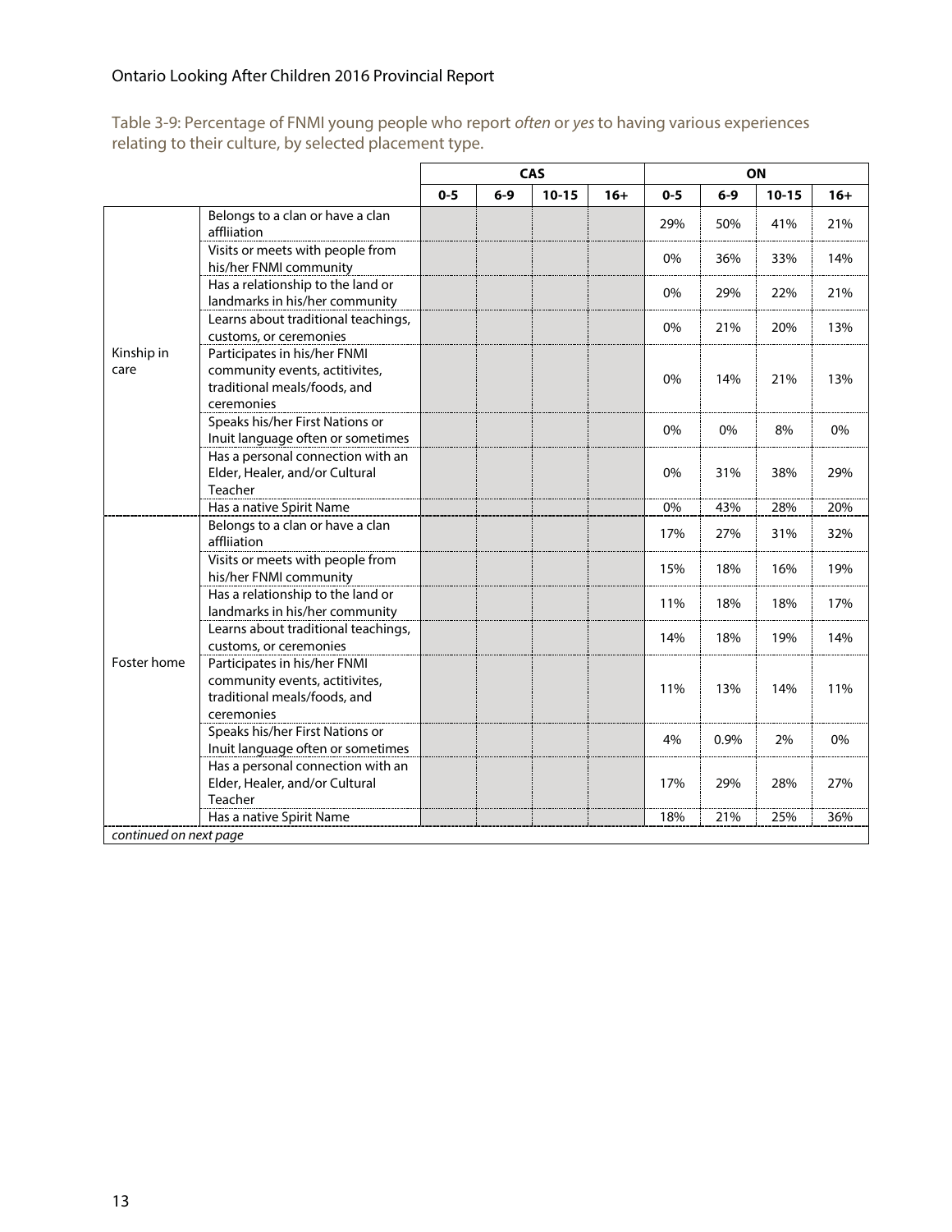Table 3-9: Percentage of FNMI young people who report *often* or *yes* to having various experiences relating to their culture, by selected placement type.

| | | CAS | | | | ON | | | |
|---|---|---|---|---|---|---|---|---|---|
| | | 0-5 | 6-9 | 10-15 | 16+ | 0-5 | 6-9 | 10-15 | 16+ |
| Kinship in care | Belongs to a clan or have a clan affliiation | | | | | 29% | 50% | 41% | 21% |
| | Visits or meets with people from his/her FNMI community | | | | | 0% | 36% | 33% | 14% |
| | Has a relationship to the land or landmarks in his/her community | | | | | 0% | 29% | 22% | 21% |
| | Learns about traditional teachings, customs, or ceremonies | | | | | 0% | 21% | 20% | 13% |
| | Participates in his/her FNMI community events, actitivites, traditional meals/foods, and ceremonies | | | | | 0% | 14% | 21% | 13% |
| | Speaks his/her First Nations or Inuit language often or sometimes | | | | | 0% | 0% | 8% | 0% |
| | Has a personal connection with an Elder, Healer, and/or Cultural Teacher | | | | | 0% | 31% | 38% | 29% |
| | Has a native Spirit Name | | | | | 0% | 43% | 28% | 20% |
| Foster home | Belongs to a clan or have a clan affliiation | | | | | 17% | 27% | 31% | 32% |
| | Visits or meets with people from his/her FNMI community | | | | | 15% | 18% | 16% | 19% |
| | Has a relationship to the land or landmarks in his/her community | | | | | 11% | 18% | 18% | 17% |
| | Learns about traditional teachings, customs, or ceremonies | | | | | 14% | 18% | 19% | 14% |
| | Participates in his/her FNMI community events, actitivites, traditional meals/foods, and ceremonies | | | | | 11% | 13% | 14% | 11% |
| | Speaks his/her First Nations or Inuit language often or sometimes | | | | | 4% | 0.9% | 2% | 0% |
| | Has a personal connection with an Elder, Healer, and/or Cultural Teacher | | | | | 17% | 29% | 28% | 27% |
| | Has a native Spirit Name | | | | | 18% | 21% | 25% | 36% |

*continued on next page*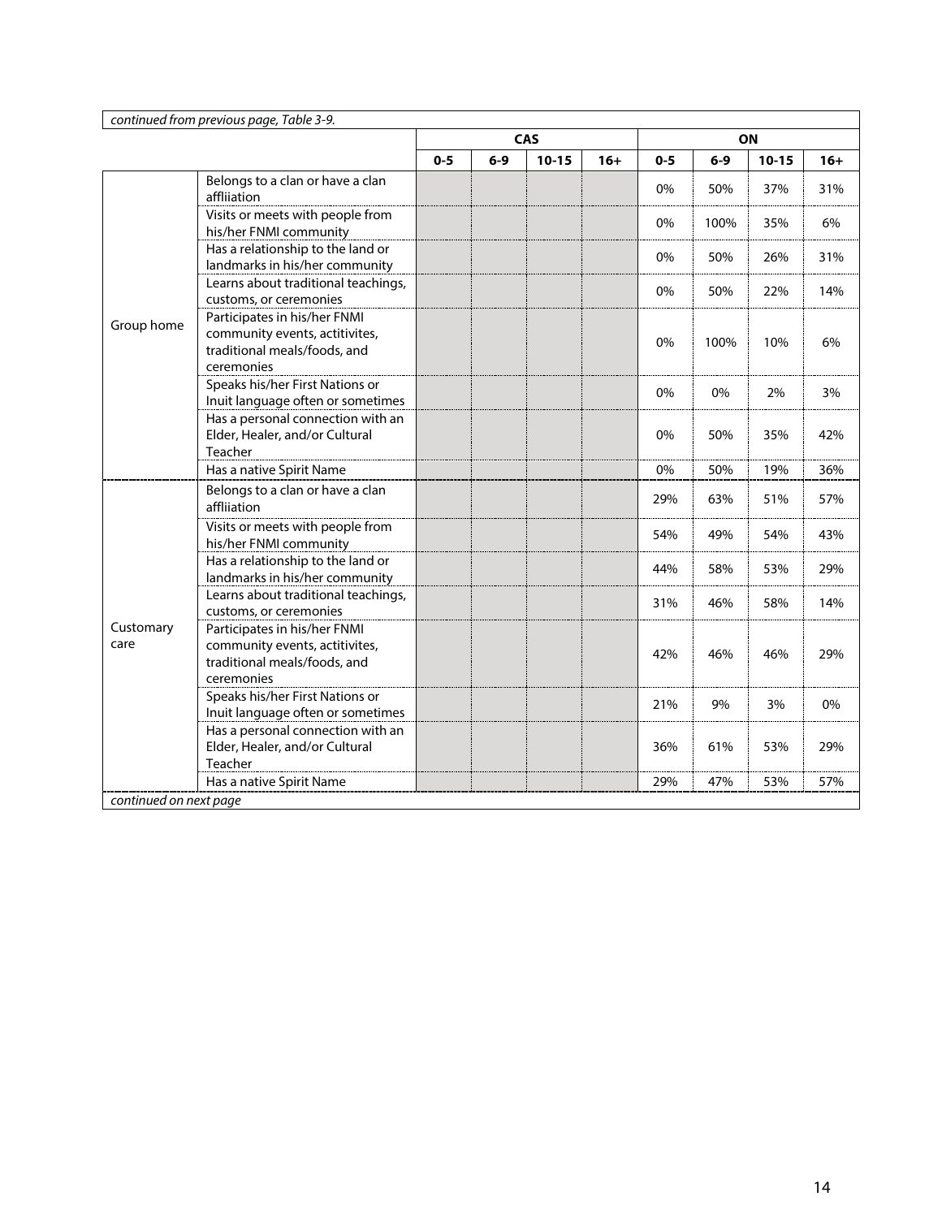*continued from previous page, Table 3-9.*

| | | CAS | | | | ON | | | |
|---|---|---|---|---|---|---|---|---|---|
| | | 0-5 | 6-9 | 10-15 | 16+ | 0-5 | 6-9 | 10-15 | 16+ |
| Group home | Belongs to a clan or have a clan affliiation | | | | | 0% | 50% | 37% | 31% |
| | Visits or meets with people from his/her FNMI community | | | | | 0% | 100% | 35% | 6% |
| | Has a relationship to the land or landmarks in his/her community | | | | | 0% | 50% | 26% | 31% |
| | Learns about traditional teachings, customs, or ceremonies | | | | | 0% | 50% | 22% | 14% |
| | Participates in his/her FNMI community events, actitivites, traditional meals/foods, and ceremonies | | | | | 0% | 100% | 10% | 6% |
| | Speaks his/her First Nations or Inuit language often or sometimes | | | | | 0% | 0% | 2% | 3% |
| | Has a personal connection with an Elder, Healer, and/or Cultural Teacher | | | | | 0% | 50% | 35% | 42% |
| | Has a native Spirit Name | | | | | 0% | 50% | 19% | 36% |
| Customary care | Belongs to a clan or have a clan affliiation | | | | | 29% | 63% | 51% | 57% |
| | Visits or meets with people from his/her FNMI community | | | | | 54% | 49% | 54% | 43% |
| | Has a relationship to the land or landmarks in his/her community | | | | | 44% | 58% | 53% | 29% |
| | Learns about traditional teachings, customs, or ceremonies | | | | | 31% | 46% | 58% | 14% |
| | Participates in his/her FNMI community events, actitivites, traditional meals/foods, and ceremonies | | | | | 42% | 46% | 46% | 29% |
| | Speaks his/her First Nations or Inuit language often or sometimes | | | | | 21% | 9% | 3% | 0% |
| | Has a personal connection with an Elder, Healer, and/or Cultural Teacher | | | | | 36% | 61% | 53% | 29% |
| | Has a native Spirit Name | | | | | 29% | 47% | 53% | 57% |

*continued on next page*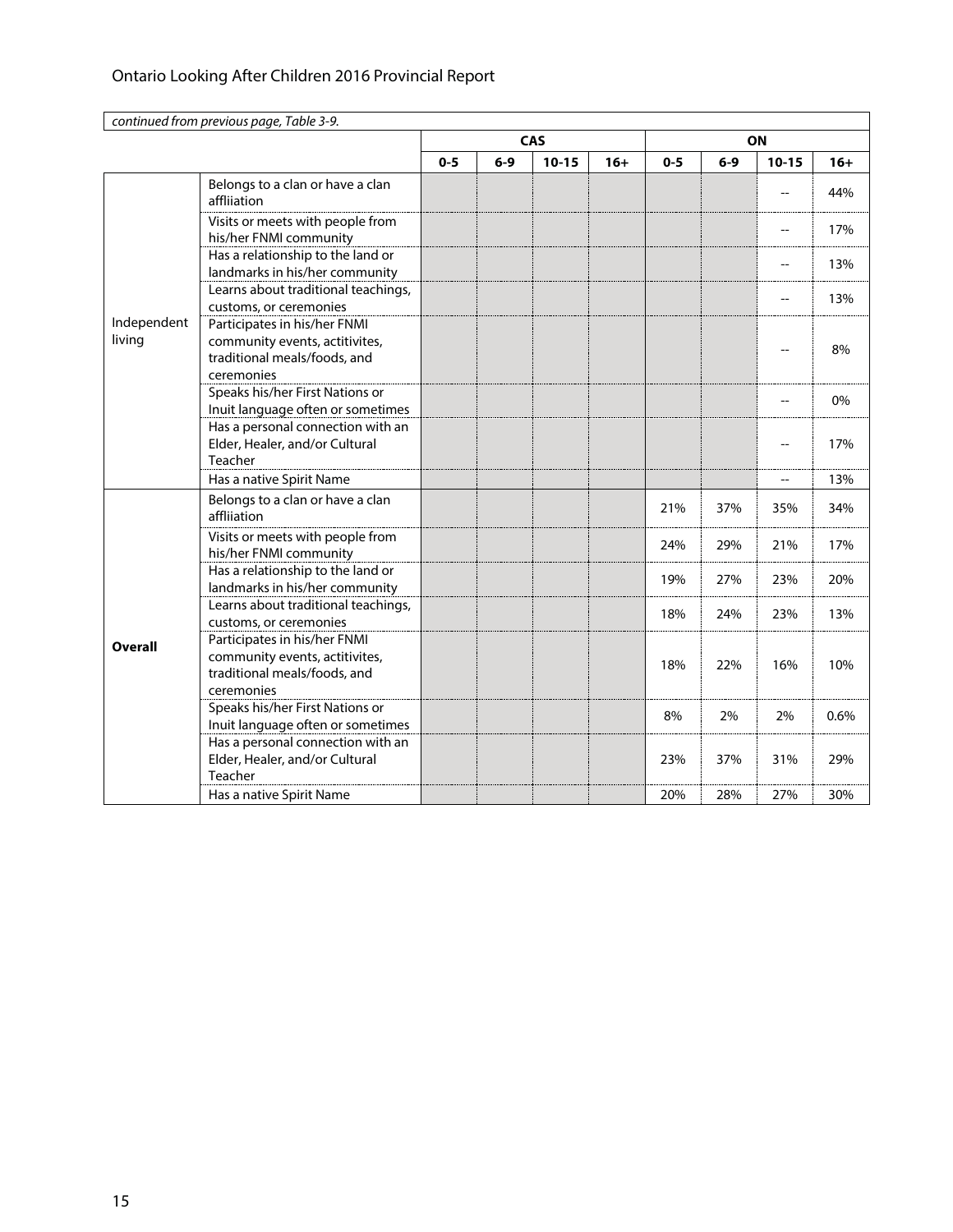*continued from previous page, Table 3-9.*

| | | CAS | | | | ON | | | |
|---|---|---|---|---|---|---|---|---|---|
| | | 0-5 | 6-9 | 10-15 | 16+ | 0-5 | 6-9 | 10-15 | 16+ |
| Independent living | Belongs to a clan or have a clan affliiation | | | | | | | -- | 44% |
| | Visits or meets with people from his/her FNMI community | | | | | | | -- | 17% |
| | Has a relationship to the land or landmarks in his/her community | | | | | | | -- | 13% |
| | Learns about traditional teachings, customs, or ceremonies | | | | | | | -- | 13% |
| | Participates in his/her FNMI community events, actitivites, traditional meals/foods, and ceremonies | | | | | | | -- | 8% |
| | Speaks his/her First Nations or Inuit language often or sometimes | | | | | | | -- | 0% |
| | Has a personal connection with an Elder, Healer, and/or Cultural Teacher | | | | | | | -- | 17% |
| | Has a native Spirit Name | | | | | | | -- | 13% |
| **Overall** | Belongs to a clan or have a clan affliiation | | | | | 21% | 37% | 35% | 34% |
| | Visits or meets with people from his/her FNMI community | | | | | 24% | 29% | 21% | 17% |
| | Has a relationship to the land or landmarks in his/her community | | | | | 19% | 27% | 23% | 20% |
| | Learns about traditional teachings, customs, or ceremonies | | | | | 18% | 24% | 23% | 13% |
| | Participates in his/her FNMI community events, actitivites, traditional meals/foods, and ceremonies | | | | | 18% | 22% | 16% | 10% |
| | Speaks his/her First Nations or Inuit language often or sometimes | | | | | 8% | 2% | 2% | 0.6% |
| | Has a personal connection with an Elder, Healer, and/or Cultural Teacher | | | | | 23% | 37% | 31% | 29% |
| | Has a native Spirit Name | | | | | 20% | 28% | 27% | 30% |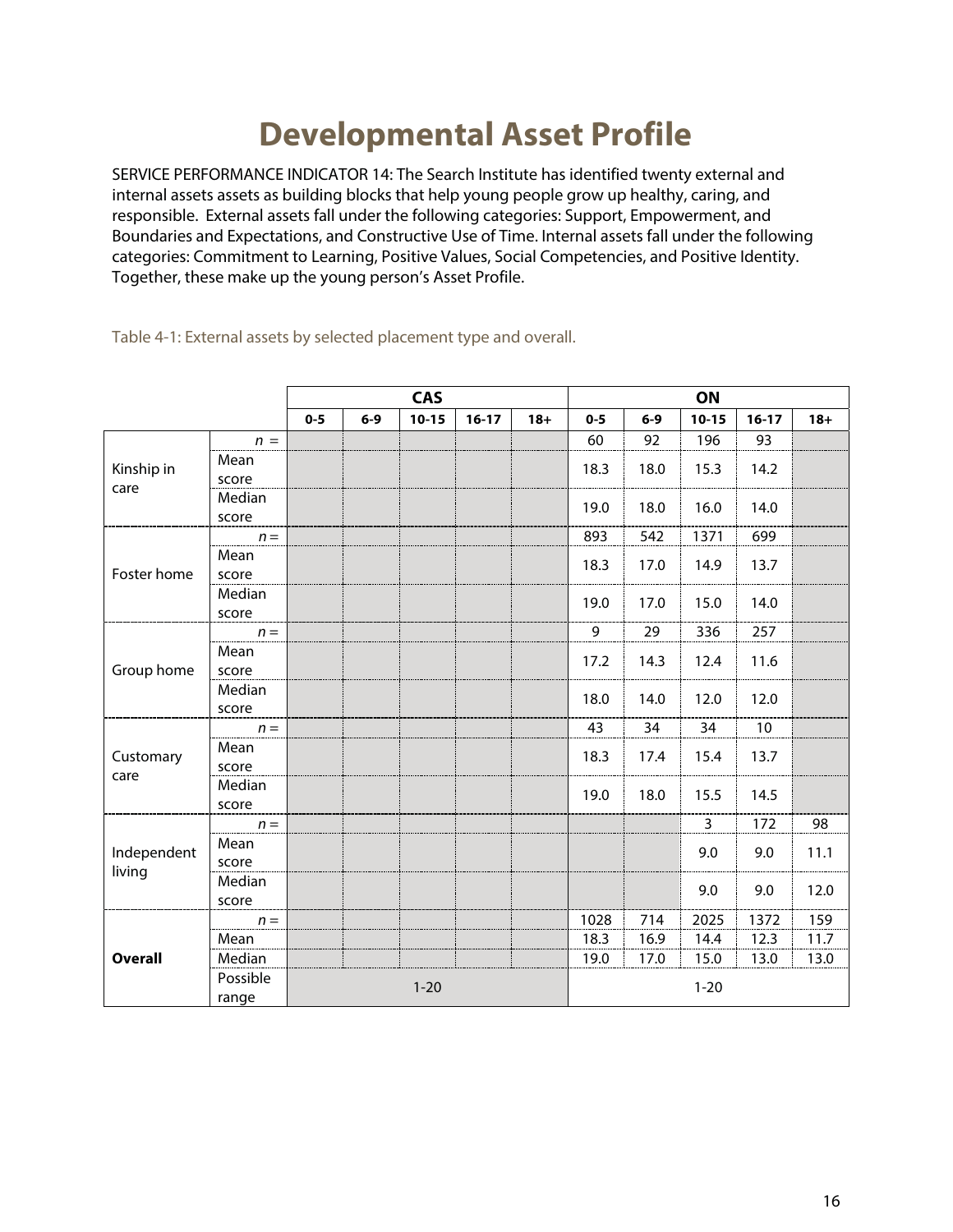# Developmental Asset Profile

SERVICE PERFORMANCE INDICATOR 14: The Search Institute has identified twenty external and internal assets assets as building blocks that help young people grow up healthy, caring, and responsible. External assets fall under the following categories: Support, Empowerment, and Boundaries and Expectations, and Constructive Use of Time. Internal assets fall under the following categories: Commitment to Learning, Positive Values, Social Competencies, and Positive Identity. Together, these make up the young person's Asset Profile.

Table 4-1: External assets by selected placement type and overall.

| | | CAS | | | | | ON | | | | |
|---|---|---|---|---|---|---|---|---|---|---|---|
| | | 0-5 | 6-9 | 10-15 | 16-17 | 18+ | 0-5 | 6-9 | 10-15 | 16-17 | 18+ |
| Kinship in care | *n* = | | | | | | 60 | 92 | 196 | 93 | |
| | Mean score | | | | | | 18.3 | 18.0 | 15.3 | 14.2 | |
| | Median score | | | | | | 19.0 | 18.0 | 16.0 | 14.0 | |
| Foster home | *n* = | | | | | | 893 | 542 | 1371 | 699 | |
| | Mean score | | | | | | 18.3 | 17.0 | 14.9 | 13.7 | |
| | Median score | | | | | | 19.0 | 17.0 | 15.0 | 14.0 | |
| Group home | *n* = | | | | | | 9 | 29 | 336 | 257 | |
| | Mean score | | | | | | 17.2 | 14.3 | 12.4 | 11.6 | |
| | Median score | | | | | | 18.0 | 14.0 | 12.0 | 12.0 | |
| Customary care | *n* = | | | | | | 43 | 34 | 34 | 10 | |
| | Mean score | | | | | | 18.3 | 17.4 | 15.4 | 13.7 | |
| | Median score | | | | | | 19.0 | 18.0 | 15.5 | 14.5 | |
| Independent living | *n* = | | | | | | | | 3 | 172 | 98 |
| | Mean score | | | | | | | | 9.0 | 9.0 | 11.1 |
| | Median score | | | | | | | | 9.0 | 9.0 | 12.0 |
| **Overall** | *n* = | | | | | | 1028 | 714 | 2025 | 1372 | 159 |
| | Mean | | | | | | 18.3 | 16.9 | 14.4 | 12.3 | 11.7 |
| | Median | | | | | | 19.0 | 17.0 | 15.0 | 13.0 | 13.0 |
| | Possible range | 1-20 | | | | | 1-20 | | | | |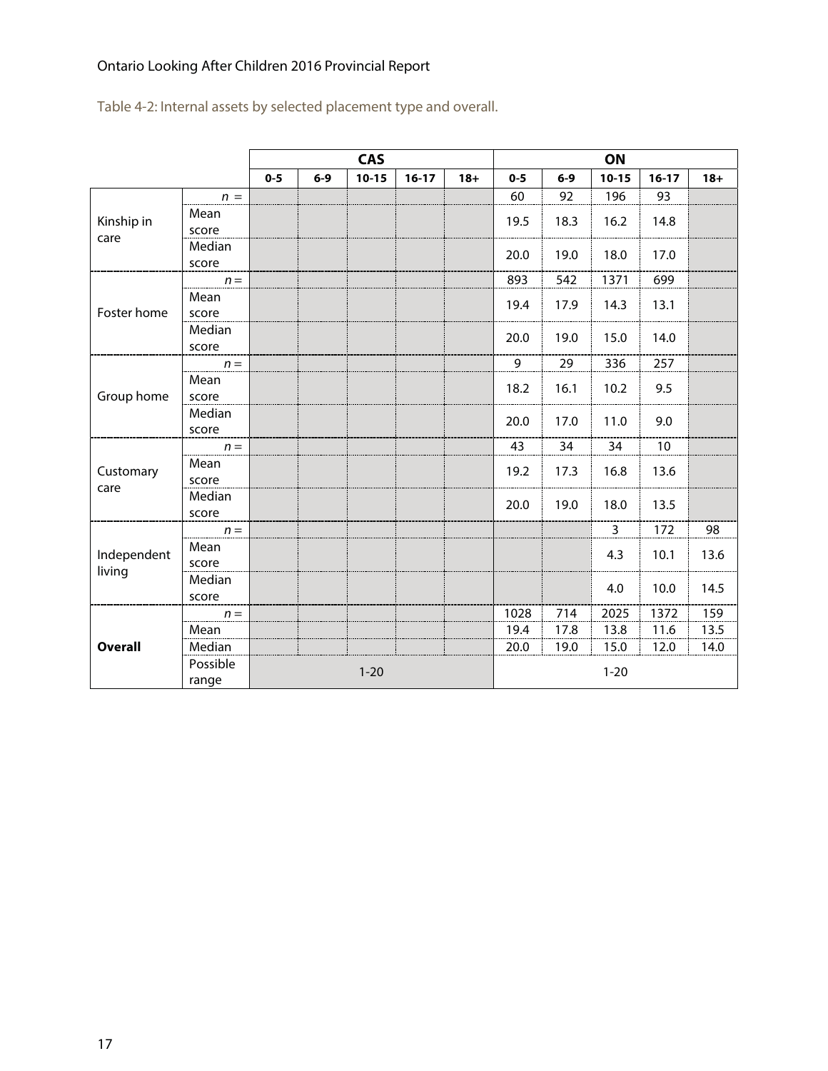Table 4-2: Internal assets by selected placement type and overall.

| | | CAS | | | | | ON | | | | |
|---|---|---|---|---|---|---|---|---|---|---|---|
| | | 0-5 | 6-9 | 10-15 | 16-17 | 18+ | 0-5 | 6-9 | 10-15 | 16-17 | 18+ |
| Kinship in care | *n* = | | | | | | 60 | 92 | 196 | 93 | |
| | Mean score | | | | | | 19.5 | 18.3 | 16.2 | 14.8 | |
| | Median score | | | | | | 20.0 | 19.0 | 18.0 | 17.0 | |
| Foster home | *n* = | | | | | | 893 | 542 | 1371 | 699 | |
| | Mean score | | | | | | 19.4 | 17.9 | 14.3 | 13.1 | |
| | Median score | | | | | | 20.0 | 19.0 | 15.0 | 14.0 | |
| Group home | *n* = | | | | | | 9 | 29 | 336 | 257 | |
| | Mean score | | | | | | 18.2 | 16.1 | 10.2 | 9.5 | |
| | Median score | | | | | | 20.0 | 17.0 | 11.0 | 9.0 | |
| Customary care | *n* = | | | | | | 43 | 34 | 34 | 10 | |
| | Mean score | | | | | | 19.2 | 17.3 | 16.8 | 13.6 | |
| | Median score | | | | | | 20.0 | 19.0 | 18.0 | 13.5 | |
| Independent living | *n* = | | | | | | | | 3 | 172 | 98 |
| | Mean score | | | | | | | | 4.3 | 10.1 | 13.6 |
| | Median score | | | | | | | | 4.0 | 10.0 | 14.5 |
| **Overall** | *n* = | | | | | | 1028 | 714 | 2025 | 1372 | 159 |
| | Mean | | | | | | 19.4 | 17.8 | 13.8 | 11.6 | 13.5 |
| | Median | | | | | | 20.0 | 19.0 | 15.0 | 12.0 | 14.0 |
| | Possible range | 1-20 | | | | | 1-20 | | | | |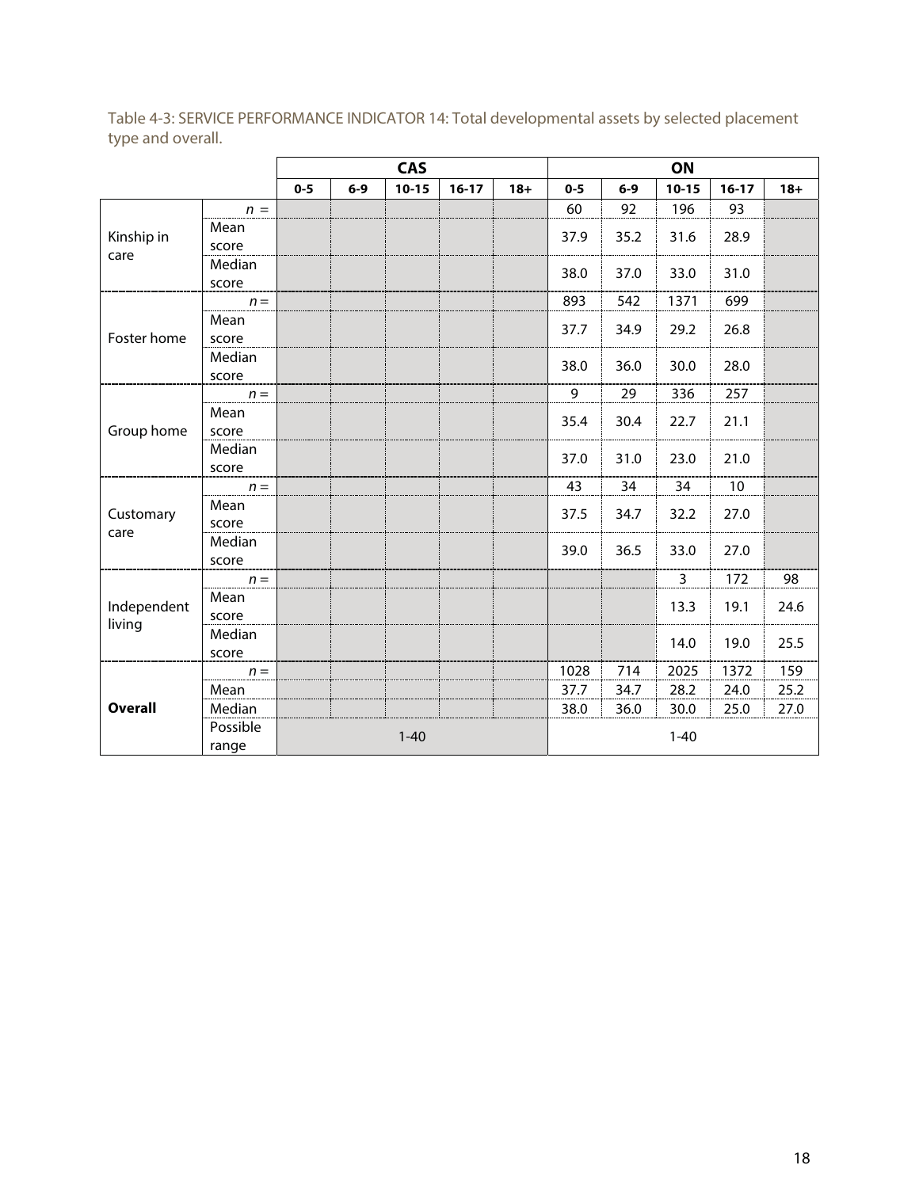Table 4-3: SERVICE PERFORMANCE INDICATOR 14: Total developmental assets by selected placement type and overall.

| | | CAS | | | | | ON | | | | |
|---|---|---|---|---|---|---|---|---|---|---|---|
| | | 0-5 | 6-9 | 10-15 | 16-17 | 18+ | 0-5 | 6-9 | 10-15 | 16-17 | 18+ |
| Kinship in care | *n* = | | | | | | 60 | 92 | 196 | 93 | |
| | Mean score | | | | | | 37.9 | 35.2 | 31.6 | 28.9 | |
| | Median score | | | | | | 38.0 | 37.0 | 33.0 | 31.0 | |
| Foster home | *n* = | | | | | | 893 | 542 | 1371 | 699 | |
| | Mean score | | | | | | 37.7 | 34.9 | 29.2 | 26.8 | |
| | Median score | | | | | | 38.0 | 36.0 | 30.0 | 28.0 | |
| Group home | *n* = | | | | | | 9 | 29 | 336 | 257 | |
| | Mean score | | | | | | 35.4 | 30.4 | 22.7 | 21.1 | |
| | Median score | | | | | | 37.0 | 31.0 | 23.0 | 21.0 | |
| Customary care | *n* = | | | | | | 43 | 34 | 34 | 10 | |
| | Mean score | | | | | | 37.5 | 34.7 | 32.2 | 27.0 | |
| | Median score | | | | | | 39.0 | 36.5 | 33.0 | 27.0 | |
| Independent living | *n* = | | | | | | | | 3 | 172 | 98 |
| | Mean score | | | | | | | | 13.3 | 19.1 | 24.6 |
| | Median score | | | | | | | | 14.0 | 19.0 | 25.5 |
| **Overall** | *n* = | | | | | | 1028 | 714 | 2025 | 1372 | 159 |
| | Mean | | | | | | 37.7 | 34.7 | 28.2 | 24.0 | 25.2 |
| | Median | | | | | | 38.0 | 36.0 | 30.0 | 25.0 | 27.0 |
| | Possible range | 1-40 | | | | | 1-40 | | | | |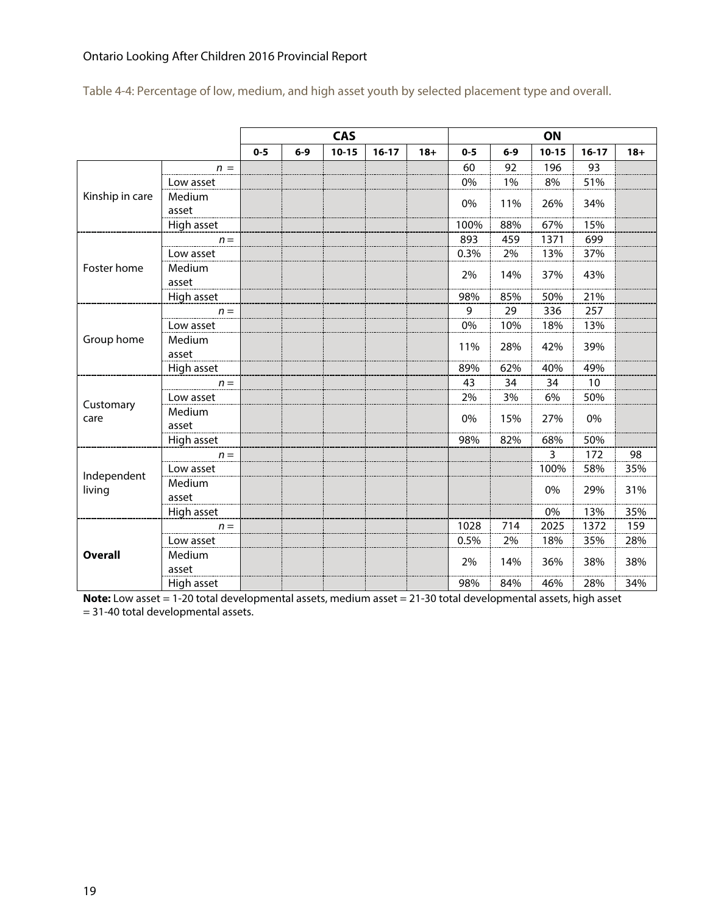Table 4-4: Percentage of low, medium, and high asset youth by selected placement type and overall.

| | | CAS | | | | | ON | | | | |
|---|---|---|---|---|---|---|---|---|---|---|---|
| | | 0-5 | 6-9 | 10-15 | 16-17 | 18+ | 0-5 | 6-9 | 10-15 | 16-17 | 18+ |
| Kinship in care | *n* = | | | | | | 60 | 92 | 196 | 93 | |
| | Low asset | | | | | | 0% | 1% | 8% | 51% | |
| | Medium asset | | | | | | 0% | 11% | 26% | 34% | |
| | High asset | | | | | | 100% | 88% | 67% | 15% | |
| Foster home | *n* = | | | | | | 893 | 459 | 1371 | 699 | |
| | Low asset | | | | | | 0.3% | 2% | 13% | 37% | |
| | Medium asset | | | | | | 2% | 14% | 37% | 43% | |
| | High asset | | | | | | 98% | 85% | 50% | 21% | |
| Group home | *n* = | | | | | | 9 | 29 | 336 | 257 | |
| | Low asset | | | | | | 0% | 10% | 18% | 13% | |
| | Medium asset | | | | | | 11% | 28% | 42% | 39% | |
| | High asset | | | | | | 89% | 62% | 40% | 49% | |
| Customary care | *n* = | | | | | | 43 | 34 | 34 | 10 | |
| | Low asset | | | | | | 2% | 3% | 6% | 50% | |
| | Medium asset | | | | | | 0% | 15% | 27% | 0% | |
| | High asset | | | | | | 98% | 82% | 68% | 50% | |
| Independent living | *n* = | | | | | | | | 3 | 172 | 98 |
| | Low asset | | | | | | | | 100% | 58% | 35% |
| | Medium asset | | | | | | | | 0% | 29% | 31% |
| | High asset | | | | | | | | 0% | 13% | 35% |
| **Overall** | *n* = | | | | | | 1028 | 714 | 2025 | 1372 | 159 |
| | Low asset | | | | | | 0.5% | 2% | 18% | 35% | 28% |
| | Medium asset | | | | | | 2% | 14% | 36% | 38% | 38% |
| | High asset | | | | | | 98% | 84% | 46% | 28% | 34% |

**Note:** Low asset = 1-20 total developmental assets, medium asset = 21-30 total developmental assets, high asset = 31-40 total developmental assets.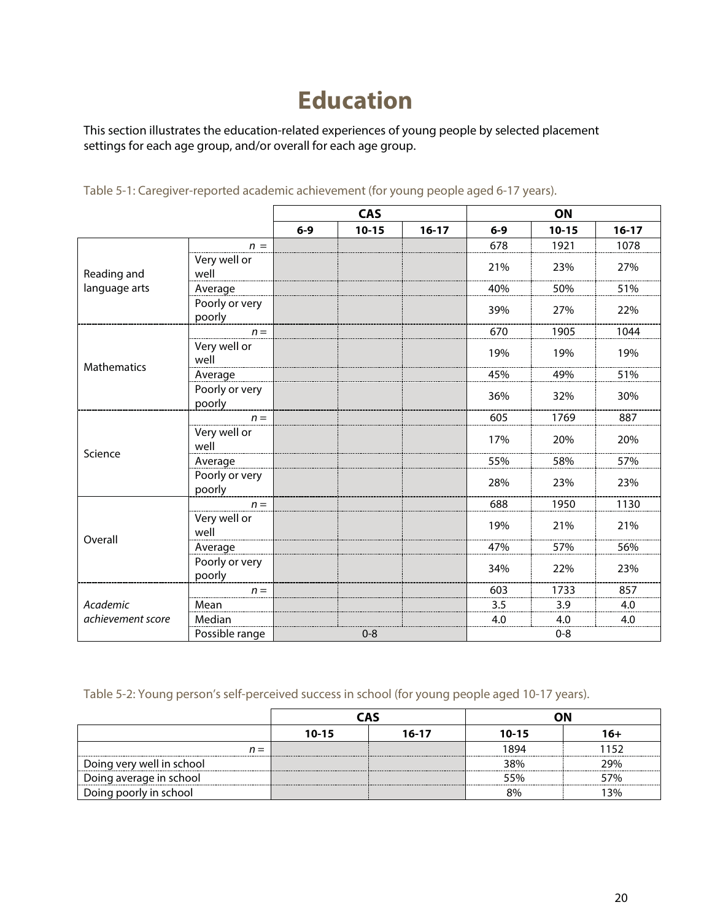# Education

This section illustrates the education-related experiences of young people by selected placement settings for each age group, and/or overall for each age group.

Table 5-1: Caregiver-reported academic achievement (for young people aged 6-17 years).

| | | CAS | | | ON | | |
|---|---|---|---|---|---|---|---|
| | | 6-9 | 10-15 | 16-17 | 6-9 | 10-15 | 16-17 |
| Reading and language arts | *n* = | | | | 678 | 1921 | 1078 |
| | Very well or well | | | | 21% | 23% | 27% |
| | Average | | | | 40% | 50% | 51% |
| | Poorly or very poorly | | | | 39% | 27% | 22% |
| Mathematics | *n* = | | | | 670 | 1905 | 1044 |
| | Very well or well | | | | 19% | 19% | 19% |
| | Average | | | | 45% | 49% | 51% |
| | Poorly or very poorly | | | | 36% | 32% | 30% |
| Science | *n* = | | | | 605 | 1769 | 887 |
| | Very well or well | | | | 17% | 20% | 20% |
| | Average | | | | 55% | 58% | 57% |
| | Poorly or very poorly | | | | 28% | 23% | 23% |
| Overall | *n* = | | | | 688 | 1950 | 1130 |
| | Very well or well | | | | 19% | 21% | 21% |
| | Average | | | | 47% | 57% | 56% |
| | Poorly or very poorly | | | | 34% | 22% | 23% |
| *Academic achievement score* | *n* = | | | | 603 | 1733 | 857 |
| | Mean | | | | 3.5 | 3.9 | 4.0 |
| | Median | | | | 4.0 | 4.0 | 4.0 |
| | Possible range | 0-8 | | | 0-8 | | |

Table 5-2: Young person's self-perceived success in school (for young people aged 10-17 years).

| | CAS | | ON | |
|---|---|---|---|---|
| | 10-15 | 16-17 | 10-15 | 16+ |
| *n* = | | | 1894 | 1152 |
| Doing very well in school | | | 38% | 29% |
| Doing average in school | | | 55% | 57% |
| Doing poorly in school | | | 8% | 13% |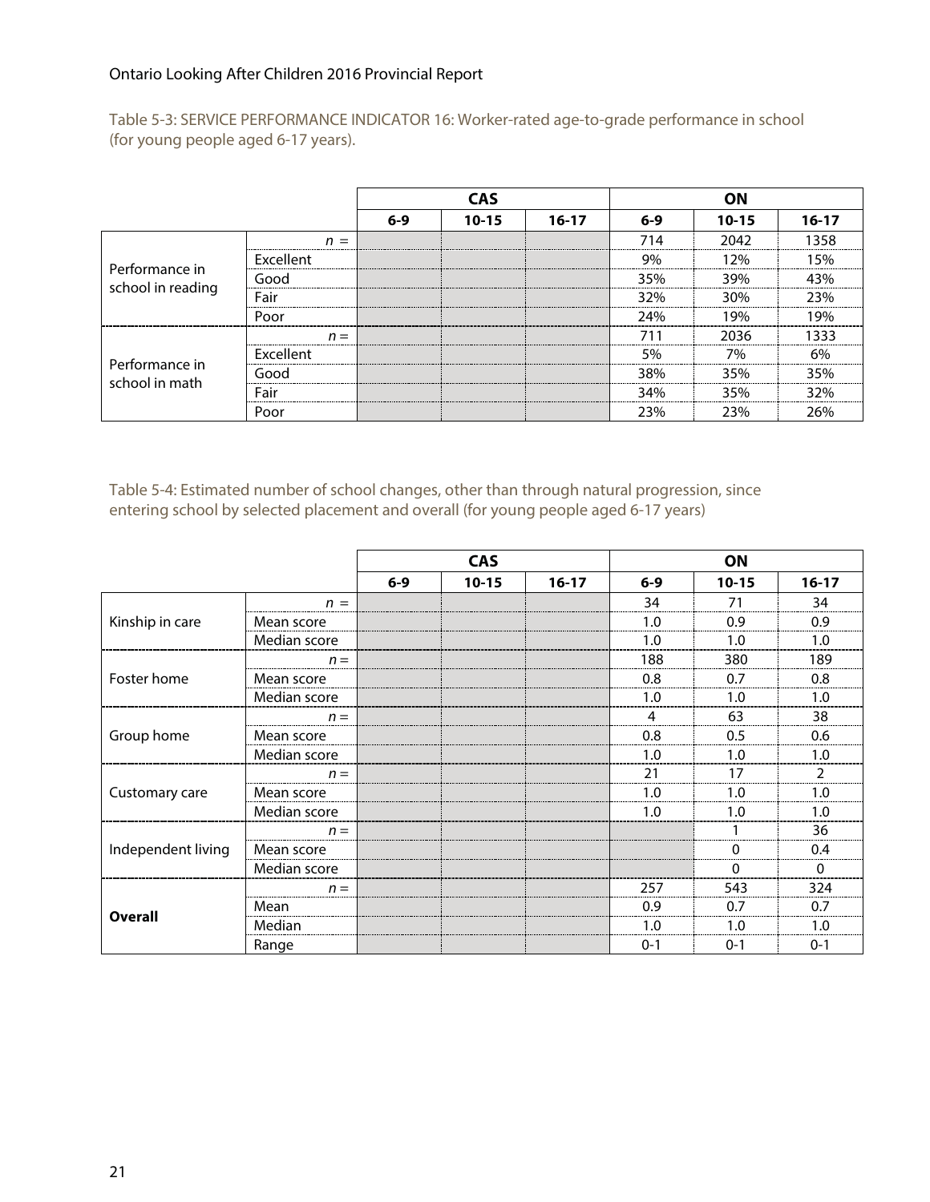Table 5-3: SERVICE PERFORMANCE INDICATOR 16: Worker-rated age-to-grade performance in school (for young people aged 6-17 years).

| | | CAS | | | ON | | |
|---|---|---|---|---|---|---|---|
| | | 6-9 | 10-15 | 16-17 | 6-9 | 10-15 | 16-17 |
| Performance in school in reading | *n* = | | | | 714 | 2042 | 1358 |
| | Excellent | | | | 9% | 12% | 15% |
| | Good | | | | 35% | 39% | 43% |
| | Fair | | | | 32% | 30% | 23% |
| | Poor | | | | 24% | 19% | 19% |
| Performance in school in math | *n* = | | | | 711 | 2036 | 1333 |
| | Excellent | | | | 5% | 7% | 6% |
| | Good | | | | 38% | 35% | 35% |
| | Fair | | | | 34% | 35% | 32% |
| | Poor | | | | 23% | 23% | 26% |

Table 5-4: Estimated number of school changes, other than through natural progression, since entering school by selected placement and overall (for young people aged 6-17 years)

| | | CAS | | | ON | | |
|---|---|---|---|---|---|---|---|
| | | 6-9 | 10-15 | 16-17 | 6-9 | 10-15 | 16-17 |
| Kinship in care | *n* = | | | | 34 | 71 | 34 |
| | Mean score | | | | 1.0 | 0.9 | 0.9 |
| | Median score | | | | 1.0 | 1.0 | 1.0 |
| Foster home | *n* = | | | | 188 | 380 | 189 |
| | Mean score | | | | 0.8 | 0.7 | 0.8 |
| | Median score | | | | 1.0 | 1.0 | 1.0 |
| Group home | *n* = | | | | 4 | 63 | 38 |
| | Mean score | | | | 0.8 | 0.5 | 0.6 |
| | Median score | | | | 1.0 | 1.0 | 1.0 |
| Customary care | *n* = | | | | 21 | 17 | 2 |
| | Mean score | | | | 1.0 | 1.0 | 1.0 |
| | Median score | | | | 1.0 | 1.0 | 1.0 |
| Independent living | *n* = | | | | | 1 | 36 |
| | Mean score | | | | | 0 | 0.4 |
| | Median score | | | | | 0 | 0 |
| **Overall** | *n* = | | | | 257 | 543 | 324 |
| | Mean | | | | 0.9 | 0.7 | 0.7 |
| | Median | | | | 1.0 | 1.0 | 1.0 |
| | Range | | | | 0-1 | 0-1 | 0-1 |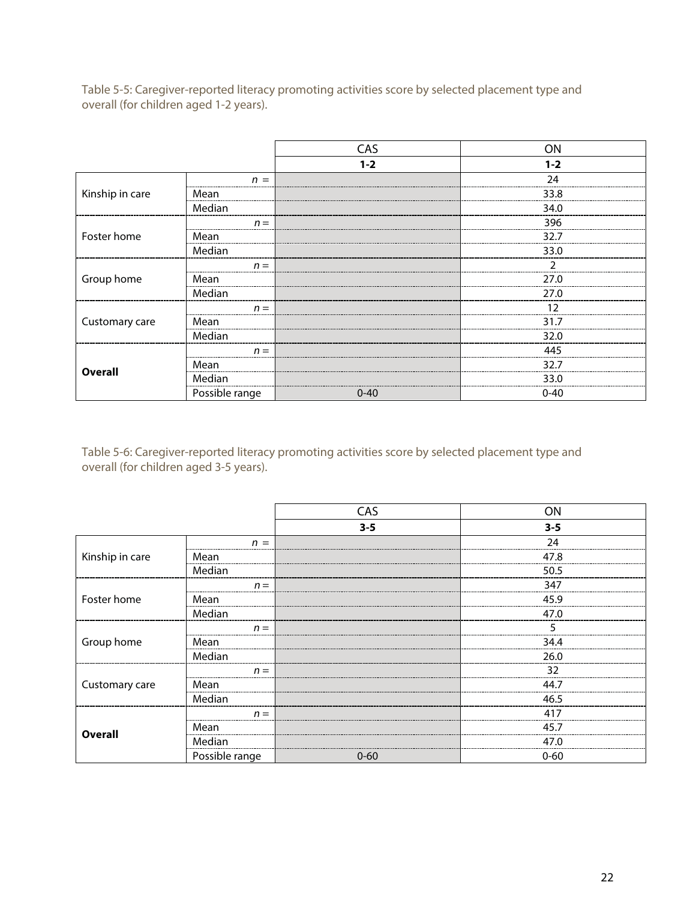Table 5-5: Caregiver-reported literacy promoting activities score by selected placement type and overall (for children aged 1-2 years).

| | | CAS | ON |
|---|---|---|---|
| | | **1-2** | **1-2** |
| Kinship in care | $n =$ | | 24 |
| | Mean | | 33.8 |
| | Median | | 34.0 |
| Foster home | $n =$ | | 396 |
| | Mean | | 32.7 |
| | Median | | 33.0 |
| Group home | $n =$ | | 2 |
| | Mean | | 27.0 |
| | Median | | 27.0 |
| Customary care | $n =$ | | 12 |
| | Mean | | 31.7 |
| | Median | | 32.0 |
| **Overall** | $n =$ | | 445 |
| | Mean | | 32.7 |
| | Median | | 33.0 |
| | Possible range | 0-40 | 0-40 |

Table 5-6: Caregiver-reported literacy promoting activities score by selected placement type and overall (for children aged 3-5 years).

| | | CAS | ON |
|---|---|---|---|
| | | **3-5** | **3-5** |
| Kinship in care | $n =$ | | 24 |
| | Mean | | 47.8 |
| | Median | | 50.5 |
| Foster home | $n =$ | | 347 |
| | Mean | | 45.9 |
| | Median | | 47.0 |
| Group home | $n =$ | | 5 |
| | Mean | | 34.4 |
| | Median | | 26.0 |
| Customary care | $n =$ | | 32 |
| | Mean | | 44.7 |
| | Median | | 46.5 |
| **Overall** | $n =$ | | 417 |
| | Mean | | 45.7 |
| | Median | | 47.0 |
| | Possible range | 0-60 | 0-60 |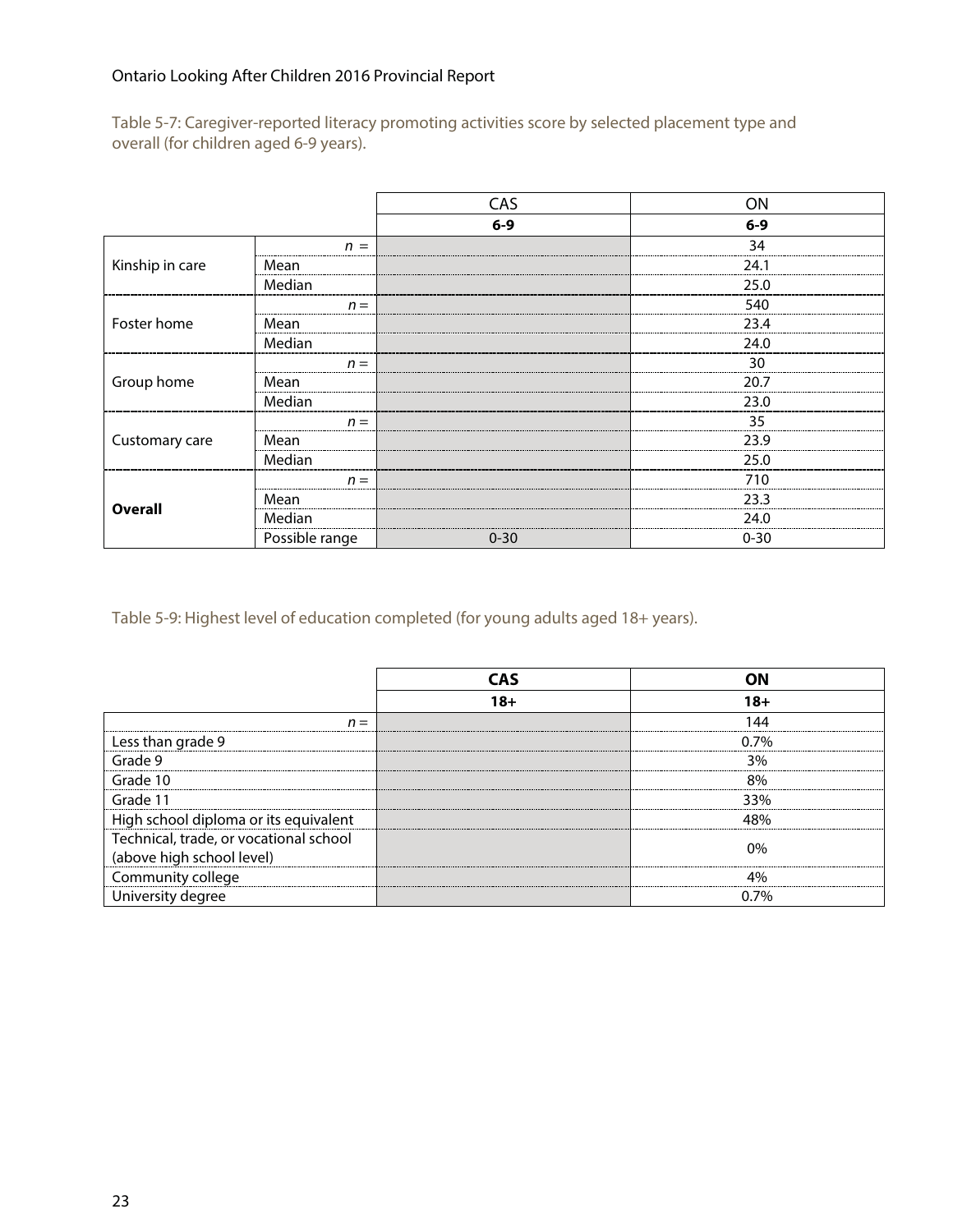Table 5-7: Caregiver-reported literacy promoting activities score by selected placement type and overall (for children aged 6-9 years).

| | | CAS | ON |
|---|---|---|---|
| | | **6-9** | **6-9** |
| Kinship in care | *n* = | | 34 |
| | Mean | | 24.1 |
| | Median | | 25.0 |
| Foster home | *n* = | | 540 |
| | Mean | | 23.4 |
| | Median | | 24.0 |
| Group home | *n* = | | 30 |
| | Mean | | 20.7 |
| | Median | | 23.0 |
| Customary care | *n* = | | 35 |
| | Mean | | 23.9 |
| | Median | | 25.0 |
| **Overall** | *n* = | | 710 |
| | Mean | | 23.3 |
| | Median | | 24.0 |
| | Possible range | 0-30 | 0-30 |

Table 5-9: Highest level of education completed (for young adults aged 18+ years).

| | **CAS** | **ON** |
|---|---|---|
| | **18+** | **18+** |
| *n* = | | 144 |
| Less than grade 9 | | 0.7% |
| Grade 9 | | 3% |
| Grade 10 | | 8% |
| Grade 11 | | 33% |
| High school diploma or its equivalent | | 48% |
| Technical, trade, or vocational school (above high school level) | | 0% |
| Community college | | 4% |
| University degree | | 0.7% |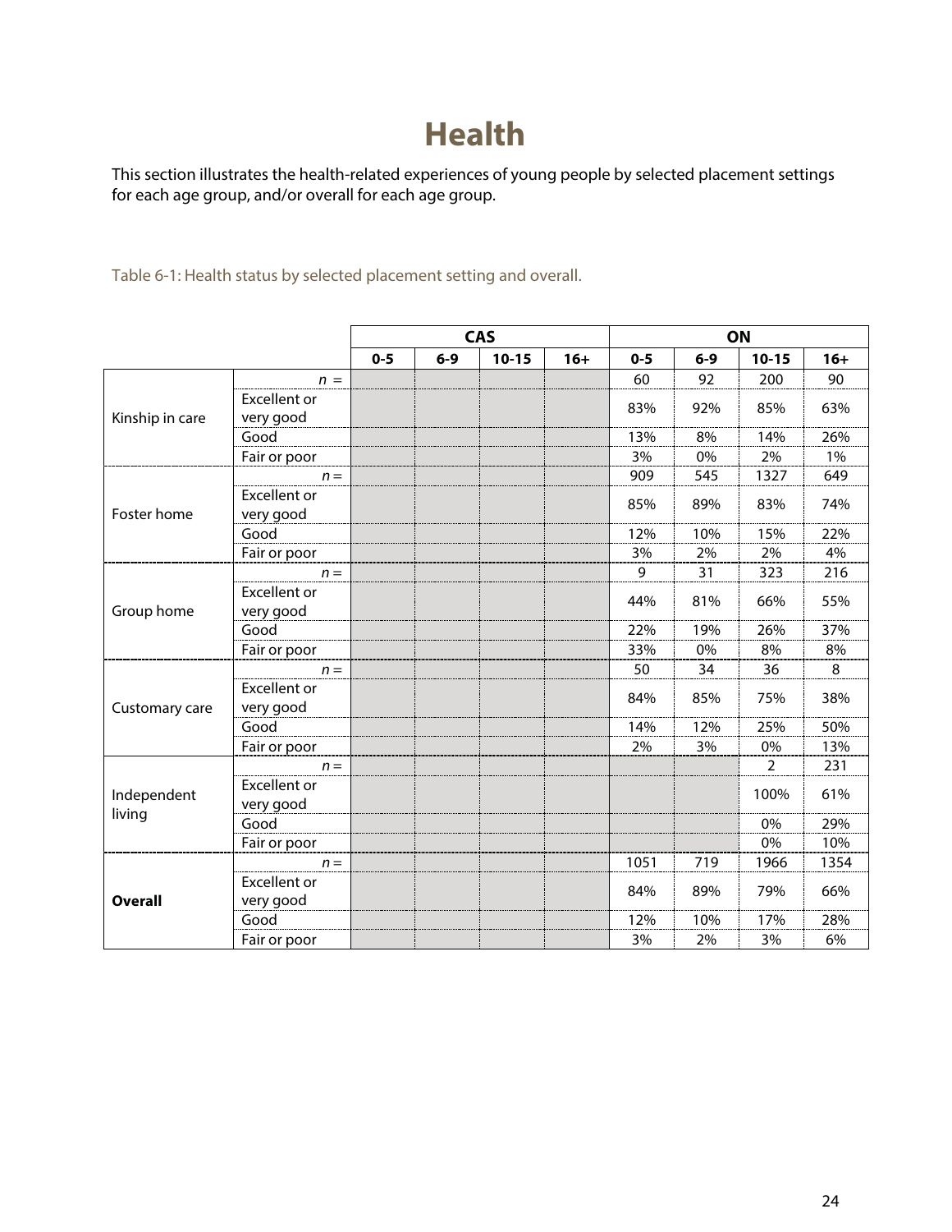# Health

This section illustrates the health-related experiences of young people by selected placement settings for each age group, and/or overall for each age group.

Table 6-1: Health status by selected placement setting and overall.

| | | CAS | | | | ON | | | |
|---|---|---|---|---|---|---|---|---|---|
| | | 0-5 | 6-9 | 10-15 | 16+ | 0-5 | 6-9 | 10-15 | 16+ |
| Kinship in care | *n* = | | | | | 60 | 92 | 200 | 90 |
| | Excellent or very good | | | | | 83% | 92% | 85% | 63% |
| | Good | | | | | 13% | 8% | 14% | 26% |
| | Fair or poor | | | | | 3% | 0% | 2% | 1% |
| Foster home | *n* = | | | | | 909 | 545 | 1327 | 649 |
| | Excellent or very good | | | | | 85% | 89% | 83% | 74% |
| | Good | | | | | 12% | 10% | 15% | 22% |
| | Fair or poor | | | | | 3% | 2% | 2% | 4% |
| Group home | *n* = | | | | | 9 | 31 | 323 | 216 |
| | Excellent or very good | | | | | 44% | 81% | 66% | 55% |
| | Good | | | | | 22% | 19% | 26% | 37% |
| | Fair or poor | | | | | 33% | 0% | 8% | 8% |
| Customary care | *n* = | | | | | 50 | 34 | 36 | 8 |
| | Excellent or very good | | | | | 84% | 85% | 75% | 38% |
| | Good | | | | | 14% | 12% | 25% | 50% |
| | Fair or poor | | | | | 2% | 3% | 0% | 13% |
| Independent living | *n* = | | | | | | | 2 | 231 |
| | Excellent or very good | | | | | | | 100% | 61% |
| | Good | | | | | | | 0% | 29% |
| | Fair or poor | | | | | | | 0% | 10% |
| **Overall** | *n* = | | | | | 1051 | 719 | 1966 | 1354 |
| | Excellent or very good | | | | | 84% | 89% | 79% | 66% |
| | Good | | | | | 12% | 10% | 17% | 28% |
| | Fair or poor | | | | | 3% | 2% | 3% | 6% |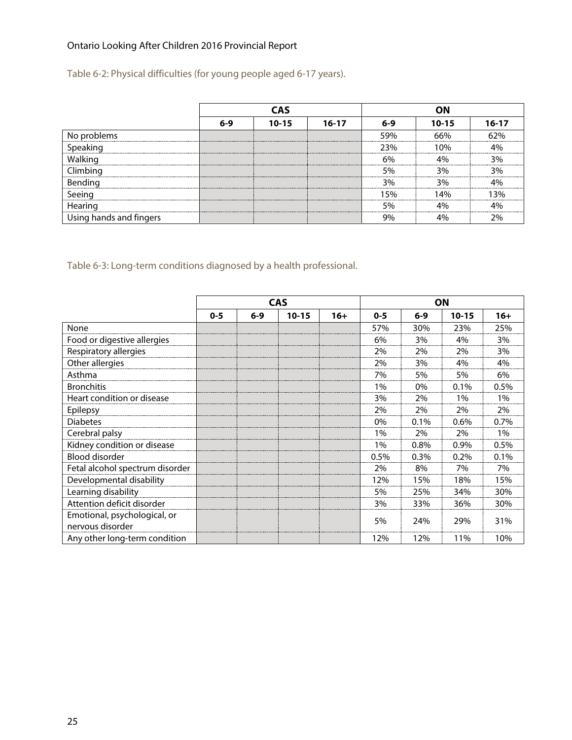Table 6-2: Physical difficulties (for young people aged 6-17 years).

| | CAS | | | ON | | |
|---|---|---|---|---|---|---|
| | 6-9 | 10-15 | 16-17 | 6-9 | 10-15 | 16-17 |
| No problems | | | | 59% | 66% | 62% |
| Speaking | | | | 23% | 10% | 4% |
| Walking | | | | 6% | 4% | 3% |
| Climbing | | | | 5% | 3% | 3% |
| Bending | | | | 3% | 3% | 4% |
| Seeing | | | | 15% | 14% | 13% |
| Hearing | | | | 5% | 4% | 4% |
| Using hands and fingers | | | | 9% | 4% | 2% |

Table 6-3: Long-term conditions diagnosed by a health professional.

| | CAS | | | | ON | | | |
|---|---|---|---|---|---|---|---|---|
| | 0-5 | 6-9 | 10-15 | 16+ | 0-5 | 6-9 | 10-15 | 16+ |
| None | | | | | 57% | 30% | 23% | 25% |
| Food or digestive allergies | | | | | 6% | 3% | 4% | 3% |
| Respiratory allergies | | | | | 2% | 2% | 2% | 3% |
| Other allergies | | | | | 2% | 3% | 4% | 4% |
| Asthma | | | | | 7% | 5% | 5% | 6% |
| Bronchitis | | | | | 1% | 0% | 0.1% | 0.5% |
| Heart condition or disease | | | | | 3% | 2% | 1% | 1% |
| Epilepsy | | | | | 2% | 2% | 2% | 2% |
| Diabetes | | | | | 0% | 0.1% | 0.6% | 0.7% |
| Cerebral palsy | | | | | 1% | 2% | 2% | 1% |
| Kidney condition or disease | | | | | 1% | 0.8% | 0.9% | 0.5% |
| Blood disorder | | | | | 0.5% | 0.3% | 0.2% | 0.1% |
| Fetal alcohol spectrum disorder | | | | | 2% | 8% | 7% | 7% |
| Developmental disability | | | | | 12% | 15% | 18% | 15% |
| Learning disability | | | | | 5% | 25% | 34% | 30% |
| Attention deficit disorder | | | | | 3% | 33% | 36% | 30% |
| Emotional, psychological, or nervous disorder | | | | | 5% | 24% | 29% | 31% |
| Any other long-term condition | | | | | 12% | 12% | 11% | 10% |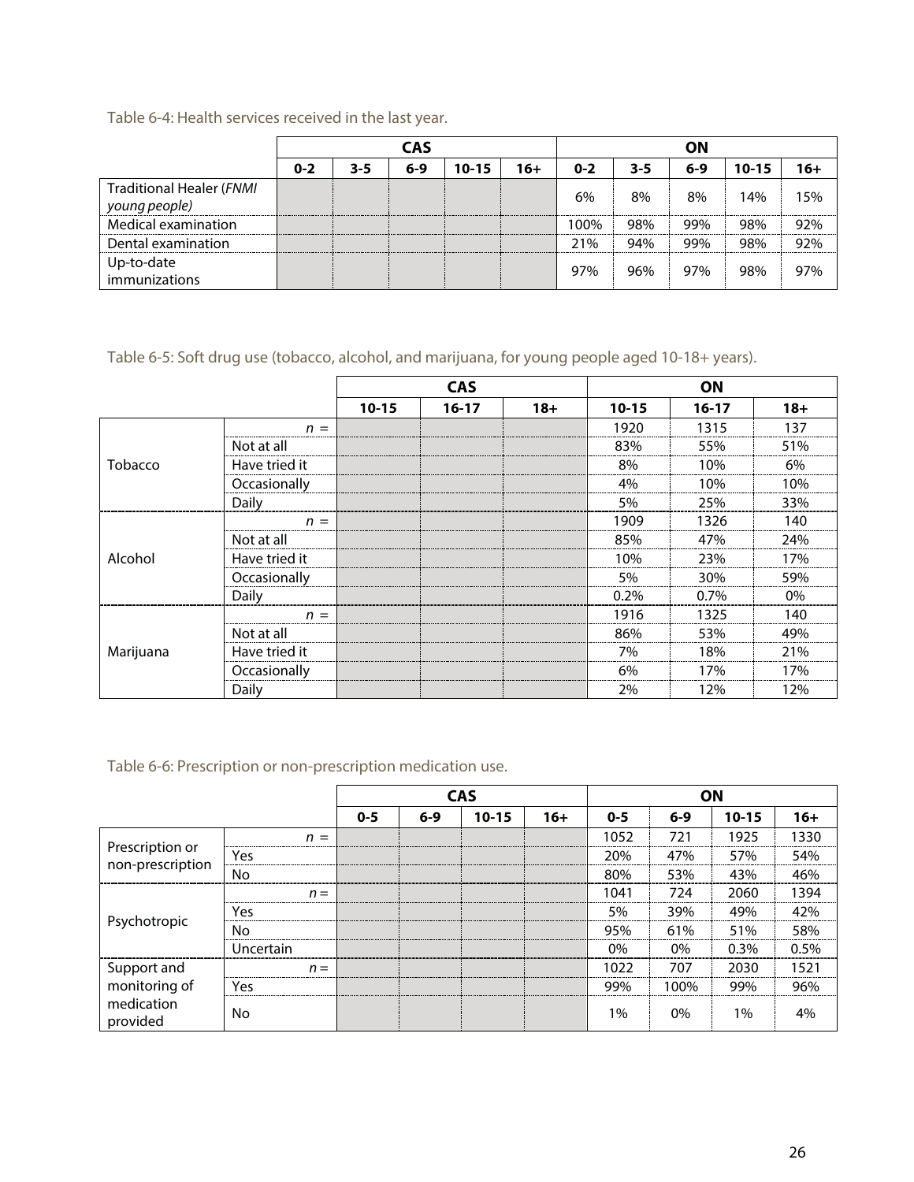Table 6-4: Health services received in the last year.

| | CAS | | | | | ON | | | | |
|---|---|---|---|---|---|---|---|---|---|---|
| | 0-2 | 3-5 | 6-9 | 10-15 | 16+ | 0-2 | 3-5 | 6-9 | 10-15 | 16+ |
| Traditional Healer (*FNMI young people*) | | | | | | 6% | 8% | 8% | 14% | 15% |
| Medical examination | | | | | | 100% | 98% | 99% | 98% | 92% |
| Dental examination | | | | | | 21% | 94% | 99% | 98% | 92% |
| Up-to-date immunizations | | | | | | 97% | 96% | 97% | 98% | 97% |

Table 6-5: Soft drug use (tobacco, alcohol, and marijuana, for young people aged 10-18+ years).

| | | CAS | | | ON | | |
|---|---|---|---|---|---|---|---|
| | | 10-15 | 16-17 | 18+ | 10-15 | 16-17 | 18+ |
| Tobacco | *n* = | | | | 1920 | 1315 | 137 |
| | Not at all | | | | 83% | 55% | 51% |
| | Have tried it | | | | 8% | 10% | 6% |
| | Occasionally | | | | 4% | 10% | 10% |
| | Daily | | | | 5% | 25% | 33% |
| Alcohol | *n* = | | | | 1909 | 1326 | 140 |
| | Not at all | | | | 85% | 47% | 24% |
| | Have tried it | | | | 10% | 23% | 17% |
| | Occasionally | | | | 5% | 30% | 59% |
| | Daily | | | | 0.2% | 0.7% | 0% |
| Marijuana | *n* = | | | | 1916 | 1325 | 140 |
| | Not at all | | | | 86% | 53% | 49% |
| | Have tried it | | | | 7% | 18% | 21% |
| | Occasionally | | | | 6% | 17% | 17% |
| | Daily | | | | 2% | 12% | 12% |

Table 6-6: Prescription or non-prescription medication use.

| | | CAS | | | | ON | | | |
|---|---|---|---|---|---|---|---|---|---|
| | | 0-5 | 6-9 | 10-15 | 16+ | 0-5 | 6-9 | 10-15 | 16+ |
| Prescription or non-prescription | *n* = | | | | | 1052 | 721 | 1925 | 1330 |
| | Yes | | | | | 20% | 47% | 57% | 54% |
| | No | | | | | 80% | 53% | 43% | 46% |
| Psychotropic | *n* = | | | | | 1041 | 724 | 2060 | 1394 |
| | Yes | | | | | 5% | 39% | 49% | 42% |
| | No | | | | | 95% | 61% | 51% | 58% |
| | Uncertain | | | | | 0% | 0% | 0.3% | 0.5% |
| Support and monitoring of medication provided | *n* = | | | | | 1022 | 707 | 2030 | 1521 |
| | Yes | | | | | 99% | 100% | 99% | 96% |
| | No | | | | | 1% | 0% | 1% | 4% |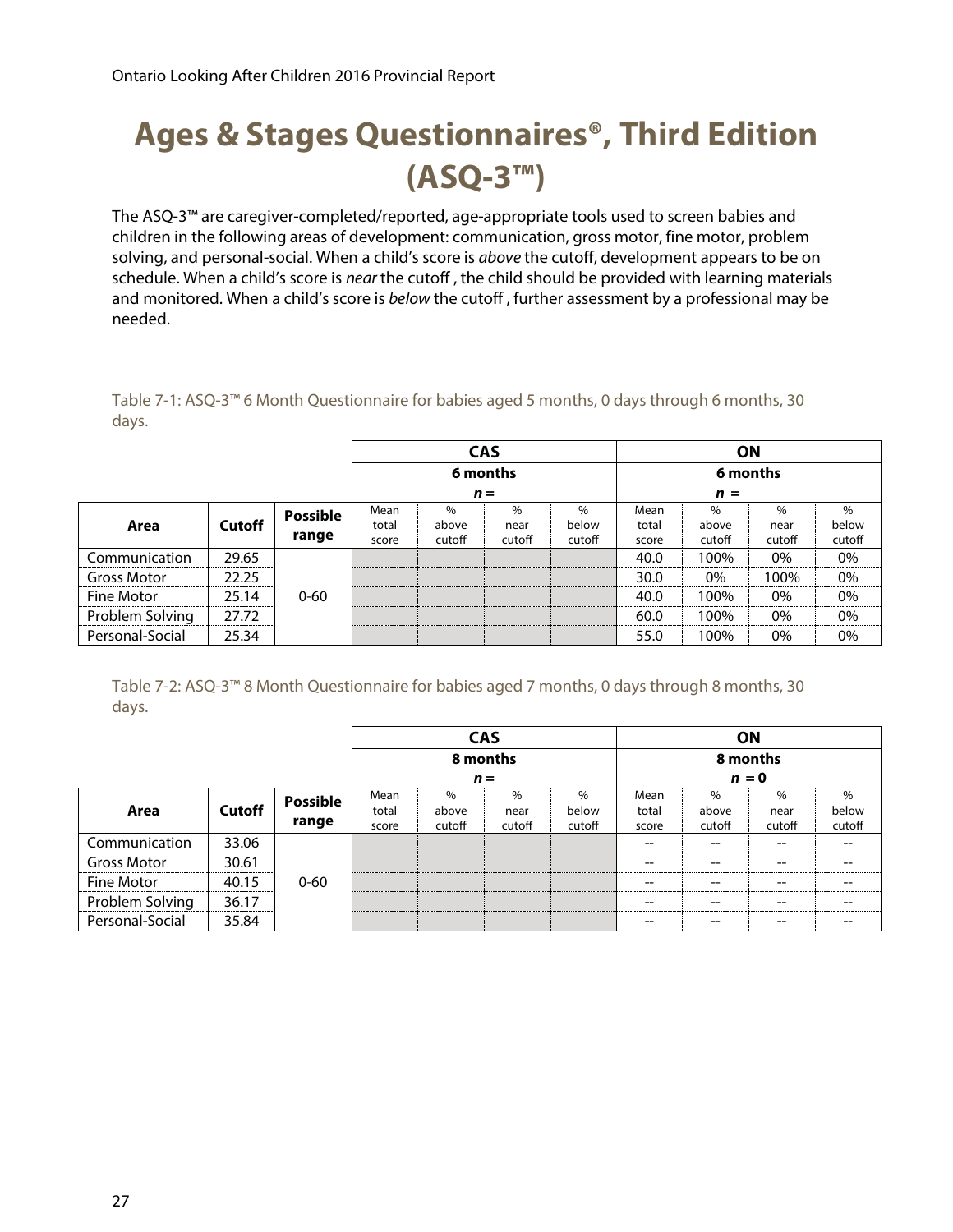# Ages & Stages Questionnaires®, Third Edition (ASQ-3™)

The ASQ-3™ are caregiver-completed/reported, age-appropriate tools used to screen babies and children in the following areas of development: communication, gross motor, fine motor, problem solving, and personal-social. When a child's score is *above* the cutoff, development appears to be on schedule. When a child's score is *near* the cutoff , the child should be provided with learning materials and monitored. When a child's score is *below* the cutoff , further assessment by a professional may be needed.

Table 7-1: ASQ-3™ 6 Month Questionnaire for babies aged 5 months, 0 days through 6 months, 30 days.

| | | | **CAS** | | | | **ON** | | | |
|---|---|---|---|---|---|---|---|---|---|---|
| | | | **6 months** *n* = | | | | **6 months** *n* = | | | |
| **Area** | **Cutoff** | **Possible range** | Mean total score | % above cutoff | % near cutoff | % below cutoff | Mean total score | % above cutoff | % near cutoff | % below cutoff |
| Communication | 29.65 | 0-60 | | | | | 40.0 | 100% | 0% | 0% |
| Gross Motor | 22.25 | | | | | | 30.0 | 0% | 100% | 0% |
| Fine Motor | 25.14 | | | | | | 40.0 | 100% | 0% | 0% |
| Problem Solving | 27.72 | | | | | | 60.0 | 100% | 0% | 0% |
| Personal-Social | 25.34 | | | | | | 55.0 | 100% | 0% | 0% |

Table 7-2: ASQ-3™ 8 Month Questionnaire for babies aged 7 months, 0 days through 8 months, 30 days.

| | | | **CAS** | | | | **ON** | | | |
|---|---|---|---|---|---|---|---|---|---|---|
| | | | **8 months** *n* = | | | | **8 months** *n* = **0** | | | |
| **Area** | **Cutoff** | **Possible range** | Mean total score | % above cutoff | % near cutoff | % below cutoff | Mean total score | % above cutoff | % near cutoff | % below cutoff |
| Communication | 33.06 | 0-60 | | | | | -- | -- | -- | -- |
| Gross Motor | 30.61 | | | | | | -- | -- | -- | -- |
| Fine Motor | 40.15 | | | | | | -- | -- | -- | -- |
| Problem Solving | 36.17 | | | | | | -- | -- | -- | -- |
| Personal-Social | 35.84 | | | | | | -- | -- | -- | -- |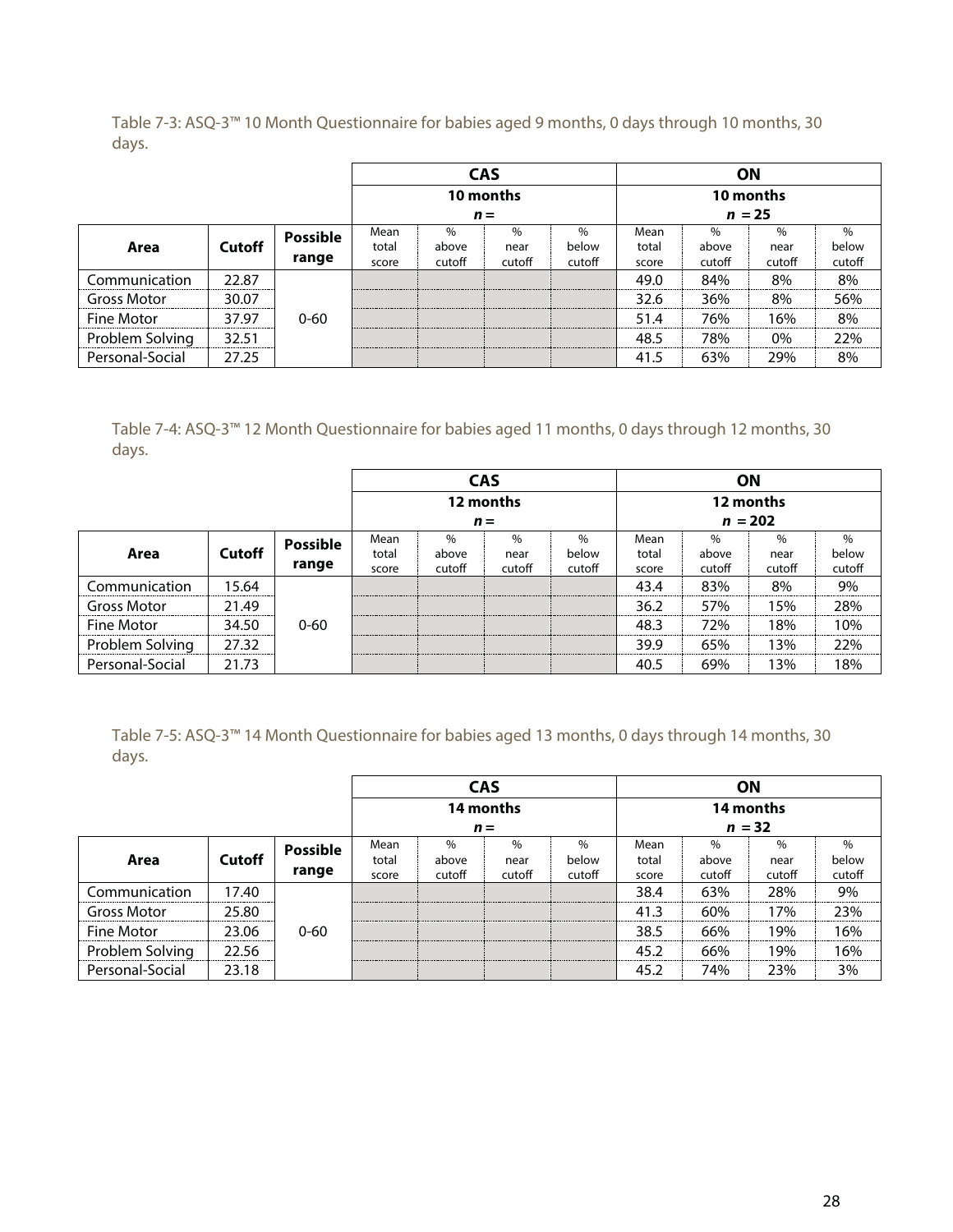Table 7-3: ASQ-3™ 10 Month Questionnaire for babies aged 9 months, 0 days through 10 months, 30 days.

| | | | CAS | | | | ON | | | |
|---|---|---|---|---|---|---|---|---|---|---|
| | | | 10 months *n* = | | | | 10 months *n* = 25 | | | |
| Area | Cutoff | Possible range | Mean total score | % above cutoff | % near cutoff | % below cutoff | Mean total score | % above cutoff | % near cutoff | % below cutoff |
| Communication | 22.87 | 0-60 | | | | | 49.0 | 84% | 8% | 8% |
| Gross Motor | 30.07 | | | | | | 32.6 | 36% | 8% | 56% |
| Fine Motor | 37.97 | | | | | | 51.4 | 76% | 16% | 8% |
| Problem Solving | 32.51 | | | | | | 48.5 | 78% | 0% | 22% |
| Personal-Social | 27.25 | | | | | | 41.5 | 63% | 29% | 8% |

Table 7-4: ASQ-3™ 12 Month Questionnaire for babies aged 11 months, 0 days through 12 months, 30 days.

| | | | CAS | | | | ON | | | |
|---|---|---|---|---|---|---|---|---|---|---|
| | | | 12 months *n* = | | | | 12 months *n* = 202 | | | |
| Area | Cutoff | Possible range | Mean total score | % above cutoff | % near cutoff | % below cutoff | Mean total score | % above cutoff | % near cutoff | % below cutoff |
| Communication | 15.64 | 0-60 | | | | | 43.4 | 83% | 8% | 9% |
| Gross Motor | 21.49 | | | | | | 36.2 | 57% | 15% | 28% |
| Fine Motor | 34.50 | | | | | | 48.3 | 72% | 18% | 10% |
| Problem Solving | 27.32 | | | | | | 39.9 | 65% | 13% | 22% |
| Personal-Social | 21.73 | | | | | | 40.5 | 69% | 13% | 18% |

Table 7-5: ASQ-3™ 14 Month Questionnaire for babies aged 13 months, 0 days through 14 months, 30 days.

| | | | CAS | | | | ON | | | |
|---|---|---|---|---|---|---|---|---|---|---|
| | | | 14 months *n* = | | | | 14 months *n* = 32 | | | |
| Area | Cutoff | Possible range | Mean total score | % above cutoff | % near cutoff | % below cutoff | Mean total score | % above cutoff | % near cutoff | % below cutoff |
| Communication | 17.40 | 0-60 | | | | | 38.4 | 63% | 28% | 9% |
| Gross Motor | 25.80 | | | | | | 41.3 | 60% | 17% | 23% |
| Fine Motor | 23.06 | | | | | | 38.5 | 66% | 19% | 16% |
| Problem Solving | 22.56 | | | | | | 45.2 | 66% | 19% | 16% |
| Personal-Social | 23.18 | | | | | | 45.2 | 74% | 23% | 3% |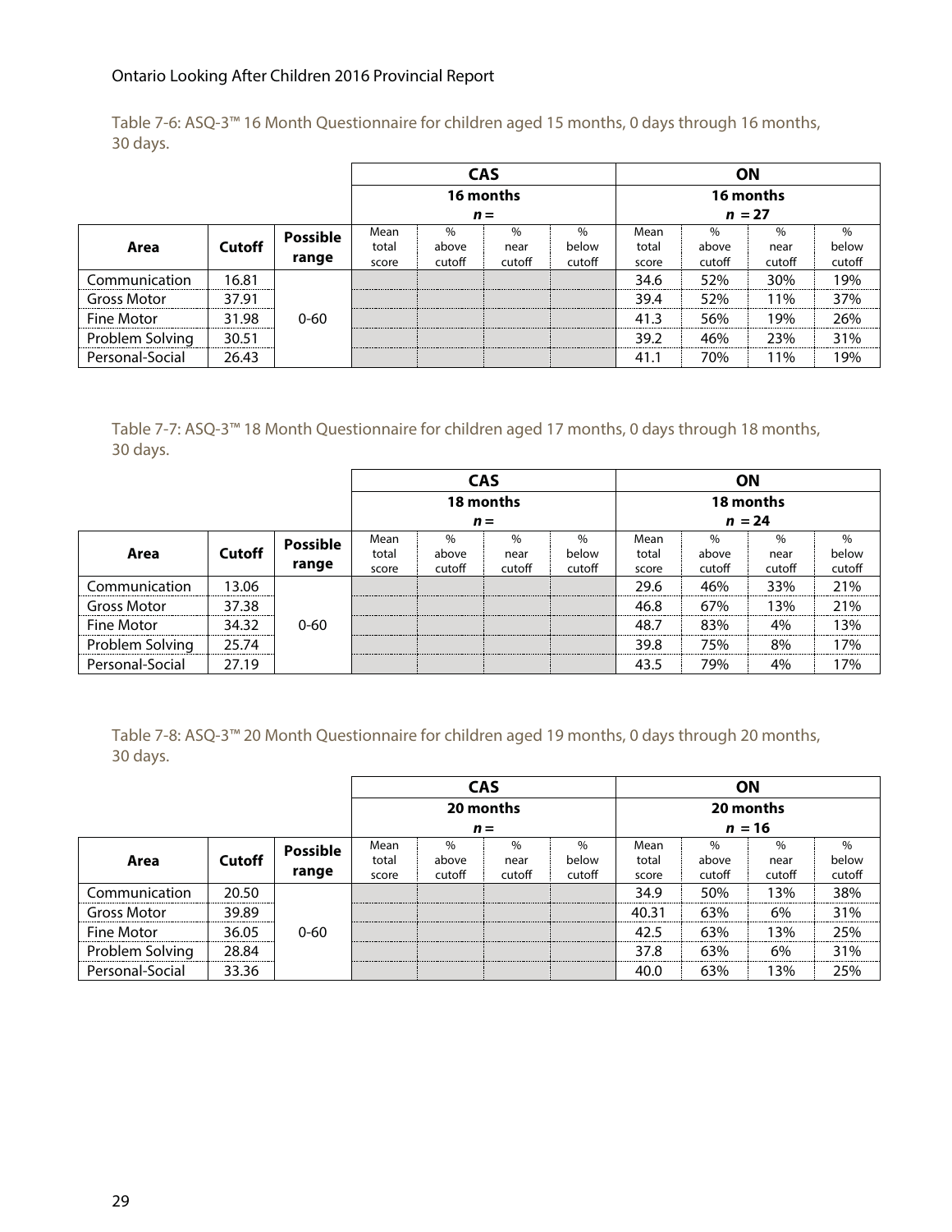Table 7-6: ASQ-3™ 16 Month Questionnaire for children aged 15 months, 0 days through 16 months, 30 days.

| | | | CAS | | | | ON | | | |
|---|---|---|---|---|---|---|---|---|---|---|
| | | | 16 months *n* = | | | | 16 months *n* = 27 | | | |
| Area | Cutoff | Possible range | Mean total score | % above cutoff | % near cutoff | % below cutoff | Mean total score | % above cutoff | % near cutoff | % below cutoff |
| Communication | 16.81 | 0-60 | | | | | 34.6 | 52% | 30% | 19% |
| Gross Motor | 37.91 | | | | | | 39.4 | 52% | 11% | 37% |
| Fine Motor | 31.98 | | | | | | 41.3 | 56% | 19% | 26% |
| Problem Solving | 30.51 | | | | | | 39.2 | 46% | 23% | 31% |
| Personal-Social | 26.43 | | | | | | 41.1 | 70% | 11% | 19% |

Table 7-7: ASQ-3™ 18 Month Questionnaire for children aged 17 months, 0 days through 18 months, 30 days.

| | | | CAS | | | | ON | | | |
|---|---|---|---|---|---|---|---|---|---|---|
| | | | 18 months *n* = | | | | 18 months *n* = 24 | | | |
| Area | Cutoff | Possible range | Mean total score | % above cutoff | % near cutoff | % below cutoff | Mean total score | % above cutoff | % near cutoff | % below cutoff |
| Communication | 13.06 | 0-60 | | | | | 29.6 | 46% | 33% | 21% |
| Gross Motor | 37.38 | | | | | | 46.8 | 67% | 13% | 21% |
| Fine Motor | 34.32 | | | | | | 48.7 | 83% | 4% | 13% |
| Problem Solving | 25.74 | | | | | | 39.8 | 75% | 8% | 17% |
| Personal-Social | 27.19 | | | | | | 43.5 | 79% | 4% | 17% |

Table 7-8: ASQ-3™ 20 Month Questionnaire for children aged 19 months, 0 days through 20 months, 30 days.

| | | | CAS | | | | ON | | | |
|---|---|---|---|---|---|---|---|---|---|---|
| | | | 20 months *n* = | | | | 20 months *n* = 16 | | | |
| Area | Cutoff | Possible range | Mean total score | % above cutoff | % near cutoff | % below cutoff | Mean total score | % above cutoff | % near cutoff | % below cutoff |
| Communication | 20.50 | 0-60 | | | | | 34.9 | 50% | 13% | 38% |
| Gross Motor | 39.89 | | | | | | 40.31 | 63% | 6% | 31% |
| Fine Motor | 36.05 | | | | | | 42.5 | 63% | 13% | 25% |
| Problem Solving | 28.84 | | | | | | 37.8 | 63% | 6% | 31% |
| Personal-Social | 33.36 | | | | | | 40.0 | 63% | 13% | 25% |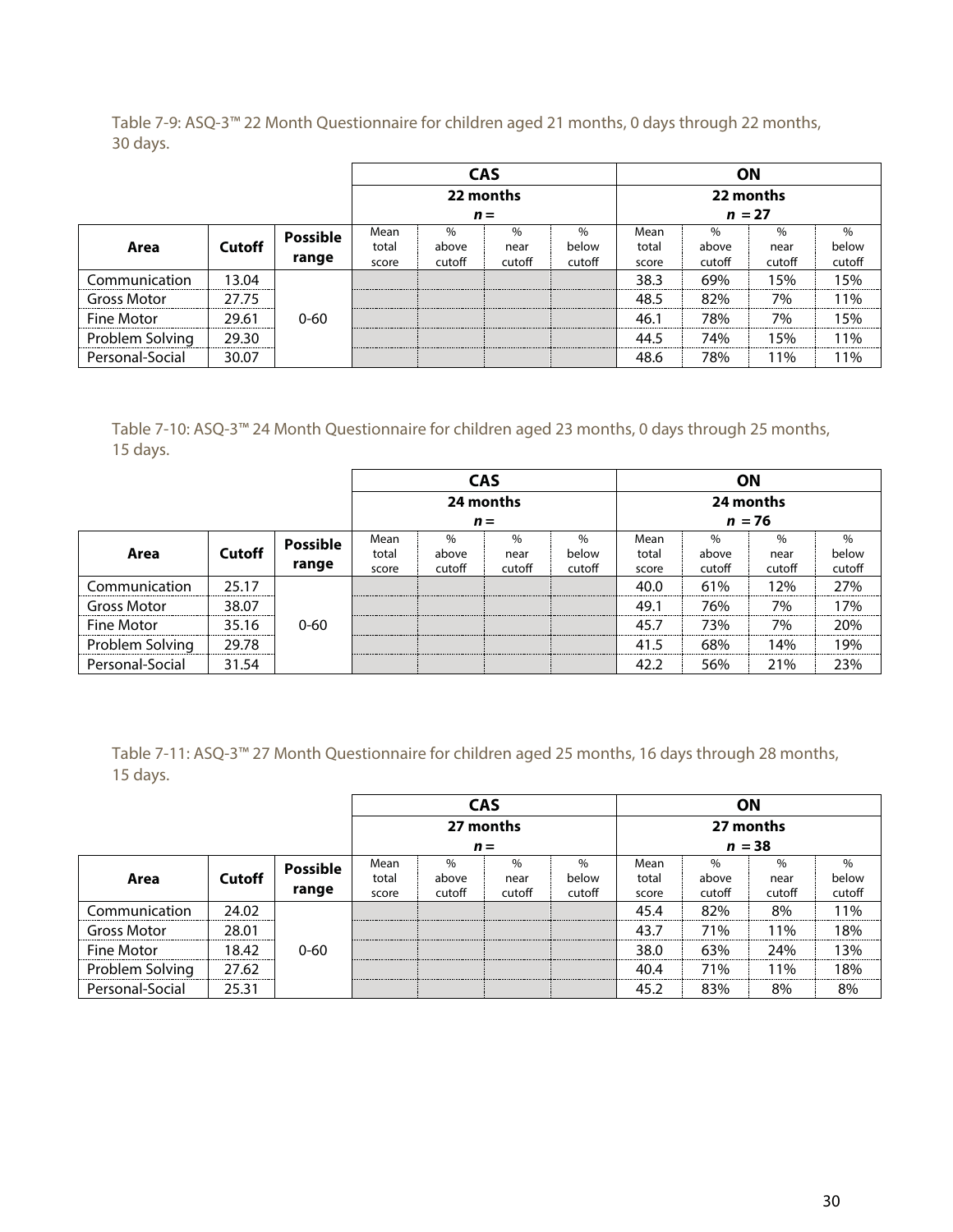Table 7-9: ASQ-3™ 22 Month Questionnaire for children aged 21 months, 0 days through 22 months, 30 days.

| | | | CAS | | | | ON | | | |
|---|---|---|---|---|---|---|---|---|---|---|
| | | | 22 months *n* = | | | | 22 months *n* = 27 | | | |
| Area | Cutoff | Possible range | Mean total score | % above cutoff | % near cutoff | % below cutoff | Mean total score | % above cutoff | % near cutoff | % below cutoff |
| Communication | 13.04 | 0-60 | | | | | 38.3 | 69% | 15% | 15% |
| Gross Motor | 27.75 | | | | | | 48.5 | 82% | 7% | 11% |
| Fine Motor | 29.61 | | | | | | 46.1 | 78% | 7% | 15% |
| Problem Solving | 29.30 | | | | | | 44.5 | 74% | 15% | 11% |
| Personal-Social | 30.07 | | | | | | 48.6 | 78% | 11% | 11% |

Table 7-10: ASQ-3™ 24 Month Questionnaire for children aged 23 months, 0 days through 25 months, 15 days.

| | | | CAS | | | | ON | | | |
|---|---|---|---|---|---|---|---|---|---|---|
| | | | 24 months *n* = | | | | 24 months *n* = 76 | | | |
| Area | Cutoff | Possible range | Mean total score | % above cutoff | % near cutoff | % below cutoff | Mean total score | % above cutoff | % near cutoff | % below cutoff |
| Communication | 25.17 | 0-60 | | | | | 40.0 | 61% | 12% | 27% |
| Gross Motor | 38.07 | | | | | | 49.1 | 76% | 7% | 17% |
| Fine Motor | 35.16 | | | | | | 45.7 | 73% | 7% | 20% |
| Problem Solving | 29.78 | | | | | | 41.5 | 68% | 14% | 19% |
| Personal-Social | 31.54 | | | | | | 42.2 | 56% | 21% | 23% |

Table 7-11: ASQ-3™ 27 Month Questionnaire for children aged 25 months, 16 days through 28 months, 15 days.

| | | | CAS | | | | ON | | | |
|---|---|---|---|---|---|---|---|---|---|---|
| | | | 27 months *n* = | | | | 27 months *n* = 38 | | | |
| Area | Cutoff | Possible range | Mean total score | % above cutoff | % near cutoff | % below cutoff | Mean total score | % above cutoff | % near cutoff | % below cutoff |
| Communication | 24.02 | 0-60 | | | | | 45.4 | 82% | 8% | 11% |
| Gross Motor | 28.01 | | | | | | 43.7 | 71% | 11% | 18% |
| Fine Motor | 18.42 | | | | | | 38.0 | 63% | 24% | 13% |
| Problem Solving | 27.62 | | | | | | 40.4 | 71% | 11% | 18% |
| Personal-Social | 25.31 | | | | | | 45.2 | 83% | 8% | 8% |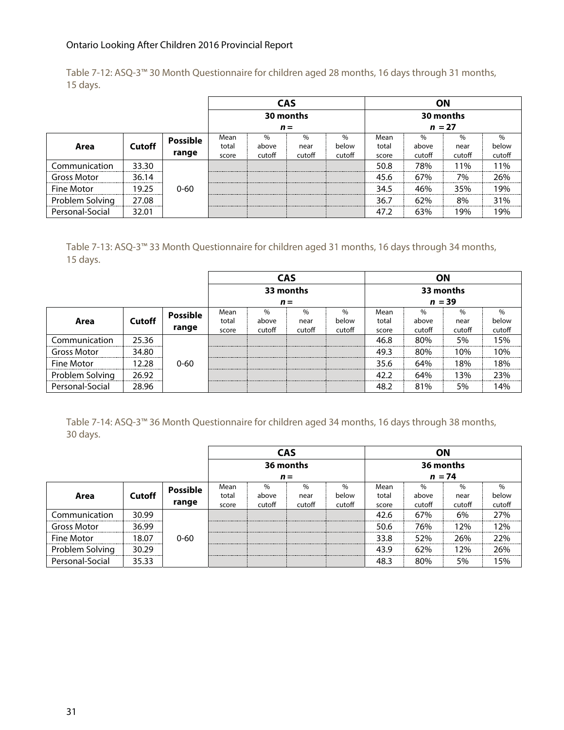Table 7-12: ASQ-3™ 30 Month Questionnaire for children aged 28 months, 16 days through 31 months, 15 days.

| | | | CAS 30 months n = | | | | ON 30 months n = 27 | | | |
|---|---|---|---|---|---|---|---|---|---|---|
| **Area** | **Cutoff** | **Possible range** | Mean total score | % above cutoff | % near cutoff | % below cutoff | Mean total score | % above cutoff | % near cutoff | % below cutoff |
| Communication | 33.30 | 0-60 | | | | | 50.8 | 78% | 11% | 11% |
| Gross Motor | 36.14 | | | | | | 45.6 | 67% | 7% | 26% |
| Fine Motor | 19.25 | | | | | | 34.5 | 46% | 35% | 19% |
| Problem Solving | 27.08 | | | | | | 36.7 | 62% | 8% | 31% |
| Personal-Social | 32.01 | | | | | | 47.2 | 63% | 19% | 19% |

Table 7-13: ASQ-3™ 33 Month Questionnaire for children aged 31 months, 16 days through 34 months, 15 days.

| | | | CAS 33 months n = | | | | ON 33 months n = 39 | | | |
|---|---|---|---|---|---|---|---|---|---|---|
| **Area** | **Cutoff** | **Possible range** | Mean total score | % above cutoff | % near cutoff | % below cutoff | Mean total score | % above cutoff | % near cutoff | % below cutoff |
| Communication | 25.36 | 0-60 | | | | | 46.8 | 80% | 5% | 15% |
| Gross Motor | 34.80 | | | | | | 49.3 | 80% | 10% | 10% |
| Fine Motor | 12.28 | | | | | | 35.6 | 64% | 18% | 18% |
| Problem Solving | 26.92 | | | | | | 42.2 | 64% | 13% | 23% |
| Personal-Social | 28.96 | | | | | | 48.2 | 81% | 5% | 14% |

Table 7-14: ASQ-3™ 36 Month Questionnaire for children aged 34 months, 16 days through 38 months, 30 days.

| | | | CAS 36 months n = | | | | ON 36 months n = 74 | | | |
|---|---|---|---|---|---|---|---|---|---|---|
| **Area** | **Cutoff** | **Possible range** | Mean total score | % above cutoff | % near cutoff | % below cutoff | Mean total score | % above cutoff | % near cutoff | % below cutoff |
| Communication | 30.99 | 0-60 | | | | | 42.6 | 67% | 6% | 27% |
| Gross Motor | 36.99 | | | | | | 50.6 | 76% | 12% | 12% |
| Fine Motor | 18.07 | | | | | | 33.8 | 52% | 26% | 22% |
| Problem Solving | 30.29 | | | | | | 43.9 | 62% | 12% | 26% |
| Personal-Social | 35.33 | | | | | | 48.3 | 80% | 5% | 15% |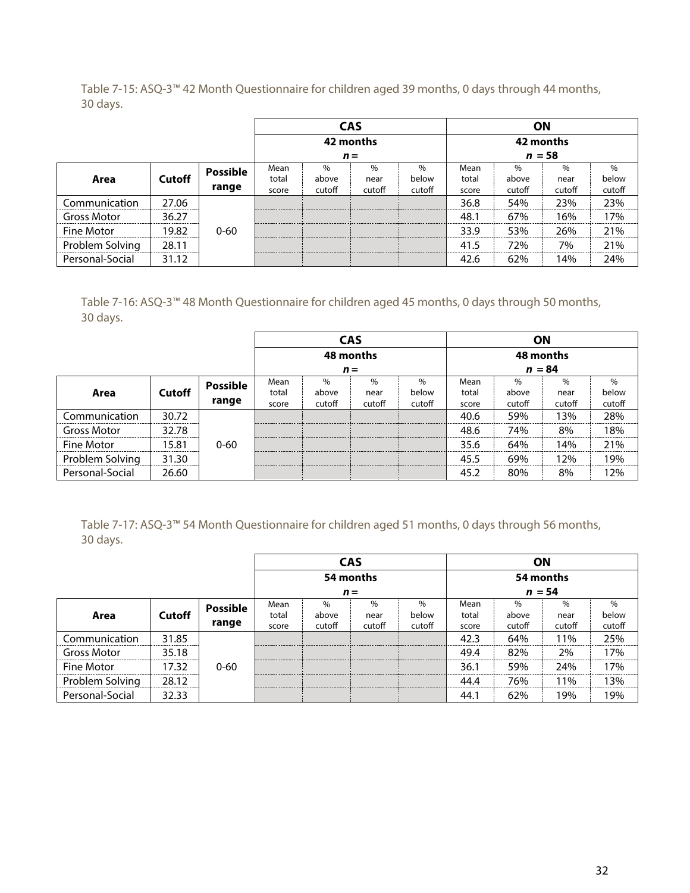Table 7-15: ASQ-3™ 42 Month Questionnaire for children aged 39 months, 0 days through 44 months, 30 days.

| | | | CAS | | | | ON | | | |
|---|---|---|---|---|---|---|---|---|---|---|
| | | | 42 months *n* = | | | | 42 months *n* = 58 | | | |
| Area | Cutoff | Possible range | Mean total score | % above cutoff | % near cutoff | % below cutoff | Mean total score | % above cutoff | % near cutoff | % below cutoff |
| Communication | 27.06 | 0-60 | | | | | 36.8 | 54% | 23% | 23% |
| Gross Motor | 36.27 | | | | | | 48.1 | 67% | 16% | 17% |
| Fine Motor | 19.82 | | | | | | 33.9 | 53% | 26% | 21% |
| Problem Solving | 28.11 | | | | | | 41.5 | 72% | 7% | 21% |
| Personal-Social | 31.12 | | | | | | 42.6 | 62% | 14% | 24% |

Table 7-16: ASQ-3™ 48 Month Questionnaire for children aged 45 months, 0 days through 50 months, 30 days.

| | | | CAS | | | | ON | | | |
|---|---|---|---|---|---|---|---|---|---|---|
| | | | 48 months *n* = | | | | 48 months *n* = 84 | | | |
| Area | Cutoff | Possible range | Mean total score | % above cutoff | % near cutoff | % below cutoff | Mean total score | % above cutoff | % near cutoff | % below cutoff |
| Communication | 30.72 | 0-60 | | | | | 40.6 | 59% | 13% | 28% |
| Gross Motor | 32.78 | | | | | | 48.6 | 74% | 8% | 18% |
| Fine Motor | 15.81 | | | | | | 35.6 | 64% | 14% | 21% |
| Problem Solving | 31.30 | | | | | | 45.5 | 69% | 12% | 19% |
| Personal-Social | 26.60 | | | | | | 45.2 | 80% | 8% | 12% |

Table 7-17: ASQ-3™ 54 Month Questionnaire for children aged 51 months, 0 days through 56 months, 30 days.

| | | | CAS | | | | ON | | | |
|---|---|---|---|---|---|---|---|---|---|---|
| | | | 54 months *n* = | | | | 54 months *n* = 54 | | | |
| Area | Cutoff | Possible range | Mean total score | % above cutoff | % near cutoff | % below cutoff | Mean total score | % above cutoff | % near cutoff | % below cutoff |
| Communication | 31.85 | 0-60 | | | | | 42.3 | 64% | 11% | 25% |
| Gross Motor | 35.18 | | | | | | 49.4 | 82% | 2% | 17% |
| Fine Motor | 17.32 | | | | | | 36.1 | 59% | 24% | 17% |
| Problem Solving | 28.12 | | | | | | 44.4 | 76% | 11% | 13% |
| Personal-Social | 32.33 | | | | | | 44.1 | 62% | 19% | 19% |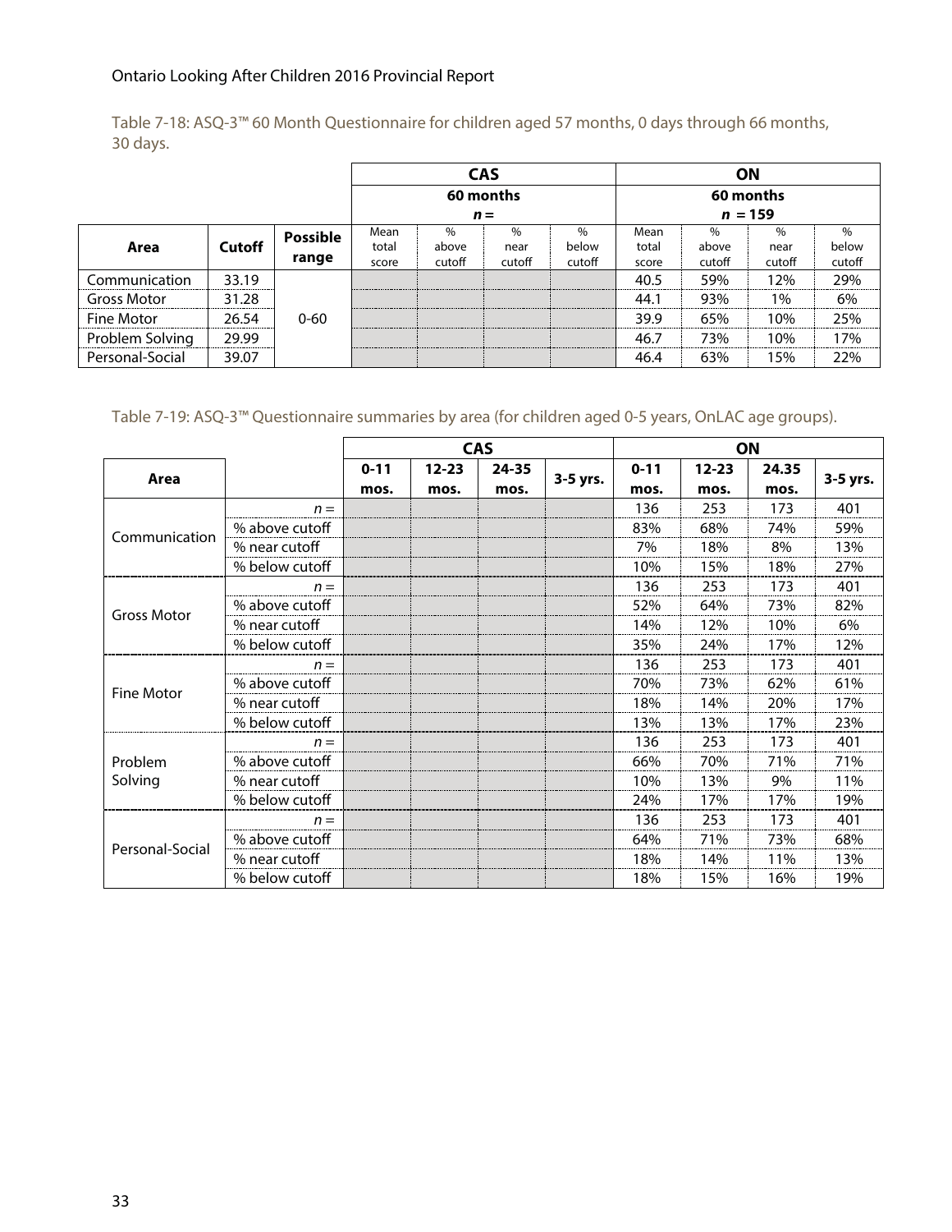Table 7-18: ASQ-3™ 60 Month Questionnaire for children aged 57 months, 0 days through 66 months, 30 days.

| | | | CAS | | | | ON | | | |
|---|---|---|---|---|---|---|---|---|---|---|
| | | | 60 months | | | | 60 months | | | |
| | | | *n* = | | | | *n* = 159 | | | |
| **Area** | **Cutoff** | **Possible range** | Mean total score | % above cutoff | % near cutoff | % below cutoff | Mean total score | % above cutoff | % near cutoff | % below cutoff |
| Communication | 33.19 | 0-60 | | | | | 40.5 | 59% | 12% | 29% |
| Gross Motor | 31.28 | | | | | | 44.1 | 93% | 1% | 6% |
| Fine Motor | 26.54 | | | | | | 39.9 | 65% | 10% | 25% |
| Problem Solving | 29.99 | | | | | | 46.7 | 73% | 10% | 17% |
| Personal-Social | 39.07 | | | | | | 46.4 | 63% | 15% | 22% |

Table 7-19: ASQ-3™ Questionnaire summaries by area (for children aged 0-5 years, OnLAC age groups).

| | | CAS | | | | ON | | | |
|---|---|---|---|---|---|---|---|---|---|
| **Area** | | **0-11 mos.** | **12-23 mos.** | **24-35 mos.** | **3-5 yrs.** | **0-11 mos.** | **12-23 mos.** | **24.35 mos.** | **3-5 yrs.** |
| Communication | *n* = | | | | | 136 | 253 | 173 | 401 |
| | % above cutoff | | | | | 83% | 68% | 74% | 59% |
| | % near cutoff | | | | | 7% | 18% | 8% | 13% |
| | % below cutoff | | | | | 10% | 15% | 18% | 27% |
| Gross Motor | *n* = | | | | | 136 | 253 | 173 | 401 |
| | % above cutoff | | | | | 52% | 64% | 73% | 82% |
| | % near cutoff | | | | | 14% | 12% | 10% | 6% |
| | % below cutoff | | | | | 35% | 24% | 17% | 12% |
| Fine Motor | *n* = | | | | | 136 | 253 | 173 | 401 |
| | % above cutoff | | | | | 70% | 73% | 62% | 61% |
| | % near cutoff | | | | | 18% | 14% | 20% | 17% |
| | % below cutoff | | | | | 13% | 13% | 17% | 23% |
| Problem Solving | *n* = | | | | | 136 | 253 | 173 | 401 |
| | % above cutoff | | | | | 66% | 70% | 71% | 71% |
| | % near cutoff | | | | | 10% | 13% | 9% | 11% |
| | % below cutoff | | | | | 24% | 17% | 17% | 19% |
| Personal-Social | *n* = | | | | | 136 | 253 | 173 | 401 |
| | % above cutoff | | | | | 64% | 71% | 73% | 68% |
| | % near cutoff | | | | | 18% | 14% | 11% | 13% |
| | % below cutoff | | | | | 18% | 15% | 16% | 19% |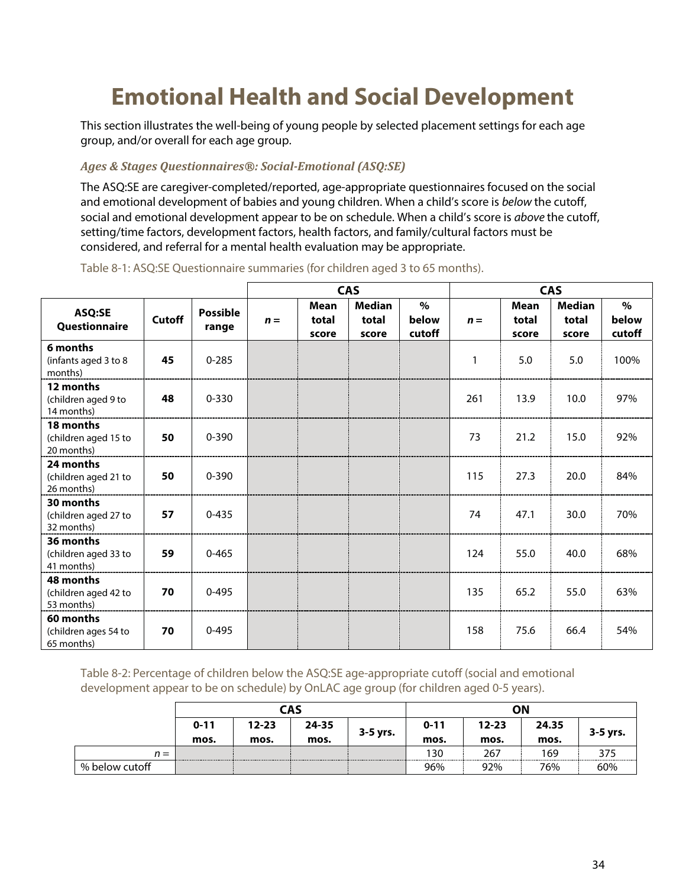# Emotional Health and Social Development

This section illustrates the well-being of young people by selected placement settings for each age group, and/or overall for each age group.

### *Ages & Stages Questionnaires®: Social-Emotional (ASQ:SE)*

The ASQ:SE are caregiver-completed/reported, age-appropriate questionnaires focused on the social and emotional development of babies and young children. When a child's score is *below* the cutoff, social and emotional development appear to be on schedule. When a child's score is *above* the cutoff, setting/time factors, development factors, health factors, and family/cultural factors must be considered, and referral for a mental health evaluation may be appropriate.

Table 8-1: ASQ:SE Questionnaire summaries (for children aged 3 to 65 months).

| | | | CAS | | | | CAS | | | |
|---|---|---|---|---|---|---|---|---|---|---|
| **ASQ:SE Questionnaire** | **Cutoff** | **Possible range** | ***n =*** | **Mean total score** | **Median total score** | **% below cutoff** | ***n =*** | **Mean total score** | **Median total score** | **% below cutoff** |
| **6 months** (infants aged 3 to 8 months) | **45** | 0-285 | | | | | 1 | 5.0 | 5.0 | 100% |
| **12 months** (children aged 9 to 14 months) | **48** | 0-330 | | | | | 261 | 13.9 | 10.0 | 97% |
| **18 months** (children aged 15 to 20 months) | **50** | 0-390 | | | | | 73 | 21.2 | 15.0 | 92% |
| **24 months** (children aged 21 to 26 months) | **50** | 0-390 | | | | | 115 | 27.3 | 20.0 | 84% |
| **30 months** (children aged 27 to 32 months) | **57** | 0-435 | | | | | 74 | 47.1 | 30.0 | 70% |
| **36 months** (children aged 33 to 41 months) | **59** | 0-465 | | | | | 124 | 55.0 | 40.0 | 68% |
| **48 months** (children aged 42 to 53 months) | **70** | 0-495 | | | | | 135 | 65.2 | 55.0 | 63% |
| **60 months** (children ages 54 to 65 months) | **70** | 0-495 | | | | | 158 | 75.6 | 66.4 | 54% |

Table 8-2: Percentage of children below the ASQ:SE age-appropriate cutoff (social and emotional development appear to be on schedule) by OnLAC age group (for children aged 0-5 years).

| | CAS | | | | ON | | | |
|---|---|---|---|---|---|---|---|---|
| | **0-11 mos.** | **12-23 mos.** | **24-35 mos.** | **3-5 yrs.** | **0-11 mos.** | **12-23 mos.** | **24.35 mos.** | **3-5 yrs.** |
| *n =* | | | | | 130 | 267 | 169 | 375 |
| % below cutoff | | | | | 96% | 92% | 76% | 60% |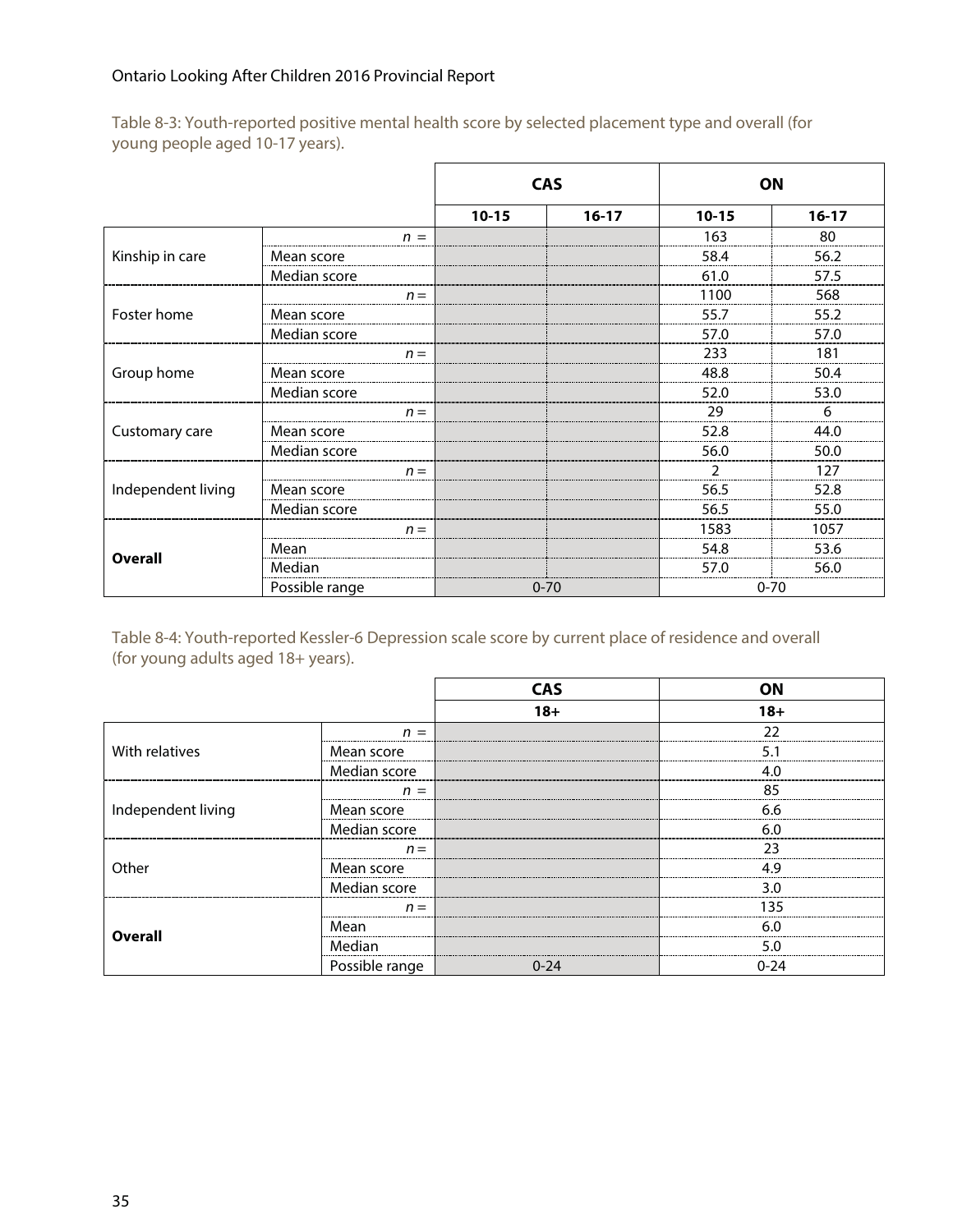Table 8-3: Youth-reported positive mental health score by selected placement type and overall (for young people aged 10-17 years).

| | | CAS | | ON | |
|---|---|---|---|---|---|
| | | 10-15 | 16-17 | 10-15 | 16-17 |
| Kinship in care | n = | | | 163 | 80 |
| | Mean score | | | 58.4 | 56.2 |
| | Median score | | | 61.0 | 57.5 |
| Foster home | n = | | | 1100 | 568 |
| | Mean score | | | 55.7 | 55.2 |
| | Median score | | | 57.0 | 57.0 |
| Group home | n = | | | 233 | 181 |
| | Mean score | | | 48.8 | 50.4 |
| | Median score | | | 52.0 | 53.0 |
| Customary care | n = | | | 29 | 6 |
| | Mean score | | | 52.8 | 44.0 |
| | Median score | | | 56.0 | 50.0 |
| Independent living | n = | | | 2 | 127 |
| | Mean score | | | 56.5 | 52.8 |
| | Median score | | | 56.5 | 55.0 |
| **Overall** | n = | | | 1583 | 1057 |
| | Mean | | | 54.8 | 53.6 |
| | Median | | | 57.0 | 56.0 |
| | Possible range | 0-70 | | 0-70 | |

Table 8-4: Youth-reported Kessler-6 Depression scale score by current place of residence and overall (for young adults aged 18+ years).

| | | CAS | ON |
|---|---|---|---|
| | | 18+ | 18+ |
| With relatives | n = | | 22 |
| | Mean score | | 5.1 |
| | Median score | | 4.0 |
| Independent living | n = | | 85 |
| | Mean score | | 6.6 |
| | Median score | | 6.0 |
| Other | n = | | 23 |
| | Mean score | | 4.9 |
| | Median score | | 3.0 |
| **Overall** | n = | | 135 |
| | Mean | | 6.0 |
| | Median | | 5.0 |
| | Possible range | 0-24 | 0-24 |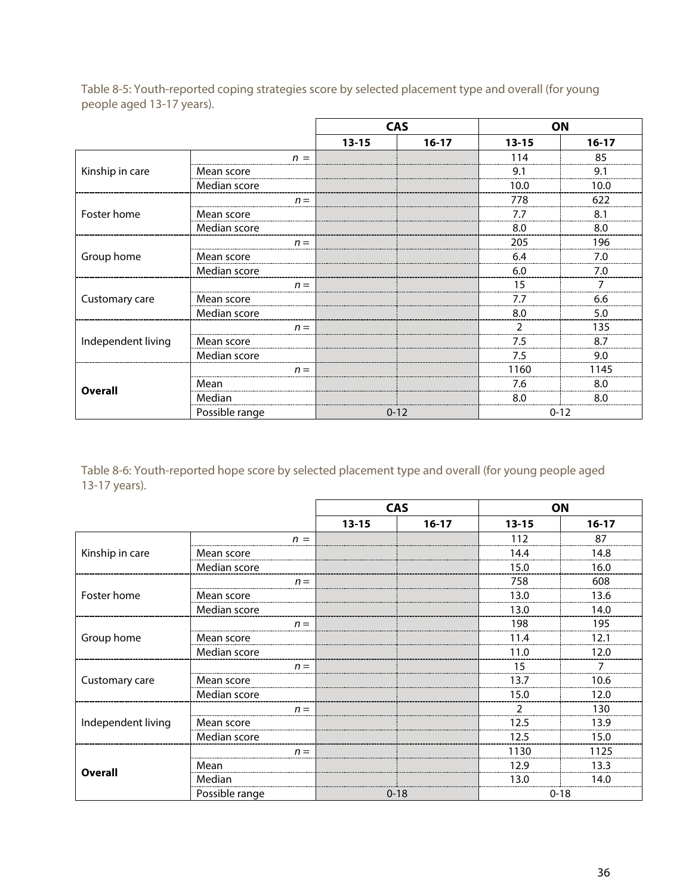Table 8-5: Youth-reported coping strategies score by selected placement type and overall (for young people aged 13-17 years).

| | | CAS | | ON | |
|---|---|---|---|---|---|
| | | 13-15 | 16-17 | 13-15 | 16-17 |
| Kinship in care | *n* = | | | 114 | 85 |
| | Mean score | | | 9.1 | 9.1 |
| | Median score | | | 10.0 | 10.0 |
| Foster home | *n* = | | | 778 | 622 |
| | Mean score | | | 7.7 | 8.1 |
| | Median score | | | 8.0 | 8.0 |
| Group home | *n* = | | | 205 | 196 |
| | Mean score | | | 6.4 | 7.0 |
| | Median score | | | 6.0 | 7.0 |
| Customary care | *n* = | | | 15 | 7 |
| | Mean score | | | 7.7 | 6.6 |
| | Median score | | | 8.0 | 5.0 |
| Independent living | *n* = | | | 2 | 135 |
| | Mean score | | | 7.5 | 8.7 |
| | Median score | | | 7.5 | 9.0 |
| **Overall** | *n* = | | | 1160 | 1145 |
| | Mean | | | 7.6 | 8.0 |
| | Median | | | 8.0 | 8.0 |
| | Possible range | 0-12 | | 0-12 | |

Table 8-6: Youth-reported hope score by selected placement type and overall (for young people aged 13-17 years).

| | | CAS | | ON | |
|---|---|---|---|---|---|
| | | 13-15 | 16-17 | 13-15 | 16-17 |
| Kinship in care | *n* = | | | 112 | 87 |
| | Mean score | | | 14.4 | 14.8 |
| | Median score | | | 15.0 | 16.0 |
| Foster home | *n* = | | | 758 | 608 |
| | Mean score | | | 13.0 | 13.6 |
| | Median score | | | 13.0 | 14.0 |
| Group home | *n* = | | | 198 | 195 |
| | Mean score | | | 11.4 | 12.1 |
| | Median score | | | 11.0 | 12.0 |
| Customary care | *n* = | | | 15 | 7 |
| | Mean score | | | 13.7 | 10.6 |
| | Median score | | | 15.0 | 12.0 |
| Independent living | *n* = | | | 2 | 130 |
| | Mean score | | | 12.5 | 13.9 |
| | Median score | | | 12.5 | 15.0 |
| **Overall** | *n* = | | | 1130 | 1125 |
| | Mean | | | 12.9 | 13.3 |
| | Median | | | 13.0 | 14.0 |
| | Possible range | 0-18 | | 0-18 | |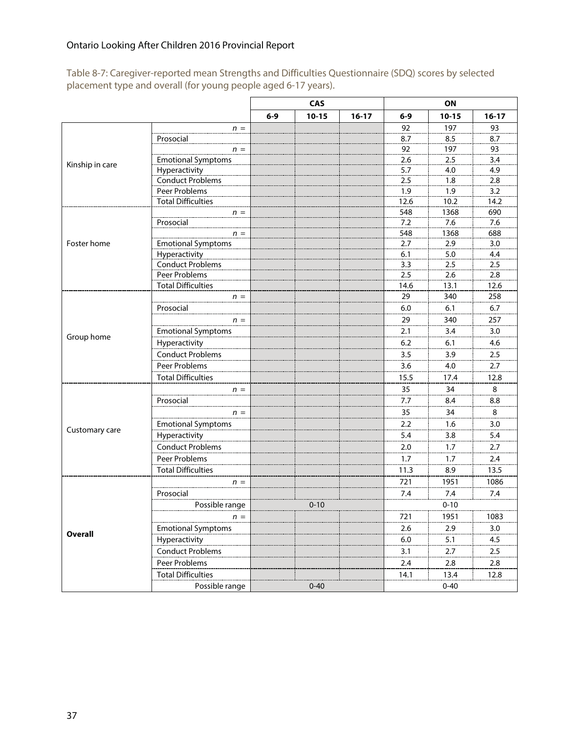Table 8-7: Caregiver-reported mean Strengths and Difficulties Questionnaire (SDQ) scores by selected placement type and overall (for young people aged 6-17 years).

| | | CAS | | | ON | | |
|---|---|---|---|---|---|---|---|
| | | 6-9 | 10-15 | 16-17 | 6-9 | 10-15 | 16-17 |
| Kinship in care | *n* = | | | | 92 | 197 | 93 |
| | Prosocial | | | | 8.7 | 8.5 | 8.7 |
| | *n* = | | | | 92 | 197 | 93 |
| | Emotional Symptoms | | | | 2.6 | 2.5 | 3.4 |
| | Hyperactivity | | | | 5.7 | 4.0 | 4.9 |
| | Conduct Problems | | | | 2.5 | 1.8 | 2.8 |
| | Peer Problems | | | | 1.9 | 1.9 | 3.2 |
| | Total Difficulties | | | | 12.6 | 10.2 | 14.2 |
| Foster home | *n* = | | | | 548 | 1368 | 690 |
| | Prosocial | | | | 7.2 | 7.6 | 7.6 |
| | *n* = | | | | 548 | 1368 | 688 |
| | Emotional Symptoms | | | | 2.7 | 2.9 | 3.0 |
| | Hyperactivity | | | | 6.1 | 5.0 | 4.4 |
| | Conduct Problems | | | | 3.3 | 2.5 | 2.5 |
| | Peer Problems | | | | 2.5 | 2.6 | 2.8 |
| | Total Difficulties | | | | 14.6 | 13.1 | 12.6 |
| Group home | *n* = | | | | 29 | 340 | 258 |
| | Prosocial | | | | 6.0 | 6.1 | 6.7 |
| | *n* = | | | | 29 | 340 | 257 |
| | Emotional Symptoms | | | | 2.1 | 3.4 | 3.0 |
| | Hyperactivity | | | | 6.2 | 6.1 | 4.6 |
| | Conduct Problems | | | | 3.5 | 3.9 | 2.5 |
| | Peer Problems | | | | 3.6 | 4.0 | 2.7 |
| | Total Difficulties | | | | 15.5 | 17.4 | 12.8 |
| Customary care | *n* = | | | | 35 | 34 | 8 |
| | Prosocial | | | | 7.7 | 8.4 | 8.8 |
| | *n* = | | | | 35 | 34 | 8 |
| | Emotional Symptoms | | | | 2.2 | 1.6 | 3.0 |
| | Hyperactivity | | | | 5.4 | 3.8 | 5.4 |
| | Conduct Problems | | | | 2.0 | 1.7 | 2.7 |
| | Peer Problems | | | | 1.7 | 1.7 | 2.4 |
| | Total Difficulties | | | | 11.3 | 8.9 | 13.5 |
| **Overall** | *n* = | | | | 721 | 1951 | 1086 |
| | Prosocial | | | | 7.4 | 7.4 | 7.4 |
| | Possible range | | 0-10 | | | 0-10 | |
| | *n* = | | | | 721 | 1951 | 1083 |
| | Emotional Symptoms | | | | 2.6 | 2.9 | 3.0 |
| | Hyperactivity | | | | 6.0 | 5.1 | 4.5 |
| | Conduct Problems | | | | 3.1 | 2.7 | 2.5 |
| | Peer Problems | | | | 2.4 | 2.8 | 2.8 |
| | Total Difficulties | | | | 14.1 | 13.4 | 12.8 |
| | Possible range | | 0-40 | | | 0-40 | |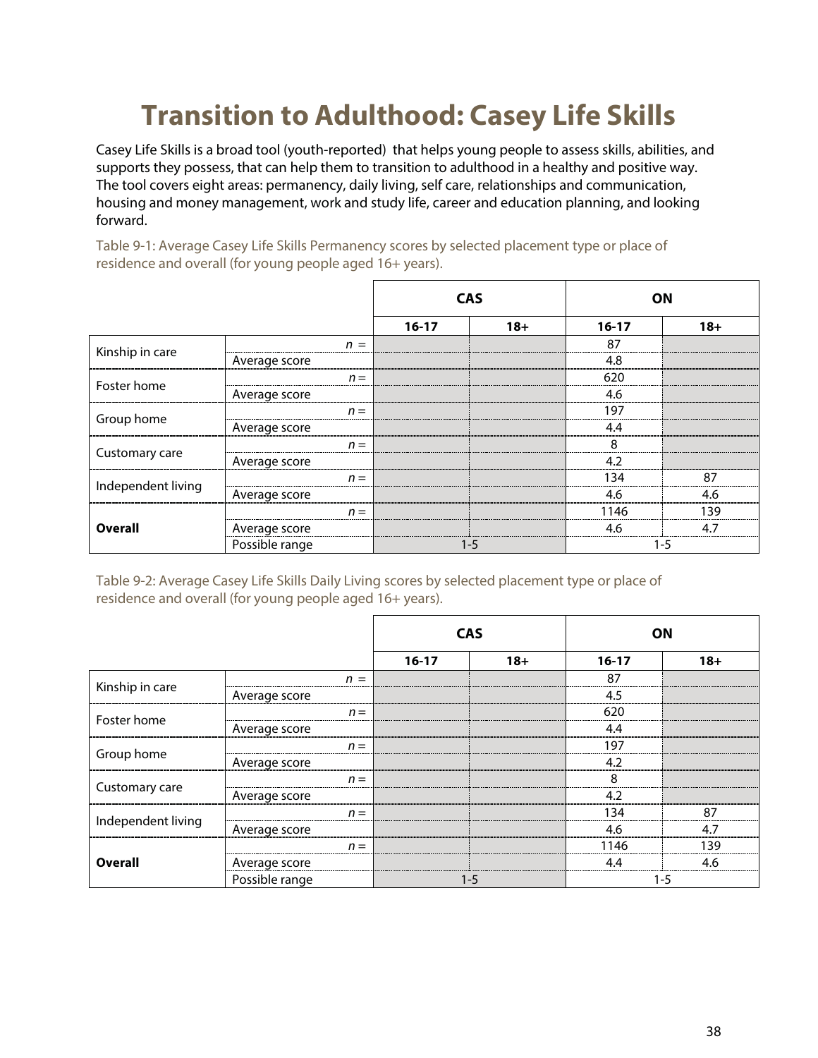# Transition to Adulthood: Casey Life Skills

Casey Life Skills is a broad tool (youth-reported) that helps young people to assess skills, abilities, and supports they possess, that can help them to transition to adulthood in a healthy and positive way. The tool covers eight areas: permanency, daily living, self care, relationships and communication, housing and money management, work and study life, career and education planning, and looking forward.

Table 9-1: Average Casey Life Skills Permanency scores by selected placement type or place of residence and overall (for young people aged 16+ years).

| | | CAS | | ON | |
|---|---|---|---|---|---|
| | | 16-17 | 18+ | 16-17 | 18+ |
| Kinship in care | *n* = | | | 87 | |
| | Average score | | | 4.8 | |
| Foster home | *n* = | | | 620 | |
| | Average score | | | 4.6 | |
| Group home | *n* = | | | 197 | |
| | Average score | | | 4.4 | |
| Customary care | *n* = | | | 8 | |
| | Average score | | | 4.2 | |
| Independent living | *n* = | | | 134 | 87 |
| | Average score | | | 4.6 | 4.6 |
| **Overall** | *n* = | | | 1146 | 139 |
| | Average score | | | 4.6 | 4.7 |
| | Possible range | 1-5 | | 1-5 | |

Table 9-2: Average Casey Life Skills Daily Living scores by selected placement type or place of residence and overall (for young people aged 16+ years).

| | | CAS | | ON | |
|---|---|---|---|---|---|
| | | 16-17 | 18+ | 16-17 | 18+ |
| Kinship in care | *n* = | | | 87 | |
| | Average score | | | 4.5 | |
| Foster home | *n* = | | | 620 | |
| | Average score | | | 4.4 | |
| Group home | *n* = | | | 197 | |
| | Average score | | | 4.2 | |
| Customary care | *n* = | | | 8 | |
| | Average score | | | 4.2 | |
| Independent living | *n* = | | | 134 | 87 |
| | Average score | | | 4.6 | 4.7 |
| **Overall** | *n* = | | | 1146 | 139 |
| | Average score | | | 4.4 | 4.6 |
| | Possible range | 1-5 | | 1-5 | |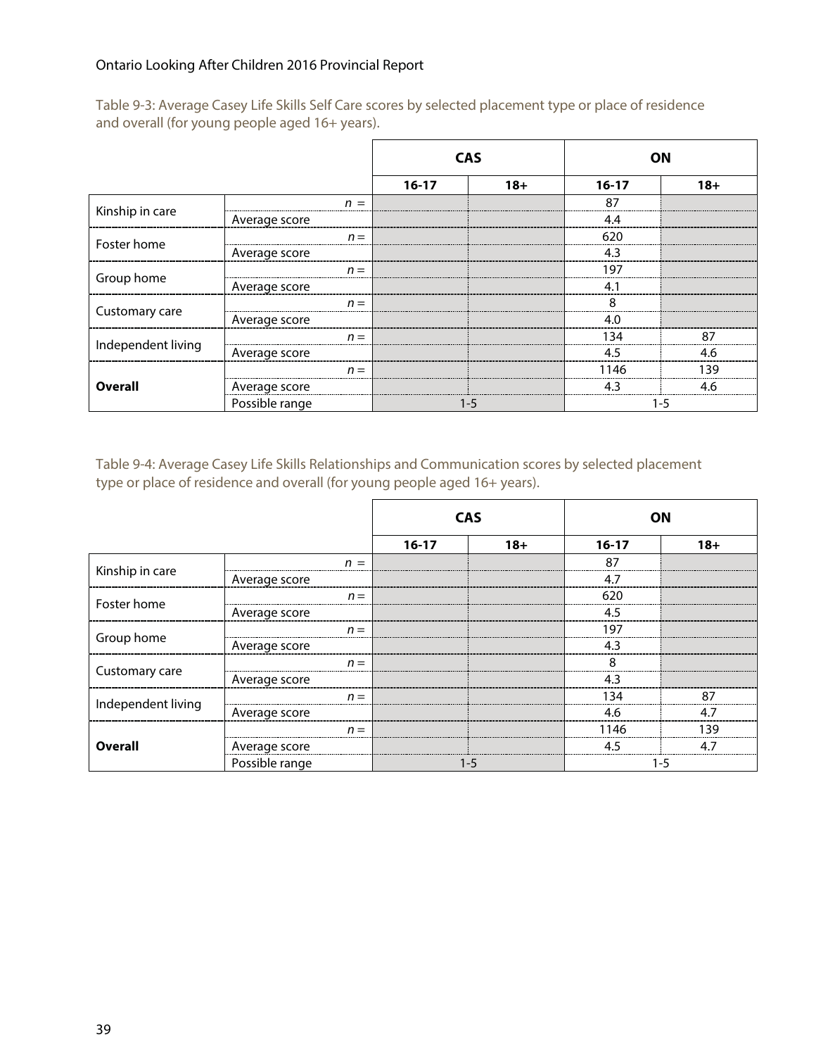Table 9-3: Average Casey Life Skills Self Care scores by selected placement type or place of residence and overall (for young people aged 16+ years).

| | | CAS | | ON | |
|---|---|---|---|---|---|
| | | 16-17 | 18+ | 16-17 | 18+ |
| Kinship in care | *n =* | | | 87 | |
| | Average score | | | 4.4 | |
| Foster home | *n =* | | | 620 | |
| | Average score | | | 4.3 | |
| Group home | *n =* | | | 197 | |
| | Average score | | | 4.1 | |
| Customary care | *n =* | | | 8 | |
| | Average score | | | 4.0 | |
| Independent living | *n =* | | | 134 | 87 |
| | Average score | | | 4.5 | 4.6 |
| **Overall** | *n =* | | | 1146 | 139 |
| | Average score | | | 4.3 | 4.6 |
| | Possible range | 1-5 | | 1-5 | |

Table 9-4: Average Casey Life Skills Relationships and Communication scores by selected placement type or place of residence and overall (for young people aged 16+ years).

| | | CAS | | ON | |
|---|---|---|---|---|---|
| | | 16-17 | 18+ | 16-17 | 18+ |
| Kinship in care | *n =* | | | 87 | |
| | Average score | | | 4.7 | |
| Foster home | *n =* | | | 620 | |
| | Average score | | | 4.5 | |
| Group home | *n =* | | | 197 | |
| | Average score | | | 4.3 | |
| Customary care | *n =* | | | 8 | |
| | Average score | | | 4.3 | |
| Independent living | *n =* | | | 134 | 87 |
| | Average score | | | 4.6 | 4.7 |
| **Overall** | *n =* | | | 1146 | 139 |
| | Average score | | | 4.5 | 4.7 |
| | Possible range | 1-5 | | 1-5 | |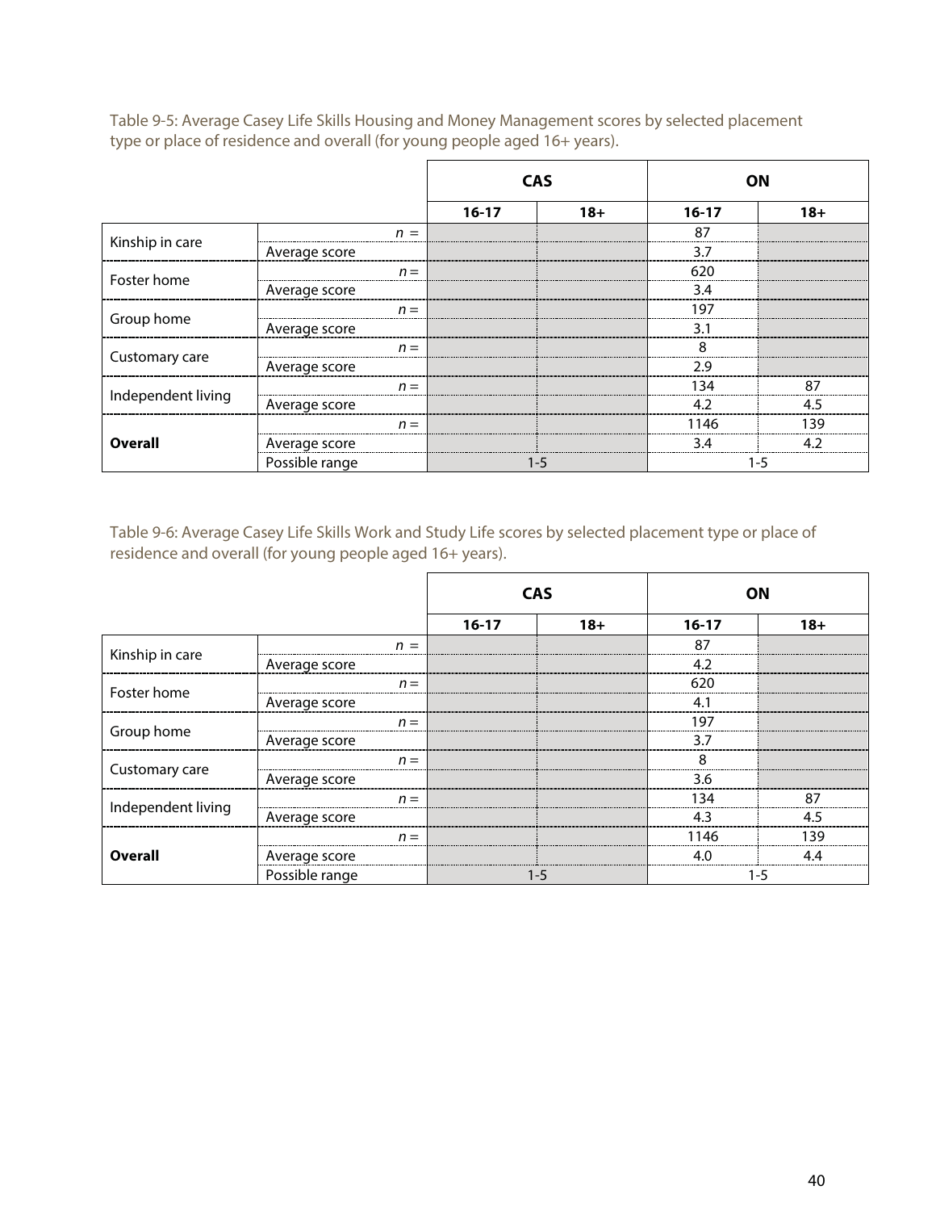Table 9-5: Average Casey Life Skills Housing and Money Management scores by selected placement type or place of residence and overall (for young people aged 16+ years).

| | | CAS | | ON | |
|---|---|---|---|---|---|
| | | 16-17 | 18+ | 16-17 | 18+ |
| Kinship in care | *n* = | | | 87 | |
| | Average score | | | 3.7 | |
| Foster home | *n* = | | | 620 | |
| | Average score | | | 3.4 | |
| Group home | *n* = | | | 197 | |
| | Average score | | | 3.1 | |
| Customary care | *n* = | | | 8 | |
| | Average score | | | 2.9 | |
| Independent living | *n* = | | | 134 | 87 |
| | Average score | | | 4.2 | 4.5 |
| **Overall** | *n* = | | | 1146 | 139 |
| | Average score | | | 3.4 | 4.2 |
| | Possible range | 1-5 | | 1-5 | |

Table 9-6: Average Casey Life Skills Work and Study Life scores by selected placement type or place of residence and overall (for young people aged 16+ years).

| | | CAS | | ON | |
|---|---|---|---|---|---|
| | | 16-17 | 18+ | 16-17 | 18+ |
| Kinship in care | *n* = | | | 87 | |
| | Average score | | | 4.2 | |
| Foster home | *n* = | | | 620 | |
| | Average score | | | 4.1 | |
| Group home | *n* = | | | 197 | |
| | Average score | | | 3.7 | |
| Customary care | *n* = | | | 8 | |
| | Average score | | | 3.6 | |
| Independent living | *n* = | | | 134 | 87 |
| | Average score | | | 4.3 | 4.5 |
| **Overall** | *n* = | | | 1146 | 139 |
| | Average score | | | 4.0 | 4.4 |
| | Possible range | 1-5 | | 1-5 | |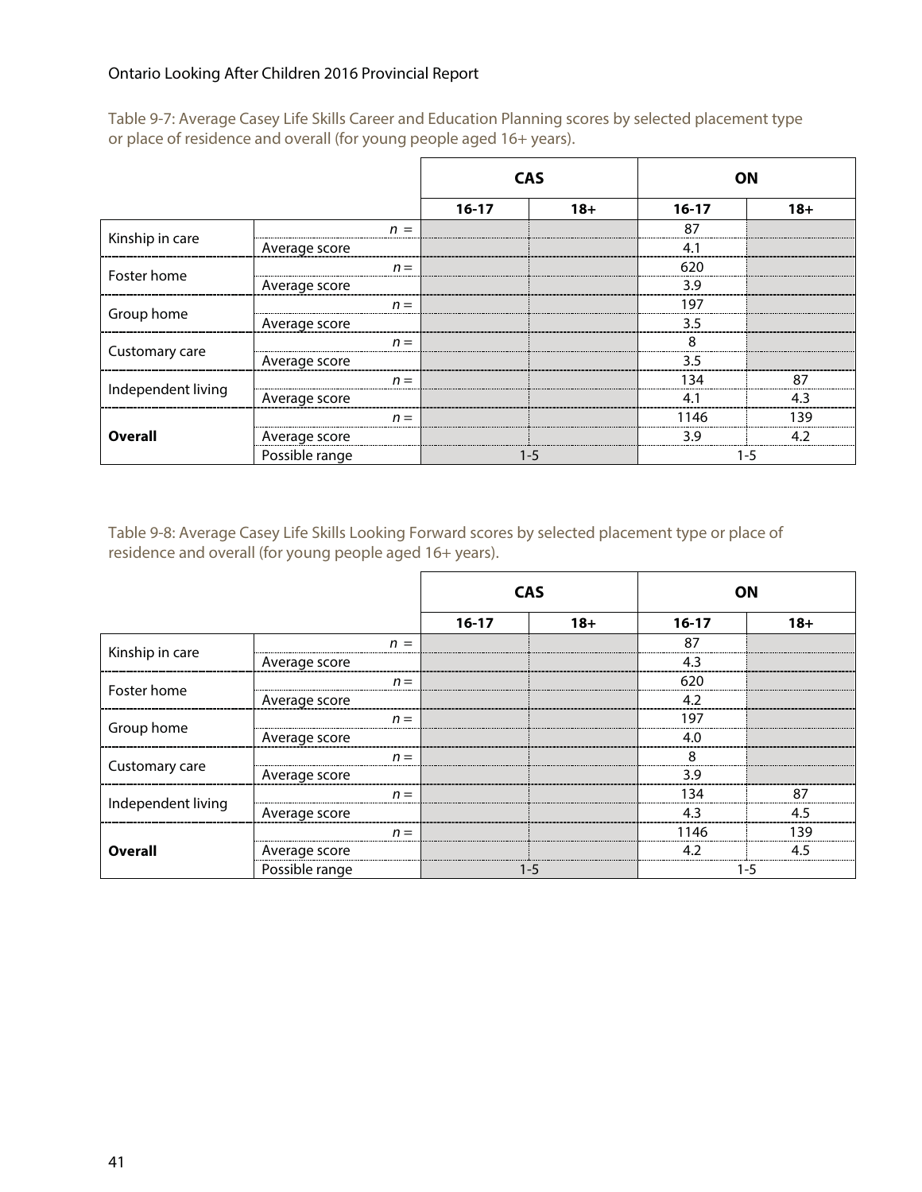Table 9-7: Average Casey Life Skills Career and Education Planning scores by selected placement type or place of residence and overall (for young people aged 16+ years).

| | | CAS | | ON | |
|---|---|---|---|---|---|
| | | 16-17 | 18+ | 16-17 | 18+ |
| Kinship in care | *n* = | | | 87 | |
| | Average score | | | 4.1 | |
| Foster home | *n* = | | | 620 | |
| | Average score | | | 3.9 | |
| Group home | *n* = | | | 197 | |
| | Average score | | | 3.5 | |
| Customary care | *n* = | | | 8 | |
| | Average score | | | 3.5 | |
| Independent living | *n* = | | | 134 | 87 |
| | Average score | | | 4.1 | 4.3 |
| **Overall** | *n* = | | | 1146 | 139 |
| | Average score | | | 3.9 | 4.2 |
| | Possible range | 1-5 | | 1-5 | |

Table 9-8: Average Casey Life Skills Looking Forward scores by selected placement type or place of residence and overall (for young people aged 16+ years).

| | | CAS | | ON | |
|---|---|---|---|---|---|
| | | 16-17 | 18+ | 16-17 | 18+ |
| Kinship in care | *n* = | | | 87 | |
| | Average score | | | 4.3 | |
| Foster home | *n* = | | | 620 | |
| | Average score | | | 4.2 | |
| Group home | *n* = | | | 197 | |
| | Average score | | | 4.0 | |
| Customary care | *n* = | | | 8 | |
| | Average score | | | 3.9 | |
| Independent living | *n* = | | | 134 | 87 |
| | Average score | | | 4.3 | 4.5 |
| **Overall** | *n* = | | | 1146 | 139 |
| | Average score | | | 4.2 | 4.5 |
| | Possible range | 1-5 | | 1-5 | |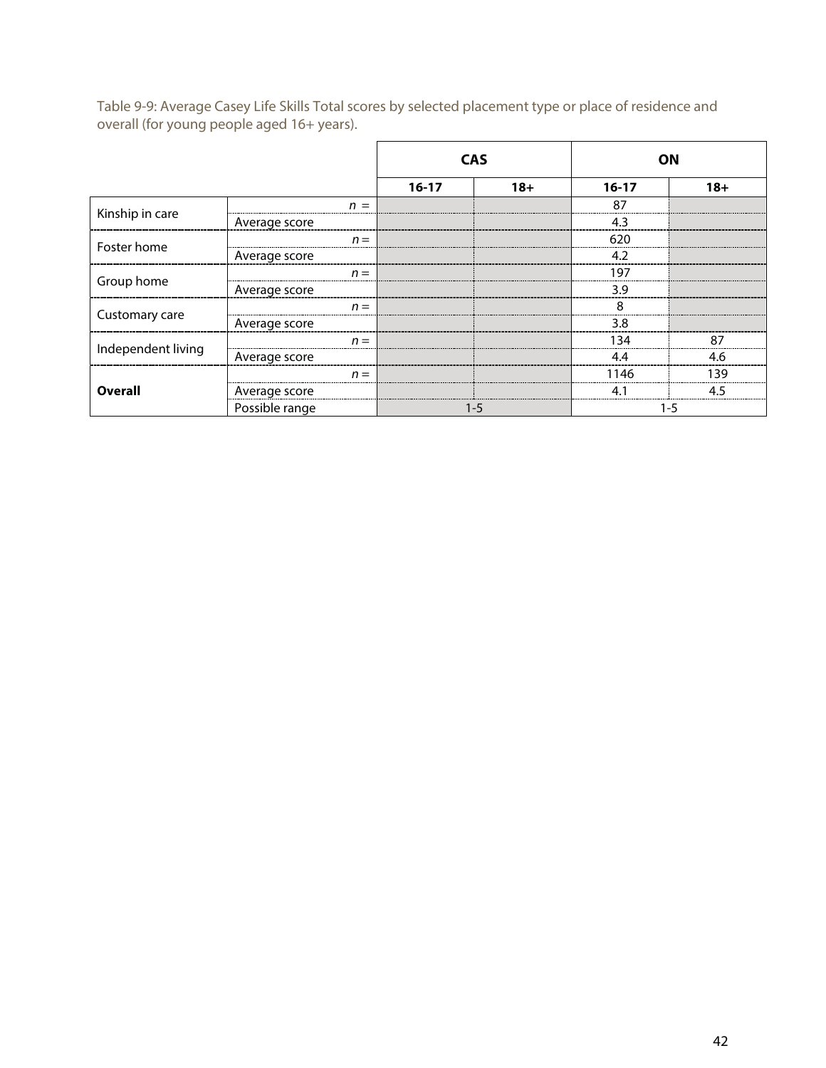Table 9-9: Average Casey Life Skills Total scores by selected placement type or place of residence and overall (for young people aged 16+ years).

| | | CAS | | ON | |
|---|---|---|---|---|---|
| | | 16-17 | 18+ | 16-17 | 18+ |
| Kinship in care | *n* = | | | 87 | |
| | Average score | | | 4.3 | |
| Foster home | *n* = | | | 620 | |
| | Average score | | | 4.2 | |
| Group home | *n* = | | | 197 | |
| | Average score | | | 3.9 | |
| Customary care | *n* = | | | 8 | |
| | Average score | | | 3.8 | |
| Independent living | *n* = | | | 134 | 87 |
| | Average score | | | 4.4 | 4.6 |
| **Overall** | *n* = | | | 1146 | 139 |
| | Average score | | | 4.1 | 4.5 |
| | Possible range | 1-5 | | 1-5 | |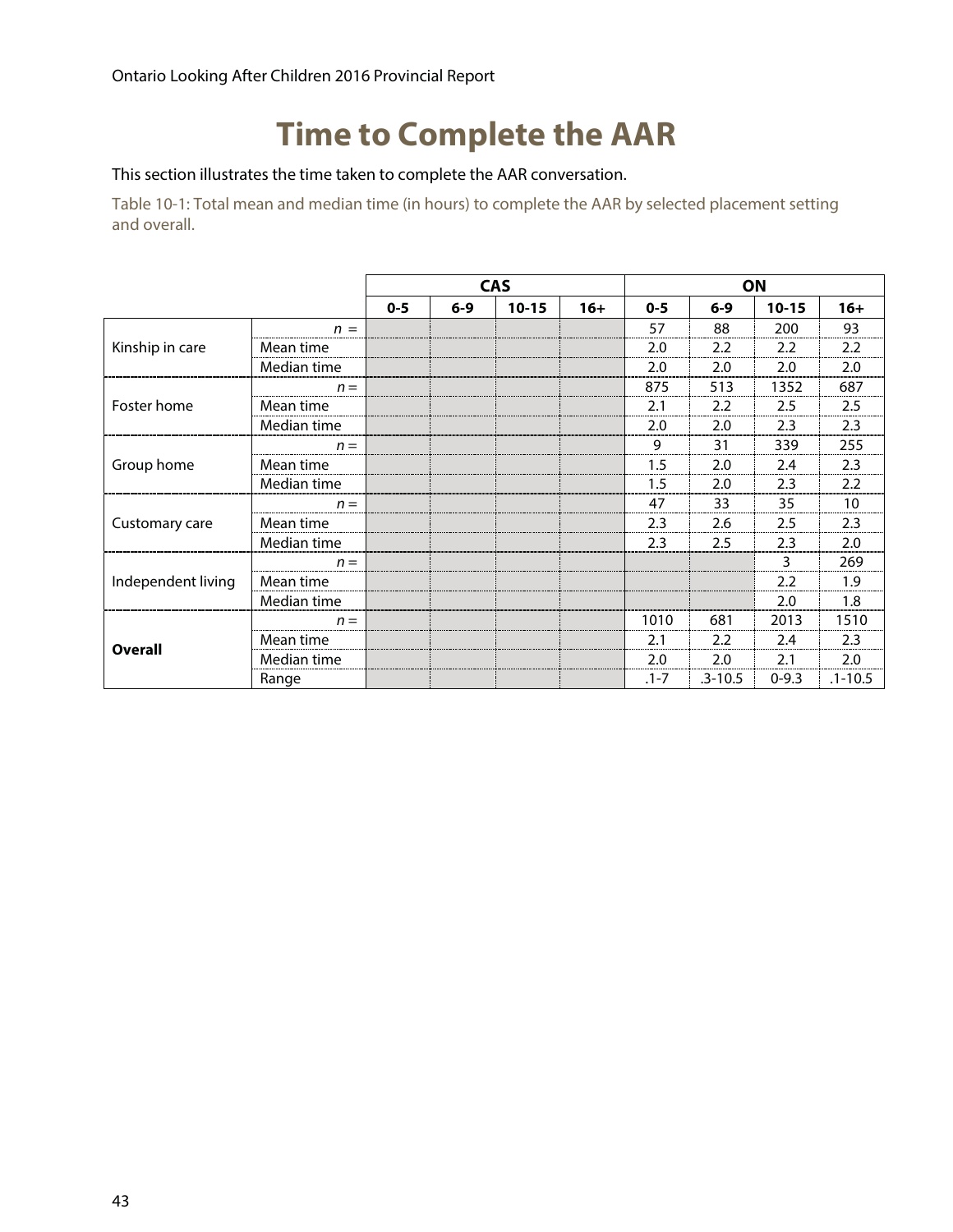# Time to Complete the AAR

This section illustrates the time taken to complete the AAR conversation.

Table 10-1: Total mean and median time (in hours) to complete the AAR by selected placement setting and overall.

| | | CAS | | | | ON | | | |
|---|---|---|---|---|---|---|---|---|---|
| | | 0-5 | 6-9 | 10-15 | 16+ | 0-5 | 6-9 | 10-15 | 16+ |
| Kinship in care | *n* = | | | | | 57 | 88 | 200 | 93 |
| | Mean time | | | | | 2.0 | 2.2 | 2.2 | 2.2 |
| | Median time | | | | | 2.0 | 2.0 | 2.0 | 2.0 |
| Foster home | *n* = | | | | | 875 | 513 | 1352 | 687 |
| | Mean time | | | | | 2.1 | 2.2 | 2.5 | 2.5 |
| | Median time | | | | | 2.0 | 2.0 | 2.3 | 2.3 |
| Group home | *n* = | | | | | 9 | 31 | 339 | 255 |
| | Mean time | | | | | 1.5 | 2.0 | 2.4 | 2.3 |
| | Median time | | | | | 1.5 | 2.0 | 2.3 | 2.2 |
| Customary care | *n* = | | | | | 47 | 33 | 35 | 10 |
| | Mean time | | | | | 2.3 | 2.6 | 2.5 | 2.3 |
| | Median time | | | | | 2.3 | 2.5 | 2.3 | 2.0 |
| Independent living | *n* = | | | | | | | 3 | 269 |
| | Mean time | | | | | | | 2.2 | 1.9 |
| | Median time | | | | | | | 2.0 | 1.8 |
| **Overall** | *n* = | | | | | 1010 | 681 | 2013 | 1510 |
| | Mean time | | | | | 2.1 | 2.2 | 2.4 | 2.3 |
| | Median time | | | | | 2.0 | 2.0 | 2.1 | 2.0 |
| | Range | | | | | .1-7 | .3-10.5 | 0-9.3 | .1-10.5 |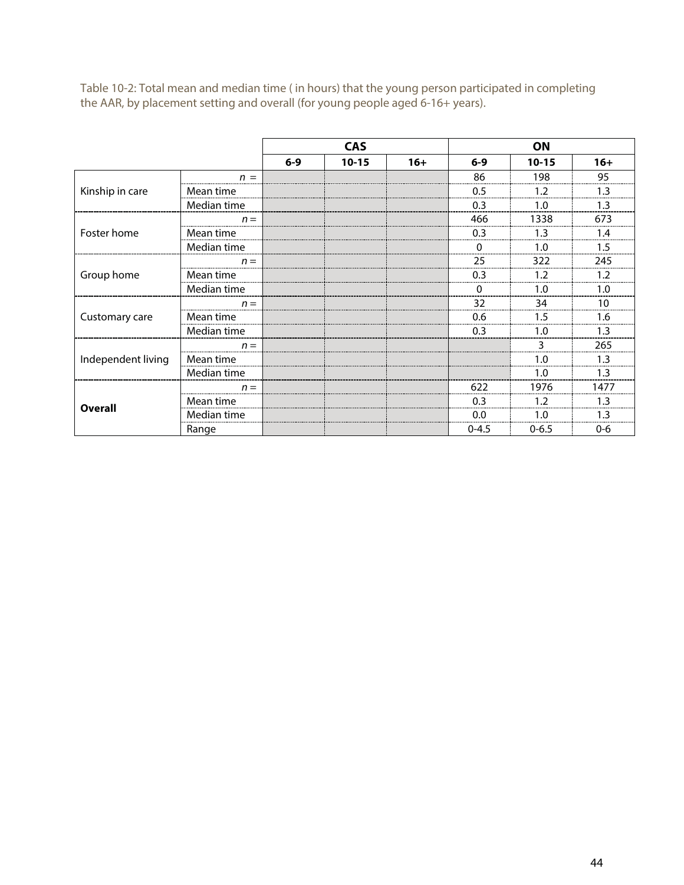Table 10-2: Total mean and median time ( in hours) that the young person participated in completing the AAR, by placement setting and overall (for young people aged 6-16+ years).

| | | CAS | | | ON | | |
|---|---|---|---|---|---|---|---|
| | | 6-9 | 10-15 | 16+ | 6-9 | 10-15 | 16+ |
| Kinship in care | *n* = | | | | 86 | 198 | 95 |
| | Mean time | | | | 0.5 | 1.2 | 1.3 |
| | Median time | | | | 0.3 | 1.0 | 1.3 |
| Foster home | *n* = | | | | 466 | 1338 | 673 |
| | Mean time | | | | 0.3 | 1.3 | 1.4 |
| | Median time | | | | 0 | 1.0 | 1.5 |
| Group home | *n* = | | | | 25 | 322 | 245 |
| | Mean time | | | | 0.3 | 1.2 | 1.2 |
| | Median time | | | | 0 | 1.0 | 1.0 |
| Customary care | *n* = | | | | 32 | 34 | 10 |
| | Mean time | | | | 0.6 | 1.5 | 1.6 |
| | Median time | | | | 0.3 | 1.0 | 1.3 |
| Independent living | *n* = | | | | | 3 | 265 |
| | Mean time | | | | | 1.0 | 1.3 |
| | Median time | | | | | 1.0 | 1.3 |
| **Overall** | *n* = | | | | 622 | 1976 | 1477 |
| | Mean time | | | | 0.3 | 1.2 | 1.3 |
| | Median time | | | | 0.0 | 1.0 | 1.3 |
| | Range | | | | 0-4.5 | 0-6.5 | 0-6 |